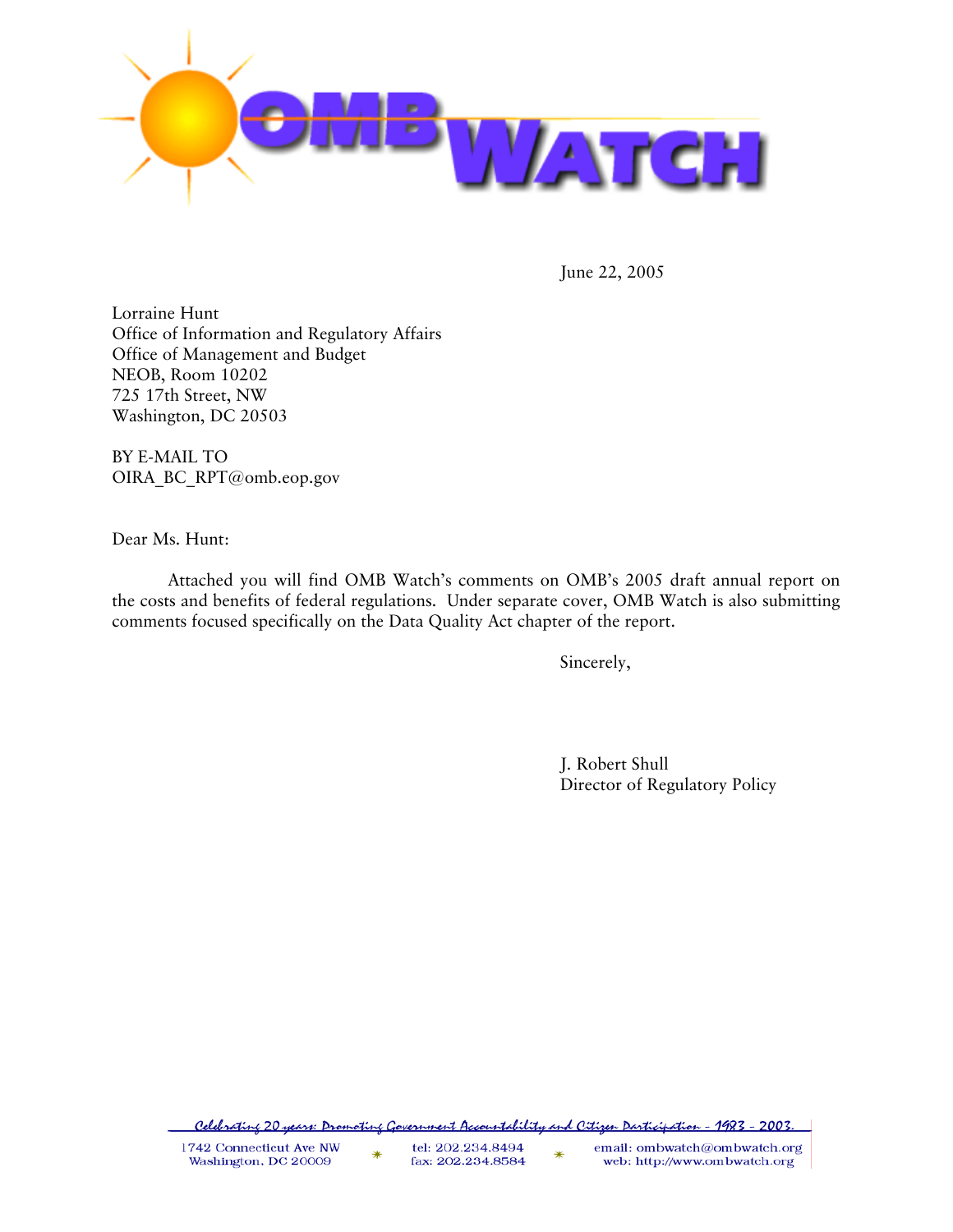OMB WATCH

June 22, 2005

Lorraine Hunt
Office of Information and Regulatory Affairs
Office of Management and Budget
NEOB, Room 10202
725 17th Street, NW
Washington, DC 20503

BY E-MAIL TO
OIRA_BC_RPT@omb.eop.gov

Dear Ms. Hunt:

Attached you will find OMB Watch's comments on OMB's 2005 draft annual report on the costs and benefits of federal regulations. Under separate cover, OMB Watch is also submitting comments focused specifically on the Data Quality Act chapter of the report.

Sincerely,

J. Robert Shull
Director of Regulatory Policy

Celebrating 20 years: Promoting Government Accountability and Citizen Participation - 1983 - 2003.

1742 Connecticut Ave NW
Washington, DC 20009

tel: 202.234.8494
fax: 202.234.8584

email: ombwatch@ombwatch.org
web: http://www.ombwatch.org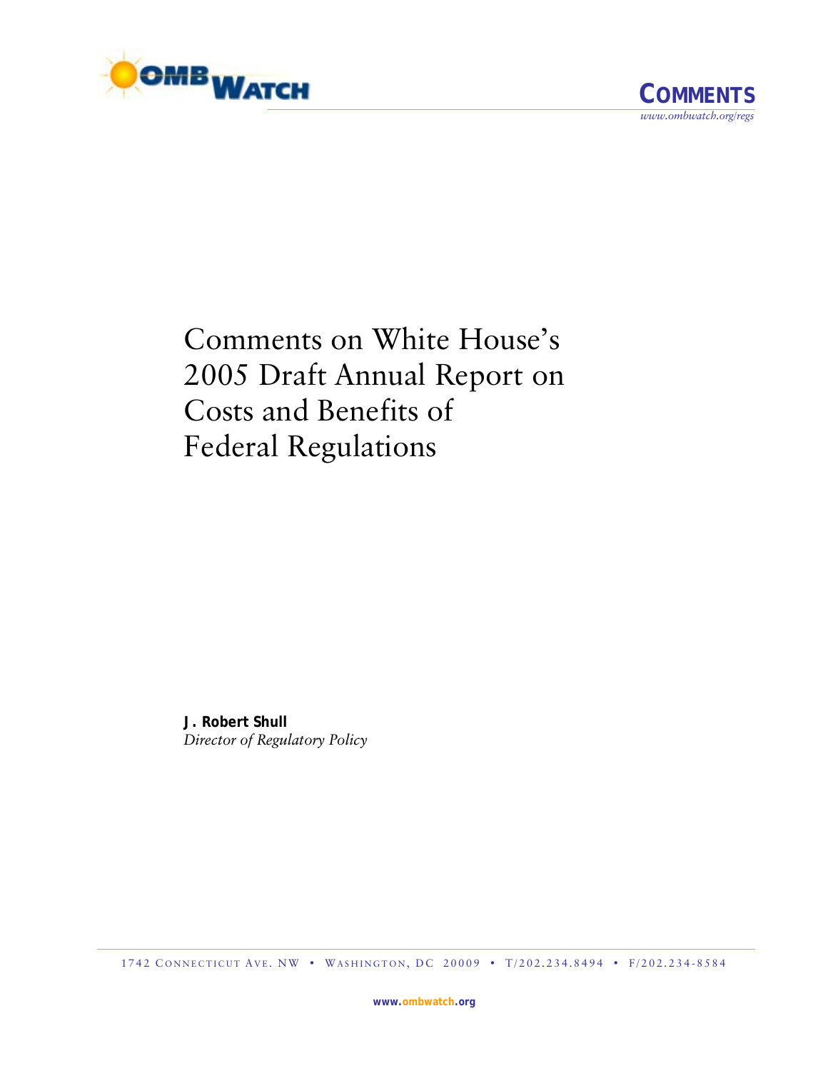COMMENTS
www.ombwatch.org/regs

# Comments on White House's 2005 Draft Annual Report on Costs and Benefits of Federal Regulations

**J. Robert Shull**
*Director of Regulatory Policy*

1742 Connecticut Ave. NW • Washington, DC 20009 • T/202.234.8494 • F/202.234-8584

www.ombwatch.org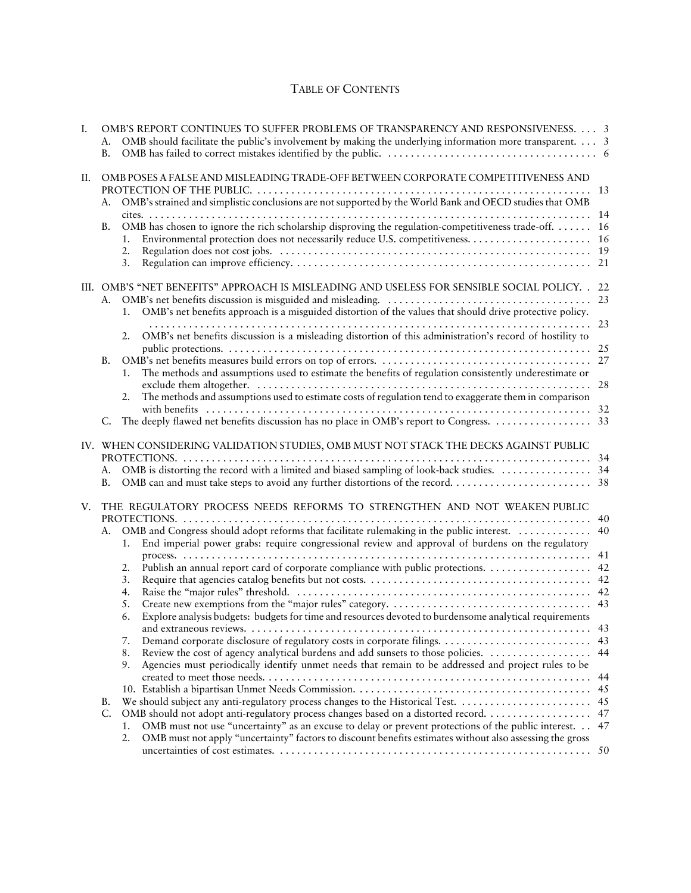# TABLE OF CONTENTS

I. OMB'S REPORT CONTINUES TO SUFFER PROBLEMS OF TRANSPARENCY AND RESPONSIVENESS. . . . 3
   - A. OMB should facilitate the public's involvement by making the underlying information more transparent. . . . 3
   - B. OMB has failed to correct mistakes identified by the public. . . . . . . . . . . . . . . . . . . . . . . . . . . . . . . . . . . . . . 6

II. OMB POSES A FALSE AND MISLEADING TRADE-OFF BETWEEN CORPORATE COMPETITIVENESS AND PROTECTION OF THE PUBLIC. . . . . . . . . . . . . . . . . . . . . . . . . . . . . . . . . . . . . . . . . . . . . . . . . . . . . . . . . . . . . . 13
   - A. OMB's strained and simplistic conclusions are not supported by the World Bank and OECD studies that OMB cites. . . . . . . . . . . . . . . . . . . . . . . . . . . . . . . . . . . . . . . . . . . . . . . . . . . . . . . . . . . . . . . . . . . . . . . . . . . . . . . 14
   - B. OMB has chosen to ignore the rich scholarship disproving the regulation-competitiveness trade-off. . . . . . . 16
     1. Environmental protection does not necessarily reduce U.S. competitiveness. . . . . . . . . . . . . . . . . . . . . . . 16
     2. Regulation does not cost jobs. . . . . . . . . . . . . . . . . . . . . . . . . . . . . . . . . . . . . . . . . . . . . . . . . . . . . . . . . 19
     3. Regulation can improve efficiency. . . . . . . . . . . . . . . . . . . . . . . . . . . . . . . . . . . . . . . . . . . . . . . . . . . . . 21

III. OMB'S "NET BENEFITS" APPROACH IS MISLEADING AND USELESS FOR SENSIBLE SOCIAL POLICY. . 22
   - A. OMB's net benefits discussion is misguided and misleading. . . . . . . . . . . . . . . . . . . . . . . . . . . . . . . . . . . . . 23
     1. OMB's net benefits approach is a misguided distortion of the values that should drive protective policy. . . . . . . . . . . . . . . . . . . . . . . . . . . . . . . . . . . . . . . . . . . . . . . . . . . . . . . . . . . . . . . . . . . . . . . . . . . . . . . . . 23
     2. OMB's net benefits discussion is a misleading distortion of this administration's record of hostility to public protections. . . . . . . . . . . . . . . . . . . . . . . . . . . . . . . . . . . . . . . . . . . . . . . . . . . . . . . . . . . . . . . . . 25
   - B. OMB's net benefits measures build errors on top of errors. . . . . . . . . . . . . . . . . . . . . . . . . . . . . . . . . . . . . . 27
     1. The methods and assumptions used to estimate the benefits of regulation consistently underestimate or exclude them altogether. . . . . . . . . . . . . . . . . . . . . . . . . . . . . . . . . . . . . . . . . . . . . . . . . . . . . . . . . . . . 28
     2. The methods and assumptions used to estimate costs of regulation tend to exaggerate them in comparison with benefits . . . . . . . . . . . . . . . . . . . . . . . . . . . . . . . . . . . . . . . . . . . . . . . . . . . . . . . . . . . . . . . . . . . 32
   - C. The deeply flawed net benefits discussion has no place in OMB's report to Congress. . . . . . . . . . . . . . . . . . 33

IV. WHEN CONSIDERING VALIDATION STUDIES, OMB MUST NOT STACK THE DECKS AGAINST PUBLIC PROTECTIONS. . . . . . . . . . . . . . . . . . . . . . . . . . . . . . . . . . . . . . . . . . . . . . . . . . . . . . . . . . . . . . . . . . . . . . . . . . . . 34
   - A. OMB is distorting the record with a limited and biased sampling of look-back studies. . . . . . . . . . . . . . . . . 34
   - B. OMB can and must take steps to avoid any further distortions of the record. . . . . . . . . . . . . . . . . . . . . . . . . 38

V. THE REGULATORY PROCESS NEEDS REFORMS TO STRENGTHEN AND NOT WEAKEN PUBLIC PROTECTIONS. . . . . . . . . . . . . . . . . . . . . . . . . . . . . . . . . . . . . . . . . . . . . . . . . . . . . . . . . . . . . . . . . . . . . . . . . . . . 40
   - A. OMB and Congress should adopt reforms that facilitate rulemaking in the public interest. . . . . . . . . . . . . . 40
     1. End imperial power grabs: require congressional review and approval of burdens on the regulatory process. . . . . . . . . . . . . . . . . . . . . . . . . . . . . . . . . . . . . . . . . . . . . . . . . . . . . . . . . . . . . . . . . . . . . . . . . . . . 41
     2. Publish an annual report card of corporate compliance with public protections. . . . . . . . . . . . . . . . . . . 42
     3. Require that agencies catalog benefits but not costs. . . . . . . . . . . . . . . . . . . . . . . . . . . . . . . . . . . . . . . . 42
     4. Raise the "major rules" threshold. . . . . . . . . . . . . . . . . . . . . . . . . . . . . . . . . . . . . . . . . . . . . . . . . . . . . 42
     5. Create new exemptions from the "major rules" category. . . . . . . . . . . . . . . . . . . . . . . . . . . . . . . . . . . . . 43
     6. Explore analysis budgets: budgets for time and resources devoted to burdensome analytical requirements and extraneous reviews. . . . . . . . . . . . . . . . . . . . . . . . . . . . . . . . . . . . . . . . . . . . . . . . . . . . . . . . . . . . . . 43
     7. Demand corporate disclosure of regulatory costs in corporate filings. . . . . . . . . . . . . . . . . . . . . . . . . . . 43
     8. Review the cost of agency analytical burdens and add sunsets to those policies. . . . . . . . . . . . . . . . . . . 44
     9. Agencies must periodically identify unmet needs that remain to be addressed and project rules to be created to meet those needs. . . . . . . . . . . . . . . . . . . . . . . . . . . . . . . . . . . . . . . . . . . . . . . . . . . . . . . . . . . . 44
     10. Establish a bipartisan Unmet Needs Commission. . . . . . . . . . . . . . . . . . . . . . . . . . . . . . . . . . . . . . . . . . 45
   - B. We should subject any anti-regulatory process changes to the Historical Test. . . . . . . . . . . . . . . . . . . . . . . . 45
   - C. OMB should not adopt anti-regulatory process changes based on a distorted record. . . . . . . . . . . . . . . . . . . 47
     1. OMB must not use "uncertainty" as an excuse to delay or prevent protections of the public interest. . . 47
     2. OMB must not apply "uncertainty" factors to discount benefits estimates without also assessing the gross uncertainties of cost estimates. . . . . . . . . . . . . . . . . . . . . . . . . . . . . . . . . . . . . . . . . . . . . . . . . . . . . . . . . 50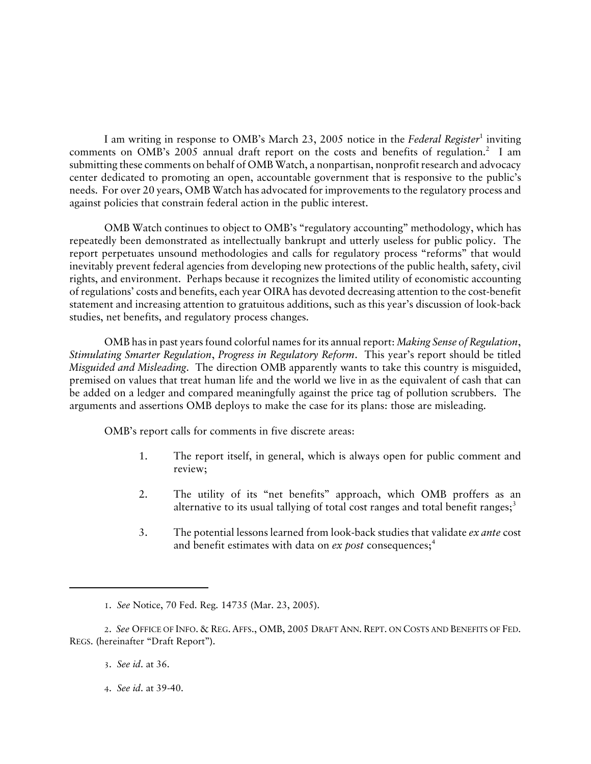I am writing in response to OMB's March 23, 2005 notice in the *Federal Register*[1] inviting comments on OMB's 2005 annual draft report on the costs and benefits of regulation.[2] I am submitting these comments on behalf of OMB Watch, a nonpartisan, nonprofit research and advocacy center dedicated to promoting an open, accountable government that is responsive to the public's needs. For over 20 years, OMB Watch has advocated for improvements to the regulatory process and against policies that constrain federal action in the public interest.

OMB Watch continues to object to OMB's "regulatory accounting" methodology, which has repeatedly been demonstrated as intellectually bankrupt and utterly useless for public policy. The report perpetuates unsound methodologies and calls for regulatory process "reforms" that would inevitably prevent federal agencies from developing new protections of the public health, safety, civil rights, and environment. Perhaps because it recognizes the limited utility of economistic accounting of regulations' costs and benefits, each year OIRA has devoted decreasing attention to the cost-benefit statement and increasing attention to gratuitous additions, such as this year's discussion of look-back studies, net benefits, and regulatory process changes.

OMB has in past years found colorful names for its annual report: *Making Sense of Regulation*, *Stimulating Smarter Regulation*, *Progress in Regulatory Reform*. This year's report should be titled *Misguided and Misleading*. The direction OMB apparently wants to take this country is misguided, premised on values that treat human life and the world we live in as the equivalent of cash that can be added on a ledger and compared meaningfully against the price tag of pollution scrubbers. The arguments and assertions OMB deploys to make the case for its plans: those are misleading.

OMB's report calls for comments in five discrete areas:

1. The report itself, in general, which is always open for public comment and review;

2. The utility of its "net benefits" approach, which OMB proffers as an alternative to its usual tallying of total cost ranges and total benefit ranges;[3]

3. The potential lessons learned from look-back studies that validate *ex ante* cost and benefit estimates with data on *ex post* consequences;[4]

---

1. *See* Notice, 70 Fed. Reg. 14735 (Mar. 23, 2005).

2. *See* OFFICE OF INFO. & REG. AFFS., OMB, 2005 DRAFT ANN. REPT. ON COSTS AND BENEFITS OF FED. REGS. (hereinafter "Draft Report").

3. *See id.* at 36.

4. *See id.* at 39-40.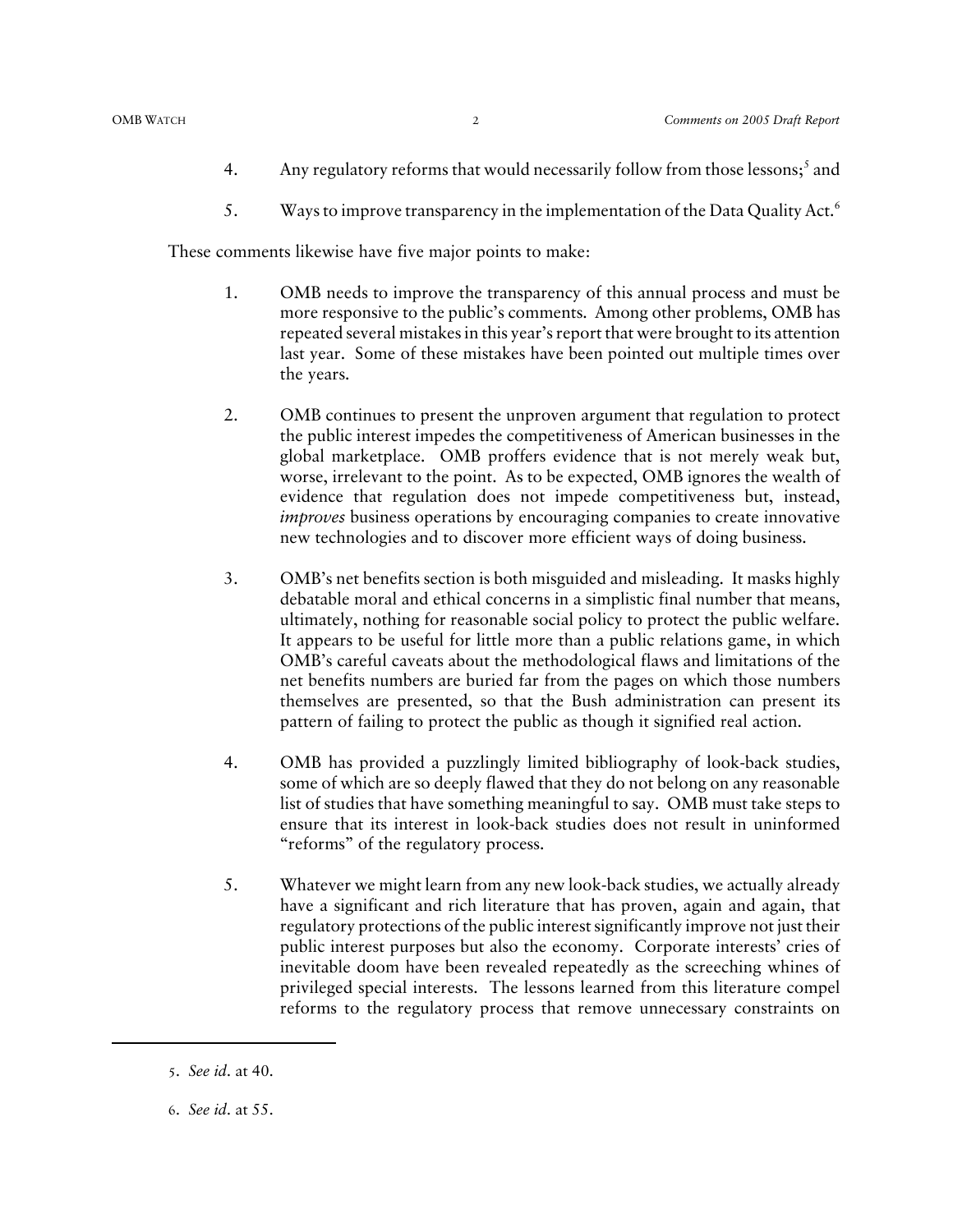4. Any regulatory reforms that would necessarily follow from those lessons;[5] and

5. Ways to improve transparency in the implementation of the Data Quality Act.[6]

These comments likewise have five major points to make:

1. OMB needs to improve the transparency of this annual process and must be more responsive to the public's comments. Among other problems, OMB has repeated several mistakes in this year's report that were brought to its attention last year. Some of these mistakes have been pointed out multiple times over the years.

2. OMB continues to present the unproven argument that regulation to protect the public interest impedes the competitiveness of American businesses in the global marketplace. OMB proffers evidence that is not merely weak but, worse, irrelevant to the point. As to be expected, OMB ignores the wealth of evidence that regulation does not impede competitiveness but, instead, *improves* business operations by encouraging companies to create innovative new technologies and to discover more efficient ways of doing business.

3. OMB's net benefits section is both misguided and misleading. It masks highly debatable moral and ethical concerns in a simplistic final number that means, ultimately, nothing for reasonable social policy to protect the public welfare. It appears to be useful for little more than a public relations game, in which OMB's careful caveats about the methodological flaws and limitations of the net benefits numbers are buried far from the pages on which those numbers themselves are presented, so that the Bush administration can present its pattern of failing to protect the public as though it signified real action.

4. OMB has provided a puzzlingly limited bibliography of look-back studies, some of which are so deeply flawed that they do not belong on any reasonable list of studies that have something meaningful to say. OMB must take steps to ensure that its interest in look-back studies does not result in uninformed "reforms" of the regulatory process.

5. Whatever we might learn from any new look-back studies, we actually already have a significant and rich literature that has proven, again and again, that regulatory protections of the public interest significantly improve not just their public interest purposes but also the economy. Corporate interests' cries of inevitable doom have been revealed repeatedly as the screeching whines of privileged special interests. The lessons learned from this literature compel reforms to the regulatory process that remove unnecessary constraints on

---

5. *See id.* at 40.

6. *See id.* at 55.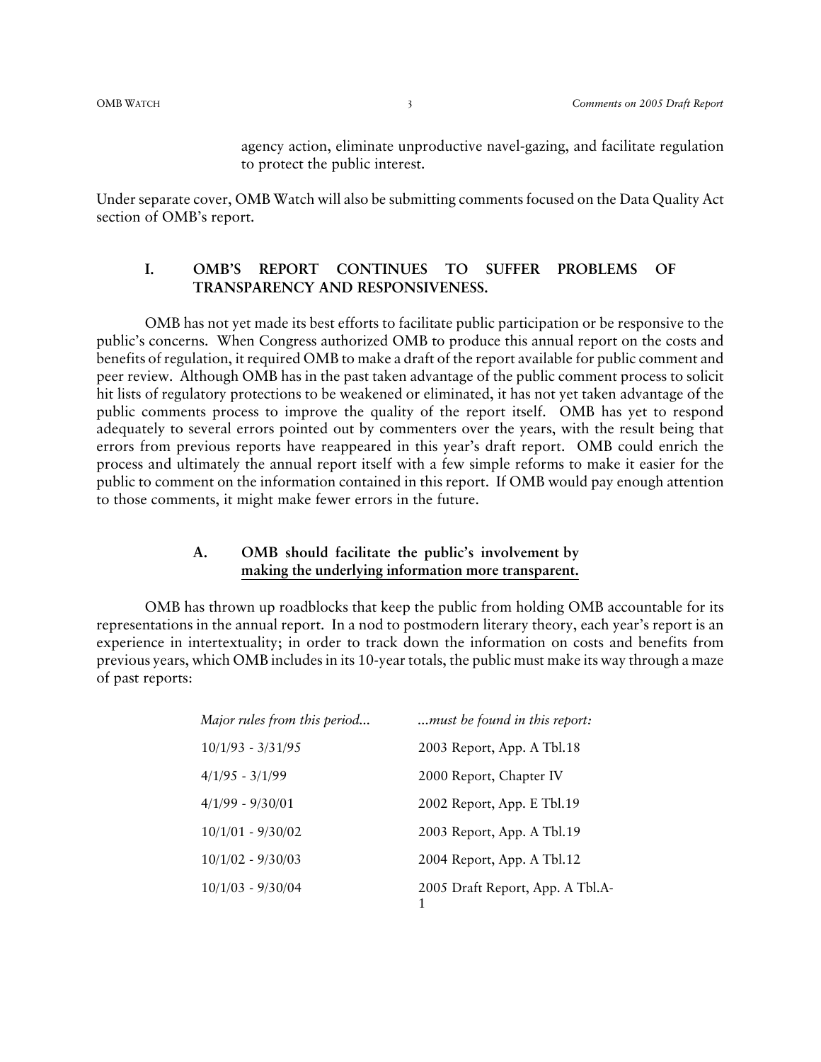agency action, eliminate unproductive navel-gazing, and facilitate regulation to protect the public interest.

Under separate cover, OMB Watch will also be submitting comments focused on the Data Quality Act section of OMB's report.

## I. OMB'S REPORT CONTINUES TO SUFFER PROBLEMS OF TRANSPARENCY AND RESPONSIVENESS.

OMB has not yet made its best efforts to facilitate public participation or be responsive to the public's concerns. When Congress authorized OMB to produce this annual report on the costs and benefits of regulation, it required OMB to make a draft of the report available for public comment and peer review. Although OMB has in the past taken advantage of the public comment process to solicit hit lists of regulatory protections to be weakened or eliminated, it has not yet taken advantage of the public comments process to improve the quality of the report itself. OMB has yet to respond adequately to several errors pointed out by commenters over the years, with the result being that errors from previous reports have reappeared in this year's draft report. OMB could enrich the process and ultimately the annual report itself with a few simple reforms to make it easier for the public to comment on the information contained in this report. If OMB would pay enough attention to those comments, it might make fewer errors in the future.

### A. OMB should facilitate the public's involvement by making the underlying information more transparent.

OMB has thrown up roadblocks that keep the public from holding OMB accountable for its representations in the annual report. In a nod to postmodern literary theory, each year's report is an experience in intertextuality; in order to track down the information on costs and benefits from previous years, which OMB includes in its 10-year totals, the public must make its way through a maze of past reports:

| *Major rules from this period...* | *...must be found in this report:* |
|---|---|
| 10/1/93 - 3/31/95 | 2003 Report, App. A Tbl.18 |
| 4/1/95 - 3/1/99 | 2000 Report, Chapter IV |
| 4/1/99 - 9/30/01 | 2002 Report, App. E Tbl.19 |
| 10/1/01 - 9/30/02 | 2003 Report, App. A Tbl.19 |
| 10/1/02 - 9/30/03 | 2004 Report, App. A Tbl.12 |
| 10/1/03 - 9/30/04 | 2005 Draft Report, App. A Tbl.A-1 |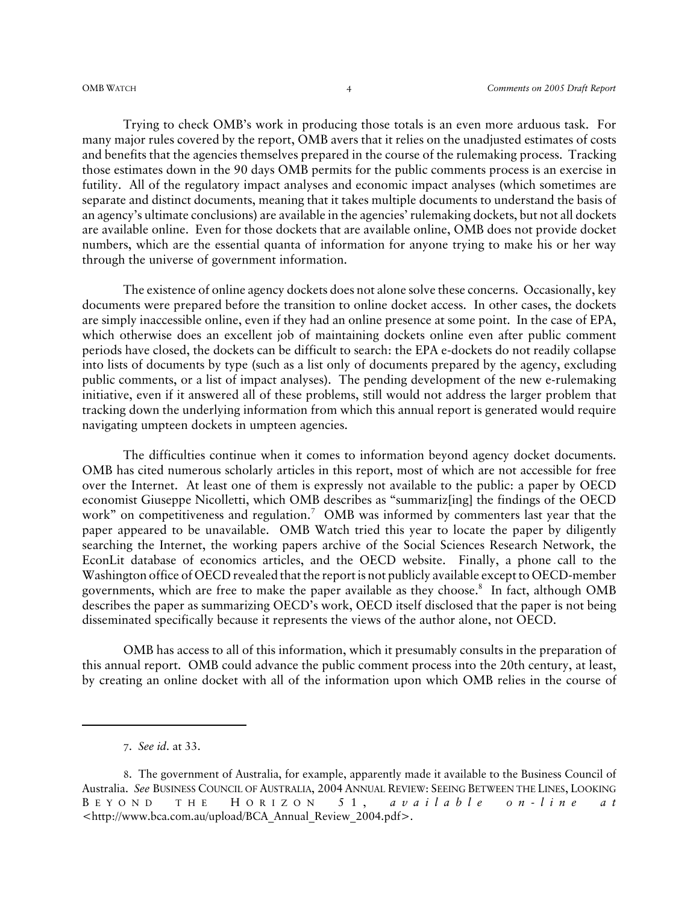Trying to check OMB's work in producing those totals is an even more arduous task. For many major rules covered by the report, OMB avers that it relies on the unadjusted estimates of costs and benefits that the agencies themselves prepared in the course of the rulemaking process. Tracking those estimates down in the 90 days OMB permits for the public comments process is an exercise in futility. All of the regulatory impact analyses and economic impact analyses (which sometimes are separate and distinct documents, meaning that it takes multiple documents to understand the basis of an agency's ultimate conclusions) are available in the agencies' rulemaking dockets, but not all dockets are available online. Even for those dockets that are available online, OMB does not provide docket numbers, which are the essential quanta of information for anyone trying to make his or her way through the universe of government information.

The existence of online agency dockets does not alone solve these concerns. Occasionally, key documents were prepared before the transition to online docket access. In other cases, the dockets are simply inaccessible online, even if they had an online presence at some point. In the case of EPA, which otherwise does an excellent job of maintaining dockets online even after public comment periods have closed, the dockets can be difficult to search: the EPA e-dockets do not readily collapse into lists of documents by type (such as a list only of documents prepared by the agency, excluding public comments, or a list of impact analyses). The pending development of the new e-rulemaking initiative, even if it answered all of these problems, still would not address the larger problem that tracking down the underlying information from which this annual report is generated would require navigating umpteen dockets in umpteen agencies.

The difficulties continue when it comes to information beyond agency docket documents. OMB has cited numerous scholarly articles in this report, most of which are not accessible for free over the Internet. At least one of them is expressly not available to the public: a paper by OECD economist Giuseppe Nicolletti, which OMB describes as "summariz[ing] the findings of the OECD work" on competitiveness and regulation.[7] OMB was informed by commenters last year that the paper appeared to be unavailable. OMB Watch tried this year to locate the paper by diligently searching the Internet, the working papers archive of the Social Sciences Research Network, the EconLit database of economics articles, and the OECD website. Finally, a phone call to the Washington office of OECD revealed that the report is not publicly available except to OECD-member governments, which are free to make the paper available as they choose.[8] In fact, although OMB describes the paper as summarizing OECD's work, OECD itself disclosed that the paper is not being disseminated specifically because it represents the views of the author alone, not OECD.

OMB has access to all of this information, which it presumably consults in the preparation of this annual report. OMB could advance the public comment process into the 20th century, at least, by creating an online docket with all of the information upon which OMB relies in the course of

---

7. *See id.* at 33.

8. The government of Australia, for example, apparently made it available to the Business Council of Australia. *See* BUSINESS COUNCIL OF AUSTRALIA, 2004 ANNUAL REVIEW: SEEING BETWEEN THE LINES, LOOKING BEYOND THE HORIZON 51, *available on-line at* <http://www.bca.com.au/upload/BCA_Annual_Review_2004.pdf>.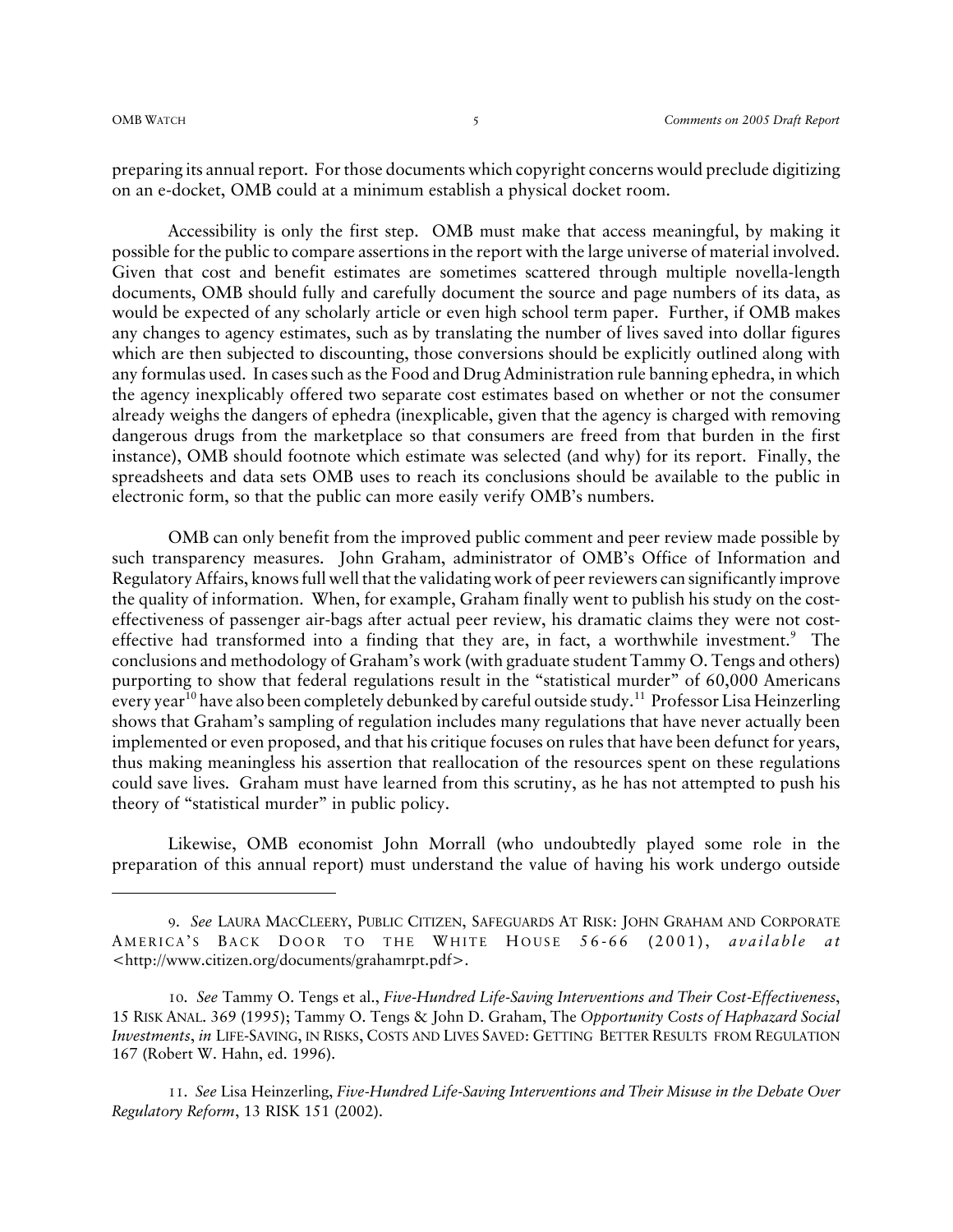preparing its annual report. For those documents which copyright concerns would preclude digitizing on an e-docket, OMB could at a minimum establish a physical docket room.

Accessibility is only the first step. OMB must make that access meaningful, by making it possible for the public to compare assertions in the report with the large universe of material involved. Given that cost and benefit estimates are sometimes scattered through multiple novella-length documents, OMB should fully and carefully document the source and page numbers of its data, as would be expected of any scholarly article or even high school term paper. Further, if OMB makes any changes to agency estimates, such as by translating the number of lives saved into dollar figures which are then subjected to discounting, those conversions should be explicitly outlined along with any formulas used. In cases such as the Food and Drug Administration rule banning ephedra, in which the agency inexplicably offered two separate cost estimates based on whether or not the consumer already weighs the dangers of ephedra (inexplicable, given that the agency is charged with removing dangerous drugs from the marketplace so that consumers are freed from that burden in the first instance), OMB should footnote which estimate was selected (and why) for its report. Finally, the spreadsheets and data sets OMB uses to reach its conclusions should be available to the public in electronic form, so that the public can more easily verify OMB's numbers.

OMB can only benefit from the improved public comment and peer review made possible by such transparency measures. John Graham, administrator of OMB's Office of Information and Regulatory Affairs, knows full well that the validating work of peer reviewers can significantly improve the quality of information. When, for example, Graham finally went to publish his study on the cost-effectiveness of passenger air-bags after actual peer review, his dramatic claims they were not cost-effective had transformed into a finding that they are, in fact, a worthwhile investment.[9] The conclusions and methodology of Graham's work (with graduate student Tammy O. Tengs and others) purporting to show that federal regulations result in the "statistical murder" of 60,000 Americans every year[10] have also been completely debunked by careful outside study.[11] Professor Lisa Heinzerling shows that Graham's sampling of regulation includes many regulations that have never actually been implemented or even proposed, and that his critique focuses on rules that have been defunct for years, thus making meaningless his assertion that reallocation of the resources spent on these regulations could save lives. Graham must have learned from this scrutiny, as he has not attempted to push his theory of "statistical murder" in public policy.

Likewise, OMB economist John Morrall (who undoubtedly played some role in the preparation of this annual report) must understand the value of having his work undergo outside

---

9. *See* LAURA MACCLEERY, PUBLIC CITIZEN, SAFEGUARDS AT RISK: JOHN GRAHAM AND CORPORATE AMERICA'S BACK DOOR TO THE WHITE HOUSE 56-66 (2001), *available at* <http://www.citizen.org/documents/grahamrpt.pdf>.

10. *See* Tammy O. Tengs et al., *Five-Hundred Life-Saving Interventions and Their Cost-Effectiveness*, 15 RISK ANAL. 369 (1995); Tammy O. Tengs & John D. Graham, The *Opportunity Costs of Haphazard Social Investments*, *in* LIFE-SAVING, IN RISKS, COSTS AND LIVES SAVED: GETTING BETTER RESULTS FROM REGULATION 167 (Robert W. Hahn, ed. 1996).

11. *See* Lisa Heinzerling, *Five-Hundred Life-Saving Interventions and Their Misuse in the Debate Over Regulatory Reform*, 13 RISK 151 (2002).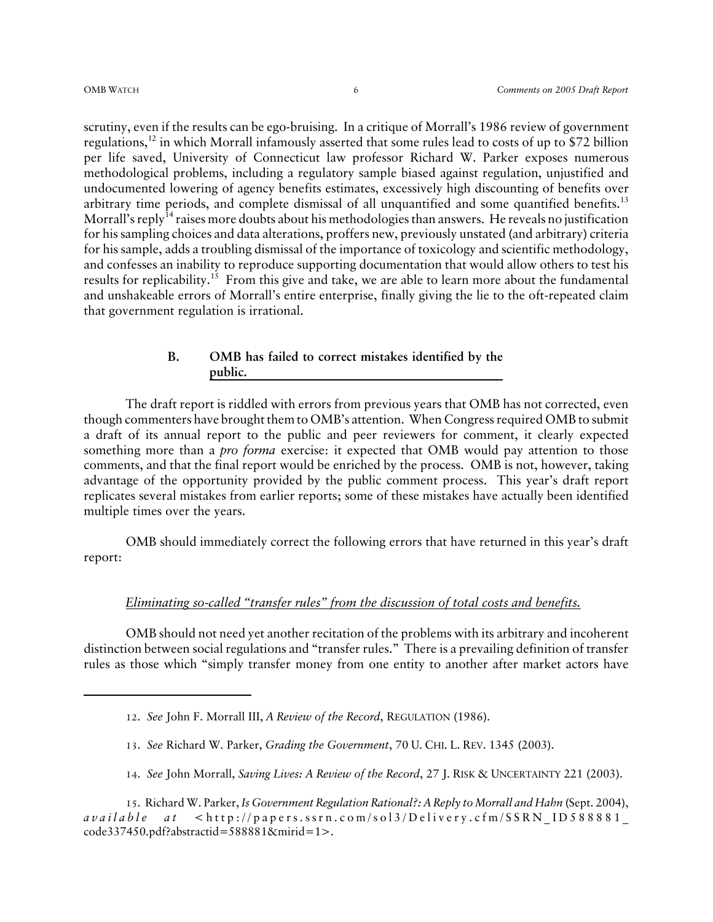scrutiny, even if the results can be ego-bruising. In a critique of Morrall's 1986 review of government regulations,[12] in which Morrall infamously asserted that some rules lead to costs of up to $72 billion per life saved, University of Connecticut law professor Richard W. Parker exposes numerous methodological problems, including a regulatory sample biased against regulation, unjustified and undocumented lowering of agency benefits estimates, excessively high discounting of benefits over arbitrary time periods, and complete dismissal of all unquantified and some quantified benefits.[13] Morrall's reply[14] raises more doubts about his methodologies than answers. He reveals no justification for his sampling choices and data alterations, proffers new, previously unstated (and arbitrary) criteria for his sample, adds a troubling dismissal of the importance of toxicology and scientific methodology, and confesses an inability to reproduce supporting documentation that would allow others to test his results for replicability.[15] From this give and take, we are able to learn more about the fundamental and unshakeable errors of Morrall's entire enterprise, finally giving the lie to the oft-repeated claim that government regulation is irrational.

### B. OMB has failed to correct mistakes identified by the public.

The draft report is riddled with errors from previous years that OMB has not corrected, even though commenters have brought them to OMB's attention. When Congress required OMB to submit a draft of its annual report to the public and peer reviewers for comment, it clearly expected something more than a *pro forma* exercise: it expected that OMB would pay attention to those comments, and that the final report would be enriched by the process. OMB is not, however, taking advantage of the opportunity provided by the public comment process. This year's draft report replicates several mistakes from earlier reports; some of these mistakes have actually been identified multiple times over the years.

OMB should immediately correct the following errors that have returned in this year's draft report:

*Eliminating so-called "transfer rules" from the discussion of total costs and benefits.*

OMB should not need yet another recitation of the problems with its arbitrary and incoherent distinction between social regulations and "transfer rules." There is a prevailing definition of transfer rules as those which "simply transfer money from one entity to another after market actors have

---

12. *See* John F. Morrall III, *A Review of the Record*, REGULATION (1986).

13. *See* Richard W. Parker, *Grading the Government*, 70 U. CHI. L. REV. 1345 (2003).

14. *See* John Morrall, *Saving Lives: A Review of the Record*, 27 J. RISK & UNCERTAINTY 221 (2003).

15. Richard W. Parker, *Is Government Regulation Rational?: A Reply to Morrall and Hahn* (Sept. 2004), *available at* <http://papers.ssrn.com/sol3/Delivery.cfm/SSRN_ID588881_code337450.pdf?abstractid=588881&mirid=1>.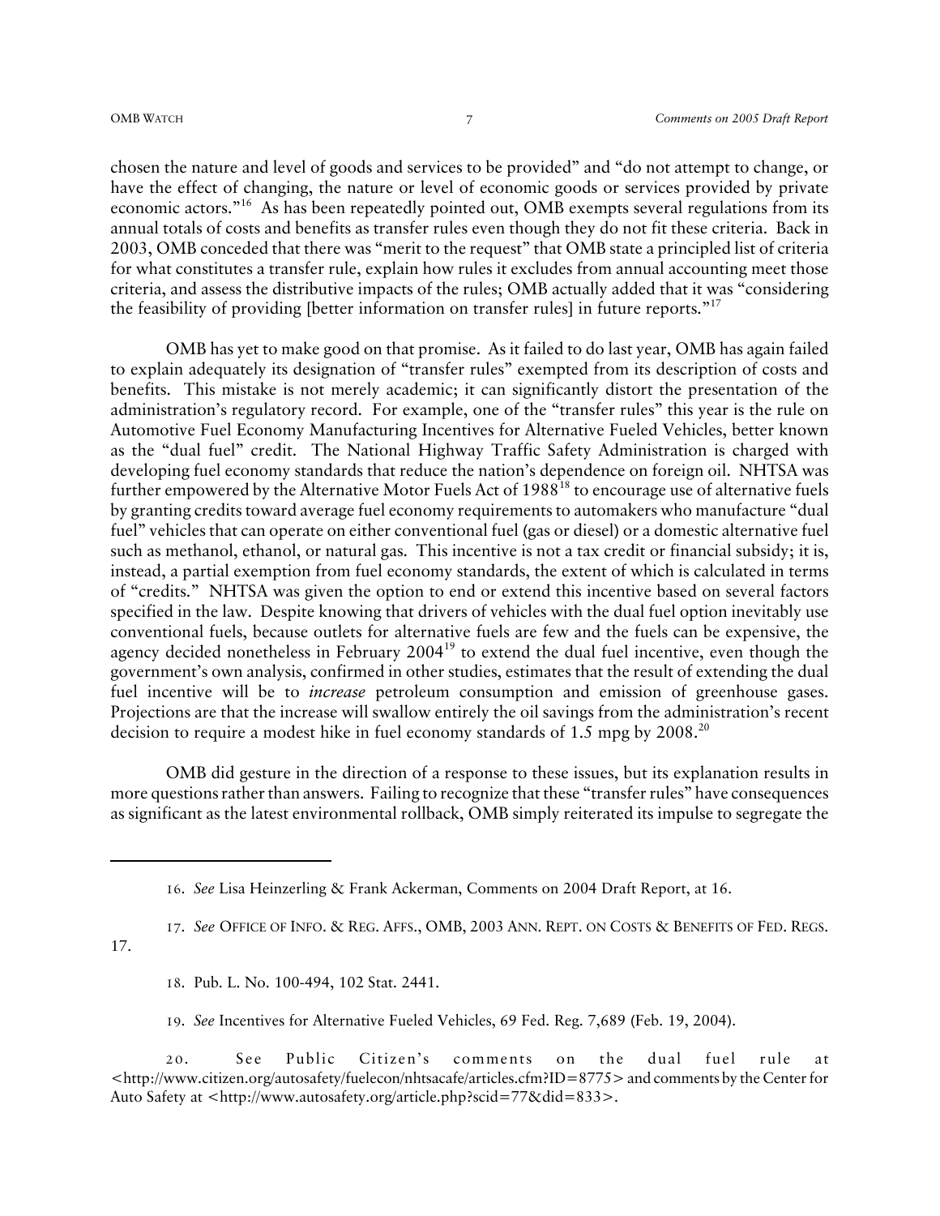chosen the nature and level of goods and services to be provided" and "do not attempt to change, or have the effect of changing, the nature or level of economic goods or services provided by private economic actors."[16] As has been repeatedly pointed out, OMB exempts several regulations from its annual totals of costs and benefits as transfer rules even though they do not fit these criteria. Back in 2003, OMB conceded that there was "merit to the request" that OMB state a principled list of criteria for what constitutes a transfer rule, explain how rules it excludes from annual accounting meet those criteria, and assess the distributive impacts of the rules; OMB actually added that it was "considering the feasibility of providing [better information on transfer rules] in future reports."[17]

OMB has yet to make good on that promise. As it failed to do last year, OMB has again failed to explain adequately its designation of "transfer rules" exempted from its description of costs and benefits. This mistake is not merely academic; it can significantly distort the presentation of the administration's regulatory record. For example, one of the "transfer rules" this year is the rule on Automotive Fuel Economy Manufacturing Incentives for Alternative Fueled Vehicles, better known as the "dual fuel" credit. The National Highway Traffic Safety Administration is charged with developing fuel economy standards that reduce the nation's dependence on foreign oil. NHTSA was further empowered by the Alternative Motor Fuels Act of 1988[18] to encourage use of alternative fuels by granting credits toward average fuel economy requirements to automakers who manufacture "dual fuel" vehicles that can operate on either conventional fuel (gas or diesel) or a domestic alternative fuel such as methanol, ethanol, or natural gas. This incentive is not a tax credit or financial subsidy; it is, instead, a partial exemption from fuel economy standards, the extent of which is calculated in terms of "credits." NHTSA was given the option to end or extend this incentive based on several factors specified in the law. Despite knowing that drivers of vehicles with the dual fuel option inevitably use conventional fuels, because outlets for alternative fuels are few and the fuels can be expensive, the agency decided nonetheless in February 2004[19] to extend the dual fuel incentive, even though the government's own analysis, confirmed in other studies, estimates that the result of extending the dual fuel incentive will be to *increase* petroleum consumption and emission of greenhouse gases. Projections are that the increase will swallow entirely the oil savings from the administration's recent decision to require a modest hike in fuel economy standards of 1.5 mpg by 2008.[20]

OMB did gesture in the direction of a response to these issues, but its explanation results in more questions rather than answers. Failing to recognize that these "transfer rules" have consequences as significant as the latest environmental rollback, OMB simply reiterated its impulse to segregate the

---

16. *See* Lisa Heinzerling & Frank Ackerman, Comments on 2004 Draft Report, at 16.

17. *See* OFFICE OF INFO. & REG. AFFS., OMB, 2003 ANN. REPT. ON COSTS & BENEFITS OF FED. REGS. 17.

18. Pub. L. No. 100-494, 102 Stat. 2441.

19. *See* Incentives for Alternative Fueled Vehicles, 69 Fed. Reg. 7,689 (Feb. 19, 2004).

20. See Public Citizen's comments on the dual fuel rule at <http://www.citizen.org/autosafety/fuelecon/nhtsacafe/articles.cfm?ID=8775> and comments by the Center for Auto Safety at <http://www.autosafety.org/article.php?scid=77&did=833>.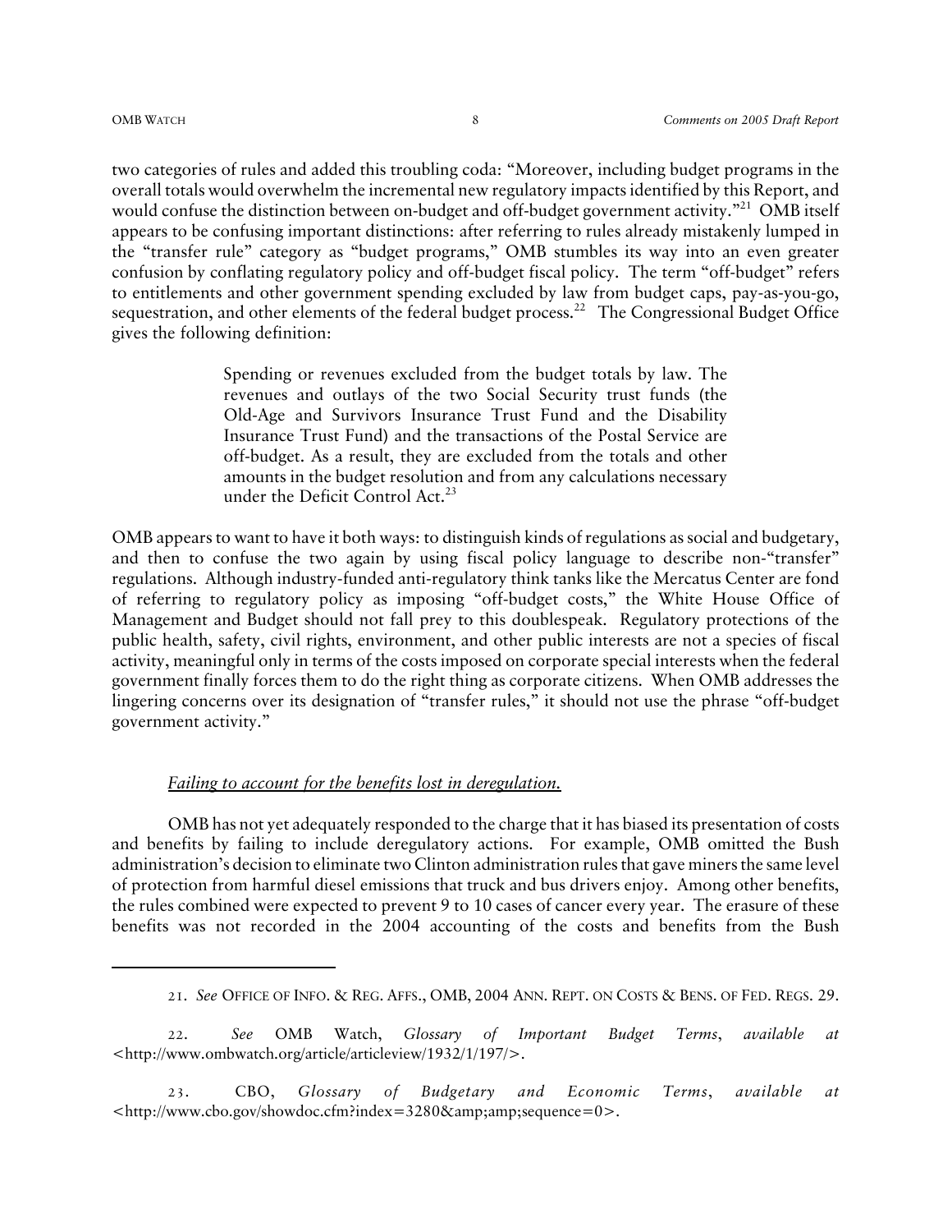two categories of rules and added this troubling coda: "Moreover, including budget programs in the overall totals would overwhelm the incremental new regulatory impacts identified by this Report, and would confuse the distinction between on-budget and off-budget government activity."[21] OMB itself appears to be confusing important distinctions: after referring to rules already mistakenly lumped in the "transfer rule" category as "budget programs," OMB stumbles its way into an even greater confusion by conflating regulatory policy and off-budget fiscal policy. The term "off-budget" refers to entitlements and other government spending excluded by law from budget caps, pay-as-you-go, sequestration, and other elements of the federal budget process.[22] The Congressional Budget Office gives the following definition:

> Spending or revenues excluded from the budget totals by law. The revenues and outlays of the two Social Security trust funds (the Old-Age and Survivors Insurance Trust Fund and the Disability Insurance Trust Fund) and the transactions of the Postal Service are off-budget. As a result, they are excluded from the totals and other amounts in the budget resolution and from any calculations necessary under the Deficit Control Act.[23]

OMB appears to want to have it both ways: to distinguish kinds of regulations as social and budgetary, and then to confuse the two again by using fiscal policy language to describe non-"transfer" regulations. Although industry-funded anti-regulatory think tanks like the Mercatus Center are fond of referring to regulatory policy as imposing "off-budget costs," the White House Office of Management and Budget should not fall prey to this doublespeak. Regulatory protections of the public health, safety, civil rights, environment, and other public interests are not a species of fiscal activity, meaningful only in terms of the costs imposed on corporate special interests when the federal government finally forces them to do the right thing as corporate citizens. When OMB addresses the lingering concerns over its designation of "transfer rules," it should not use the phrase "off-budget government activity."

*Failing to account for the benefits lost in deregulation.*

OMB has not yet adequately responded to the charge that it has biased its presentation of costs and benefits by failing to include deregulatory actions. For example, OMB omitted the Bush administration's decision to eliminate two Clinton administration rules that gave miners the same level of protection from harmful diesel emissions that truck and bus drivers enjoy. Among other benefits, the rules combined were expected to prevent 9 to 10 cases of cancer every year. The erasure of these benefits was not recorded in the 2004 accounting of the costs and benefits from the Bush

---

21. *See* OFFICE OF INFO. & REG. AFFS., OMB, 2004 ANN. REPT. ON COSTS & BENS. OF FED. REGS. 29.

22. *See* OMB Watch, *Glossary of Important Budget Terms*, *available at* <http://www.ombwatch.org/article/articleview/1932/1/197/>.

23. CBO, *Glossary of Budgetary and Economic Terms*, *available at* <http://www.cbo.gov/showdoc.cfm?index=3280&amp;amp;sequence=0>.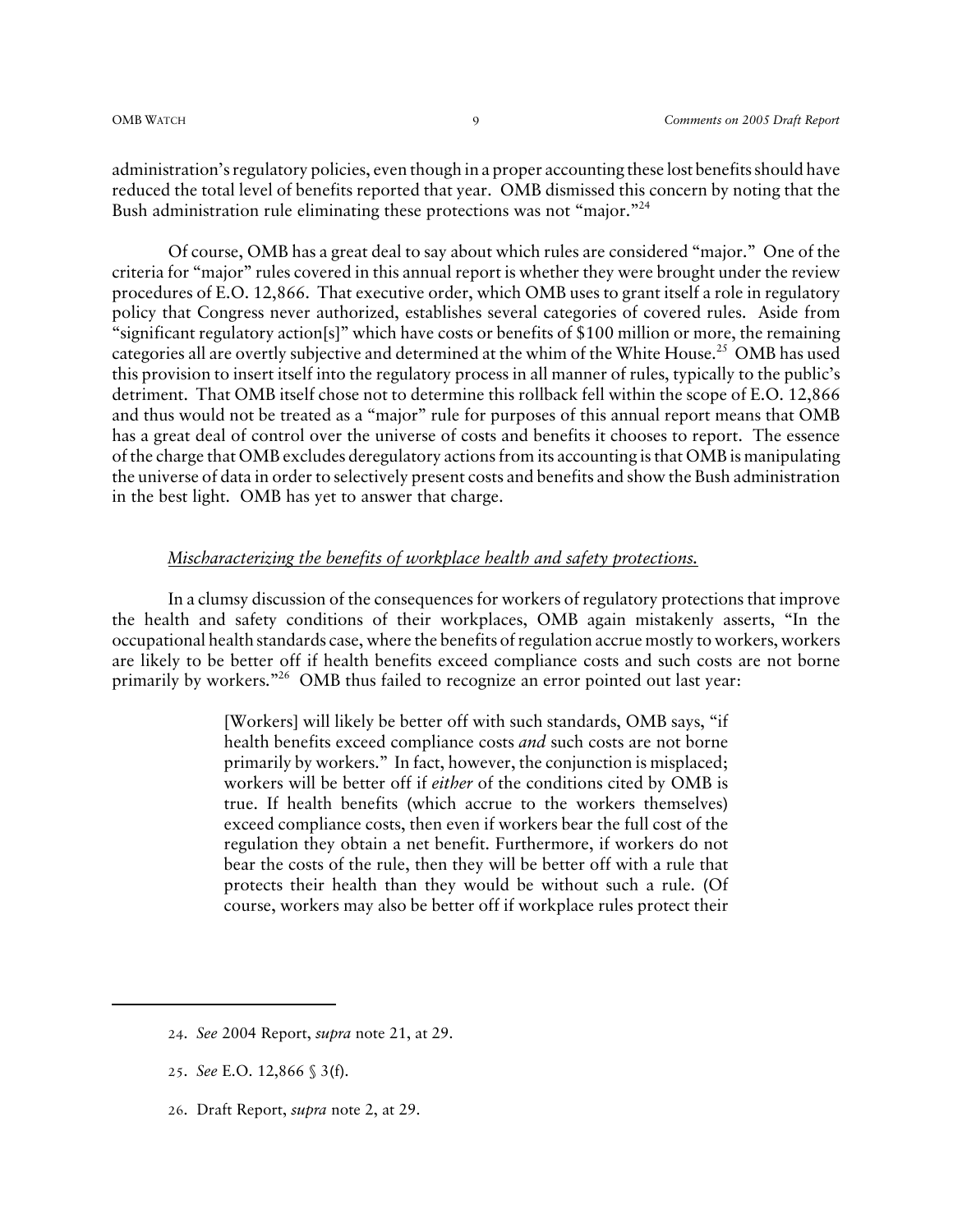administration's regulatory policies, even though in a proper accounting these lost benefits should have reduced the total level of benefits reported that year. OMB dismissed this concern by noting that the Bush administration rule eliminating these protections was not "major."[24]

Of course, OMB has a great deal to say about which rules are considered "major." One of the criteria for "major" rules covered in this annual report is whether they were brought under the review procedures of E.O. 12,866. That executive order, which OMB uses to grant itself a role in regulatory policy that Congress never authorized, establishes several categories of covered rules. Aside from "significant regulatory action[s]" which have costs or benefits of $100 million or more, the remaining categories all are overtly subjective and determined at the whim of the White House.[25] OMB has used this provision to insert itself into the regulatory process in all manner of rules, typically to the public's detriment. That OMB itself chose not to determine this rollback fell within the scope of E.O. 12,866 and thus would not be treated as a "major" rule for purposes of this annual report means that OMB has a great deal of control over the universe of costs and benefits it chooses to report. The essence of the charge that OMB excludes deregulatory actions from its accounting is that OMB is manipulating the universe of data in order to selectively present costs and benefits and show the Bush administration in the best light. OMB has yet to answer that charge.

*<u>Mischaracterizing the benefits of workplace health and safety protections.</u>*

In a clumsy discussion of the consequences for workers of regulatory protections that improve the health and safety conditions of their workplaces, OMB again mistakenly asserts, "In the occupational health standards case, where the benefits of regulation accrue mostly to workers, workers are likely to be better off if health benefits exceed compliance costs and such costs are not borne primarily by workers."[26] OMB thus failed to recognize an error pointed out last year:

> [Workers] will likely be better off with such standards, OMB says, "if health benefits exceed compliance costs *and* such costs are not borne primarily by workers." In fact, however, the conjunction is misplaced; workers will be better off if *either* of the conditions cited by OMB is true. If health benefits (which accrue to the workers themselves) exceed compliance costs, then even if workers bear the full cost of the regulation they obtain a net benefit. Furthermore, if workers do not bear the costs of the rule, then they will be better off with a rule that protects their health than they would be without such a rule. (Of course, workers may also be better off if workplace rules protect their

---

24. *See* 2004 Report, *supra* note 21, at 29.

25. *See* E.O. 12,866 § 3(f).

26. Draft Report, *supra* note 2, at 29.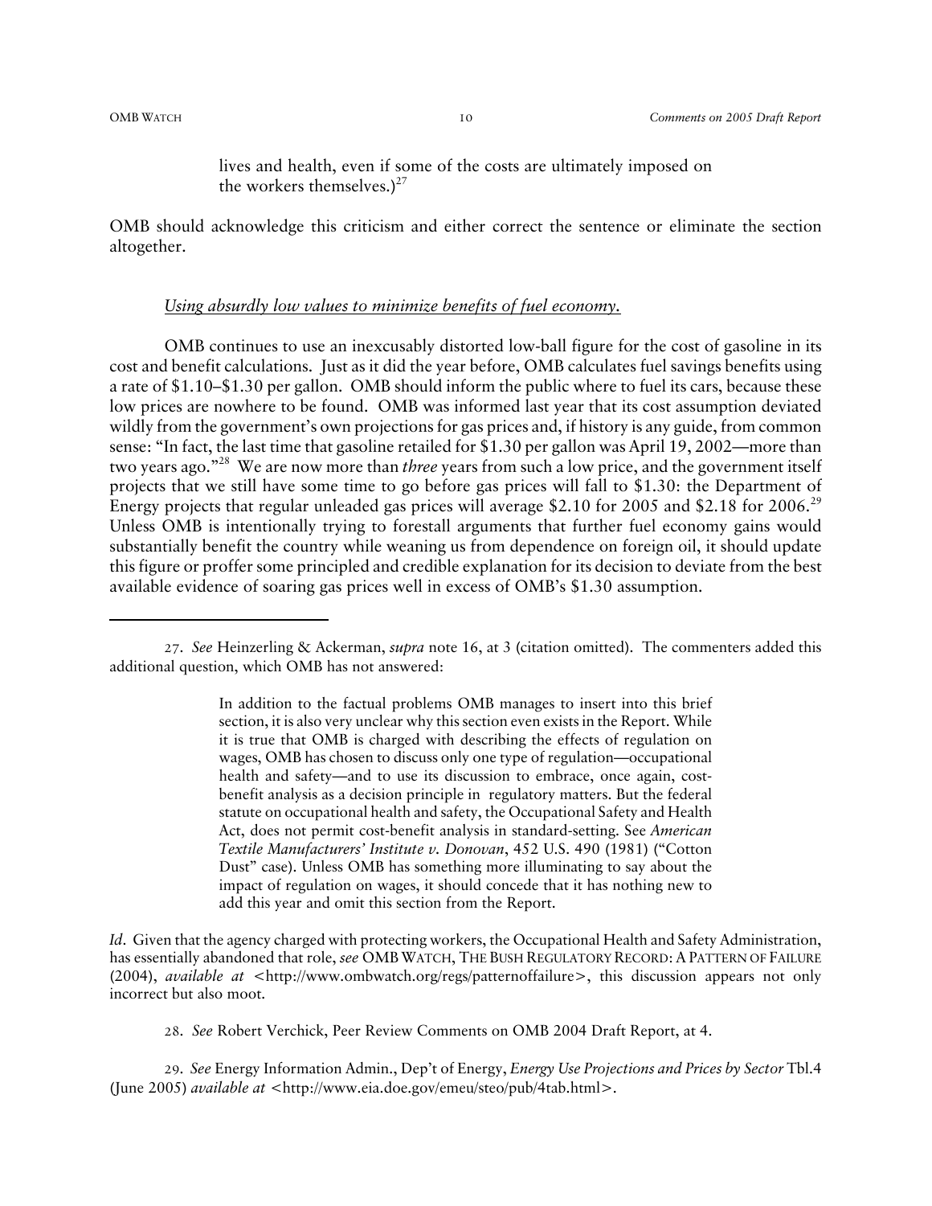> lives and health, even if some of the costs are ultimately imposed on the workers themselves.)[27]

OMB should acknowledge this criticism and either correct the sentence or eliminate the section altogether.

*Using absurdly low values to minimize benefits of fuel economy.*

OMB continues to use an inexcusably distorted low-ball figure for the cost of gasoline in its cost and benefit calculations. Just as it did the year before, OMB calculates fuel savings benefits using a rate of $1.10–$1.30 per gallon. OMB should inform the public where to fuel its cars, because these low prices are nowhere to be found. OMB was informed last year that its cost assumption deviated wildly from the government's own projections for gas prices and, if history is any guide, from common sense: "In fact, the last time that gasoline retailed for $1.30 per gallon was April 19, 2002—more than two years ago."[28] We are now more than *three* years from such a low price, and the government itself projects that we still have some time to go before gas prices will fall to $1.30: the Department of Energy projects that regular unleaded gas prices will average $2.10 for 2005 and $2.18 for 2006.[29] Unless OMB is intentionally trying to forestall arguments that further fuel economy gains would substantially benefit the country while weaning us from dependence on foreign oil, it should update this figure or proffer some principled and credible explanation for its decision to deviate from the best available evidence of soaring gas prices well in excess of OMB's $1.30 assumption.

---

27. *See* Heinzerling & Ackerman, *supra* note 16, at 3 (citation omitted). The commenters added this additional question, which OMB has not answered:

> In addition to the factual problems OMB manages to insert into this brief section, it is also very unclear why this section even exists in the Report. While it is true that OMB is charged with describing the effects of regulation on wages, OMB has chosen to discuss only one type of regulation—occupational health and safety—and to use its discussion to embrace, once again, cost-benefit analysis as a decision principle in regulatory matters. But the federal statute on occupational health and safety, the Occupational Safety and Health Act, does not permit cost-benefit analysis in standard-setting. See *American Textile Manufacturers' Institute v. Donovan*, 452 U.S. 490 (1981) ("Cotton Dust" case). Unless OMB has something more illuminating to say about the impact of regulation on wages, it should concede that it has nothing new to add this year and omit this section from the Report.

*Id*. Given that the agency charged with protecting workers, the Occupational Health and Safety Administration, has essentially abandoned that role, *see* OMB WATCH, THE BUSH REGULATORY RECORD: A PATTERN OF FAILURE (2004), *available at* <http://www.ombwatch.org/regs/patternoffailure>, this discussion appears not only incorrect but also moot.

28. *See* Robert Verchick, Peer Review Comments on OMB 2004 Draft Report, at 4.

29. *See* Energy Information Admin., Dep't of Energy, *Energy Use Projections and Prices by Sector* Tbl.4 (June 2005) *available at* <http://www.eia.doe.gov/emeu/steo/pub/4tab.html>.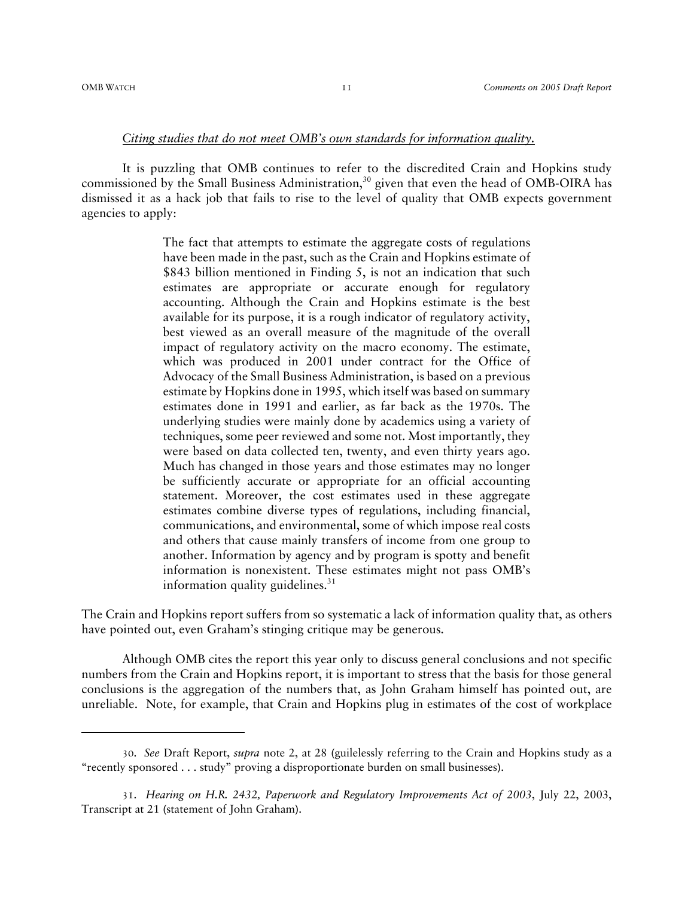*Citing studies that do not meet OMB's own standards for information quality.*

It is puzzling that OMB continues to refer to the discredited Crain and Hopkins study commissioned by the Small Business Administration,[30] given that even the head of OMB-OIRA has dismissed it as a hack job that fails to rise to the level of quality that OMB expects government agencies to apply:

> The fact that attempts to estimate the aggregate costs of regulations have been made in the past, such as the Crain and Hopkins estimate of $843 billion mentioned in Finding 5, is not an indication that such estimates are appropriate or accurate enough for regulatory accounting. Although the Crain and Hopkins estimate is the best available for its purpose, it is a rough indicator of regulatory activity, best viewed as an overall measure of the magnitude of the overall impact of regulatory activity on the macro economy. The estimate, which was produced in 2001 under contract for the Office of Advocacy of the Small Business Administration, is based on a previous estimate by Hopkins done in 1995, which itself was based on summary estimates done in 1991 and earlier, as far back as the 1970s. The underlying studies were mainly done by academics using a variety of techniques, some peer reviewed and some not. Most importantly, they were based on data collected ten, twenty, and even thirty years ago. Much has changed in those years and those estimates may no longer be sufficiently accurate or appropriate for an official accounting statement. Moreover, the cost estimates used in these aggregate estimates combine diverse types of regulations, including financial, communications, and environmental, some of which impose real costs and others that cause mainly transfers of income from one group to another. Information by agency and by program is spotty and benefit information is nonexistent. These estimates might not pass OMB's information quality guidelines.[31]

The Crain and Hopkins report suffers from so systematic a lack of information quality that, as others have pointed out, even Graham's stinging critique may be generous.

Although OMB cites the report this year only to discuss general conclusions and not specific numbers from the Crain and Hopkins report, it is important to stress that the basis for those general conclusions is the aggregation of the numbers that, as John Graham himself has pointed out, are unreliable. Note, for example, that Crain and Hopkins plug in estimates of the cost of workplace

---

30. *See* Draft Report, *supra* note 2, at 28 (guilelessly referring to the Crain and Hopkins study as a "recently sponsored . . . study" proving a disproportionate burden on small businesses).

31. *Hearing on H.R. 2432, Paperwork and Regulatory Improvements Act of 2003*, July 22, 2003, Transcript at 21 (statement of John Graham).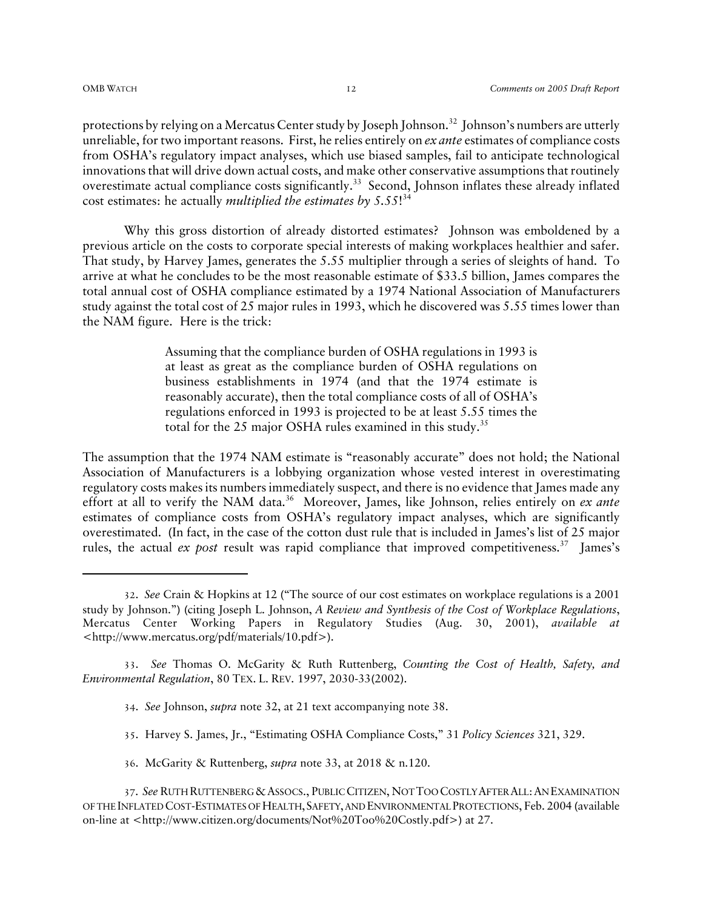protections by relying on a Mercatus Center study by Joseph Johnson.[32] Johnson's numbers are utterly unreliable, for two important reasons. First, he relies entirely on *ex ante* estimates of compliance costs from OSHA's regulatory impact analyses, which use biased samples, fail to anticipate technological innovations that will drive down actual costs, and make other conservative assumptions that routinely overestimate actual compliance costs significantly.[33] Second, Johnson inflates these already inflated cost estimates: he actually *multiplied the estimates by 5.55*![34]

Why this gross distortion of already distorted estimates? Johnson was emboldened by a previous article on the costs to corporate special interests of making workplaces healthier and safer. That study, by Harvey James, generates the 5.55 multiplier through a series of sleights of hand. To arrive at what he concludes to be the most reasonable estimate of $33.5 billion, James compares the total annual cost of OSHA compliance estimated by a 1974 National Association of Manufacturers study against the total cost of 25 major rules in 1993, which he discovered was 5.55 times lower than the NAM figure. Here is the trick:

> Assuming that the compliance burden of OSHA regulations in 1993 is at least as great as the compliance burden of OSHA regulations on business establishments in 1974 (and that the 1974 estimate is reasonably accurate), then the total compliance costs of all of OSHA's regulations enforced in 1993 is projected to be at least 5.55 times the total for the 25 major OSHA rules examined in this study.[35]

The assumption that the 1974 NAM estimate is "reasonably accurate" does not hold; the National Association of Manufacturers is a lobbying organization whose vested interest in overestimating regulatory costs makes its numbers immediately suspect, and there is no evidence that James made any effort at all to verify the NAM data.[36] Moreover, James, like Johnson, relies entirely on *ex ante* estimates of compliance costs from OSHA's regulatory impact analyses, which are significantly overestimated. (In fact, in the case of the cotton dust rule that is included in James's list of 25 major rules, the actual *ex post* result was rapid compliance that improved competitiveness.[37] James's

---

32. *See* Crain & Hopkins at 12 ("The source of our cost estimates on workplace regulations is a 2001 study by Johnson.") (citing Joseph L. Johnson, *A Review and Synthesis of the Cost of Workplace Regulations*, Mercatus Center Working Papers in Regulatory Studies (Aug. 30, 2001), *available at* <http://www.mercatus.org/pdf/materials/10.pdf>).

33. *See* Thomas O. McGarity & Ruth Ruttenberg, *Counting the Cost of Health, Safety, and Environmental Regulation*, 80 TEX. L. REV. 1997, 2030-33(2002).

34. *See* Johnson, *supra* note 32, at 21 text accompanying note 38.

35. Harvey S. James, Jr., "Estimating OSHA Compliance Costs," 31 *Policy Sciences* 321, 329.

36. McGarity & Ruttenberg, *supra* note 33, at 2018 & n.120.

37. *See* RUTH RUTTENBERG & ASSOCS., PUBLIC CITIZEN, NOT TOO COSTLY AFTER ALL: AN EXAMINATION OF THE INFLATED COST-ESTIMATES OF HEALTH, SAFETY, AND ENVIRONMENTAL PROTECTIONS, Feb. 2004 (available on-line at <http://www.citizen.org/documents/Not%20Too%20Costly.pdf>) at 27.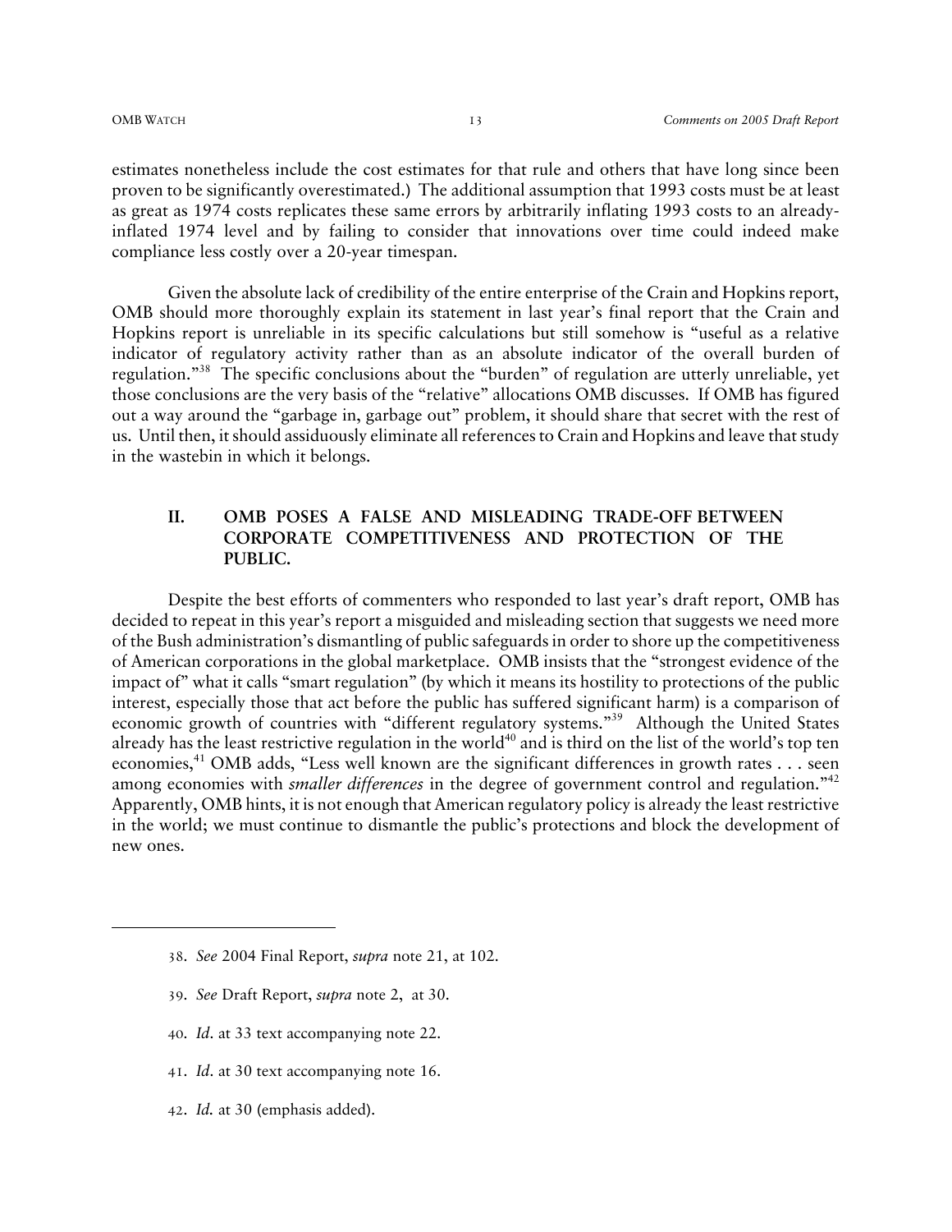estimates nonetheless include the cost estimates for that rule and others that have long since been proven to be significantly overestimated.) The additional assumption that 1993 costs must be at least as great as 1974 costs replicates these same errors by arbitrarily inflating 1993 costs to an already-inflated 1974 level and by failing to consider that innovations over time could indeed make compliance less costly over a 20-year timespan.

Given the absolute lack of credibility of the entire enterprise of the Crain and Hopkins report, OMB should more thoroughly explain its statement in last year's final report that the Crain and Hopkins report is unreliable in its specific calculations but still somehow is "useful as a relative indicator of regulatory activity rather than as an absolute indicator of the overall burden of regulation."[38] The specific conclusions about the "burden" of regulation are utterly unreliable, yet those conclusions are the very basis of the "relative" allocations OMB discusses. If OMB has figured out a way around the "garbage in, garbage out" problem, it should share that secret with the rest of us. Until then, it should assiduously eliminate all references to Crain and Hopkins and leave that study in the wastebin in which it belongs.

## II. OMB POSES A FALSE AND MISLEADING TRADE-OFF BETWEEN CORPORATE COMPETITIVENESS AND PROTECTION OF THE PUBLIC.

Despite the best efforts of commenters who responded to last year's draft report, OMB has decided to repeat in this year's report a misguided and misleading section that suggests we need more of the Bush administration's dismantling of public safeguards in order to shore up the competitiveness of American corporations in the global marketplace. OMB insists that the "strongest evidence of the impact of" what it calls "smart regulation" (by which it means its hostility to protections of the public interest, especially those that act before the public has suffered significant harm) is a comparison of economic growth of countries with "different regulatory systems."[39] Although the United States already has the least restrictive regulation in the world[40] and is third on the list of the world's top ten economies,[41] OMB adds, "Less well known are the significant differences in growth rates . . . seen among economies with *smaller differences* in the degree of government control and regulation."[42] Apparently, OMB hints, it is not enough that American regulatory policy is already the least restrictive in the world; we must continue to dismantle the public's protections and block the development of new ones.

---

38. *See* 2004 Final Report, *supra* note 21, at 102.

39. *See* Draft Report, *supra* note 2, at 30.

40. *Id*. at 33 text accompanying note 22.

41. *Id*. at 30 text accompanying note 16.

42. *Id.* at 30 (emphasis added).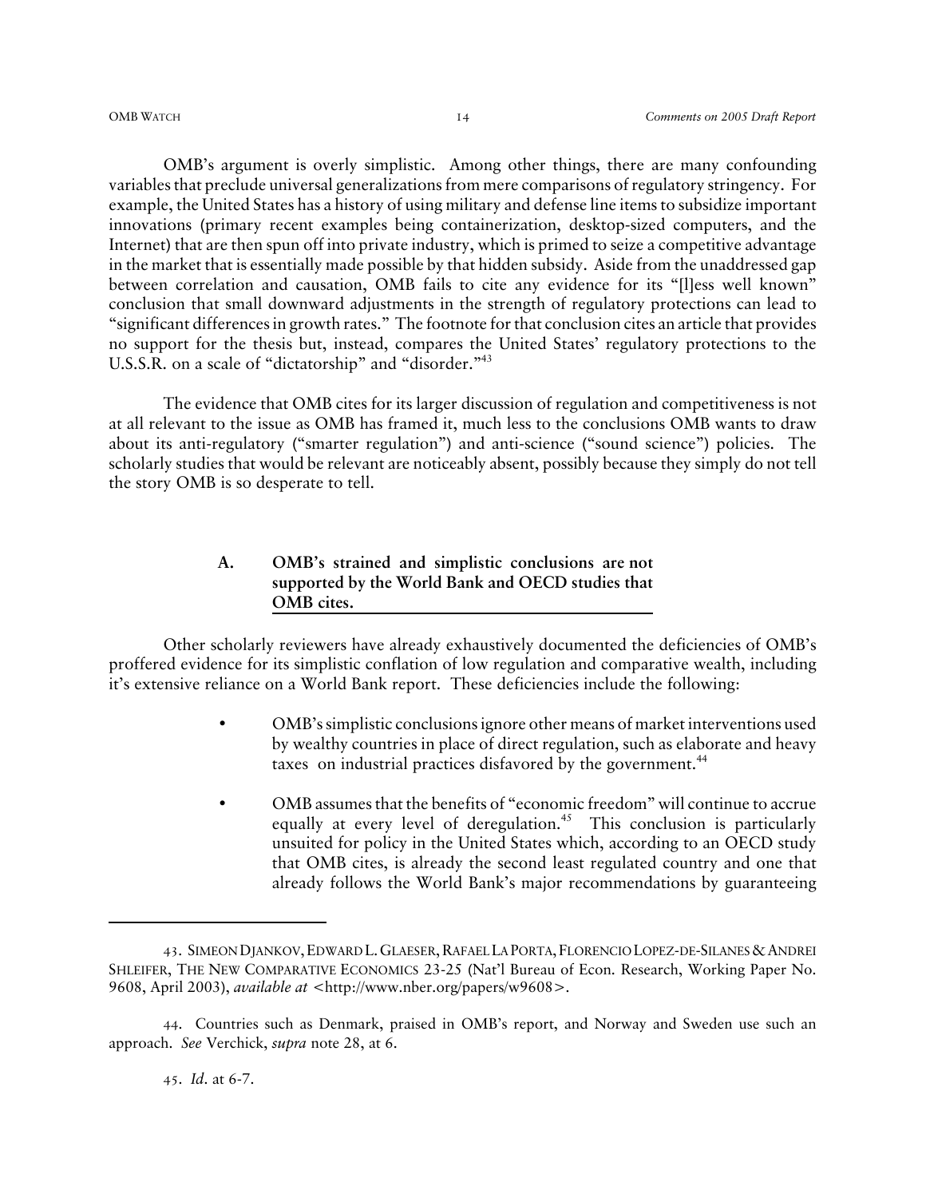OMB's argument is overly simplistic. Among other things, there are many confounding variables that preclude universal generalizations from mere comparisons of regulatory stringency. For example, the United States has a history of using military and defense line items to subsidize important innovations (primary recent examples being containerization, desktop-sized computers, and the Internet) that are then spun off into private industry, which is primed to seize a competitive advantage in the market that is essentially made possible by that hidden subsidy. Aside from the unaddressed gap between correlation and causation, OMB fails to cite any evidence for its "[l]ess well known" conclusion that small downward adjustments in the strength of regulatory protections can lead to "significant differences in growth rates." The footnote for that conclusion cites an article that provides no support for the thesis but, instead, compares the United States' regulatory protections to the U.S.S.R. on a scale of "dictatorship" and "disorder."[43]

The evidence that OMB cites for its larger discussion of regulation and competitiveness is not at all relevant to the issue as OMB has framed it, much less to the conclusions OMB wants to draw about its anti-regulatory ("smarter regulation") and anti-science ("sound science") policies. The scholarly studies that would be relevant are noticeably absent, possibly because they simply do not tell the story OMB is so desperate to tell.

## A. OMB's strained and simplistic conclusions are not supported by the World Bank and OECD studies that OMB cites.

Other scholarly reviewers have already exhaustively documented the deficiencies of OMB's proffered evidence for its simplistic conflation of low regulation and comparative wealth, including it's extensive reliance on a World Bank report. These deficiencies include the following:

- OMB's simplistic conclusions ignore other means of market interventions used by wealthy countries in place of direct regulation, such as elaborate and heavy taxes on industrial practices disfavored by the government.[44]
- OMB assumes that the benefits of "economic freedom" will continue to accrue equally at every level of deregulation.[45] This conclusion is particularly unsuited for policy in the United States which, according to an OECD study that OMB cites, is already the second least regulated country and one that already follows the World Bank's major recommendations by guaranteeing

---

43. SIMEON DJANKOV, EDWARD L. GLAESER, RAFAEL LA PORTA, FLORENCIO LOPEZ-DE-SILANES & ANDREI SHLEIFER, THE NEW COMPARATIVE ECONOMICS 23-25 (Nat'l Bureau of Econ. Research, Working Paper No. 9608, April 2003), *available at* <http://www.nber.org/papers/w9608>.

44. Countries such as Denmark, praised in OMB's report, and Norway and Sweden use such an approach. *See* Verchick, *supra* note 28, at 6.

45. *Id*. at 6-7.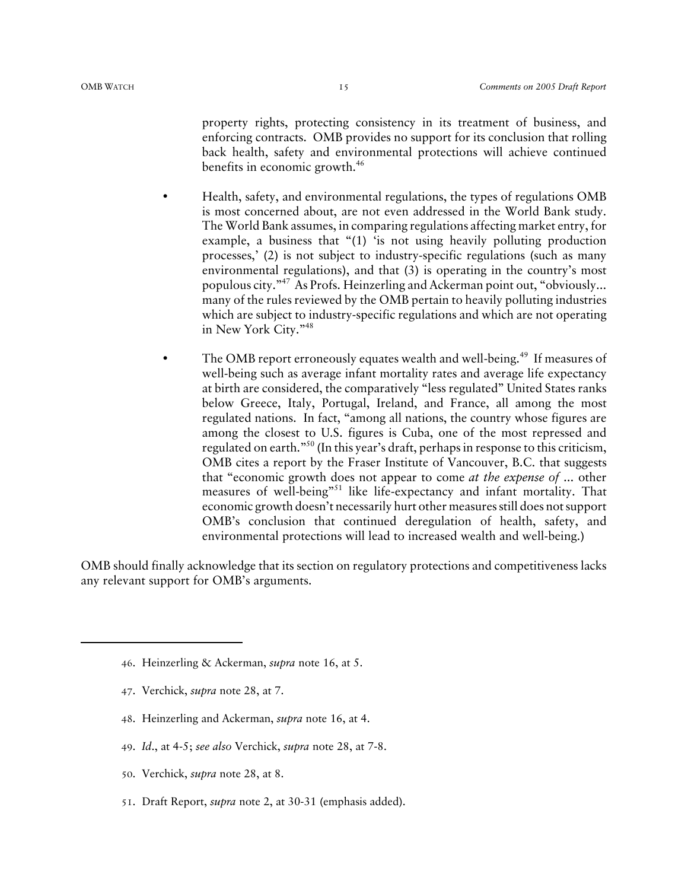property rights, protecting consistency in its treatment of business, and enforcing contracts. OMB provides no support for its conclusion that rolling back health, safety and environmental protections will achieve continued benefits in economic growth.[46]

- Health, safety, and environmental regulations, the types of regulations OMB is most concerned about, are not even addressed in the World Bank study. The World Bank assumes, in comparing regulations affecting market entry, for example, a business that "(1) 'is not using heavily polluting production processes,' (2) is not subject to industry-specific regulations (such as many environmental regulations), and that (3) is operating in the country's most populous city."[47] As Profs. Heinzerling and Ackerman point out, "obviously... many of the rules reviewed by the OMB pertain to heavily polluting industries which are subject to industry-specific regulations and which are not operating in New York City."[48]

- The OMB report erroneously equates wealth and well-being.[49] If measures of well-being such as average infant mortality rates and average life expectancy at birth are considered, the comparatively "less regulated" United States ranks below Greece, Italy, Portugal, Ireland, and France, all among the most regulated nations. In fact, "among all nations, the country whose figures are among the closest to U.S. figures is Cuba, one of the most repressed and regulated on earth."[50] (In this year's draft, perhaps in response to this criticism, OMB cites a report by the Fraser Institute of Vancouver, B.C. that suggests that "economic growth does not appear to come *at the expense of* ... other measures of well-being"[51] like life-expectancy and infant mortality. That economic growth doesn't necessarily hurt other measures still does not support OMB's conclusion that continued deregulation of health, safety, and environmental protections will lead to increased wealth and well-being.)

OMB should finally acknowledge that its section on regulatory protections and competitiveness lacks any relevant support for OMB's arguments.

---

46. Heinzerling & Ackerman, *supra* note 16, at 5.

47. Verchick, *supra* note 28, at 7.

48. Heinzerling and Ackerman, *supra* note 16, at 4.

49. *Id*., at 4-5; *see also* Verchick, *supra* note 28, at 7-8.

50. Verchick, *supra* note 28, at 8.

51. Draft Report, *supra* note 2, at 30-31 (emphasis added).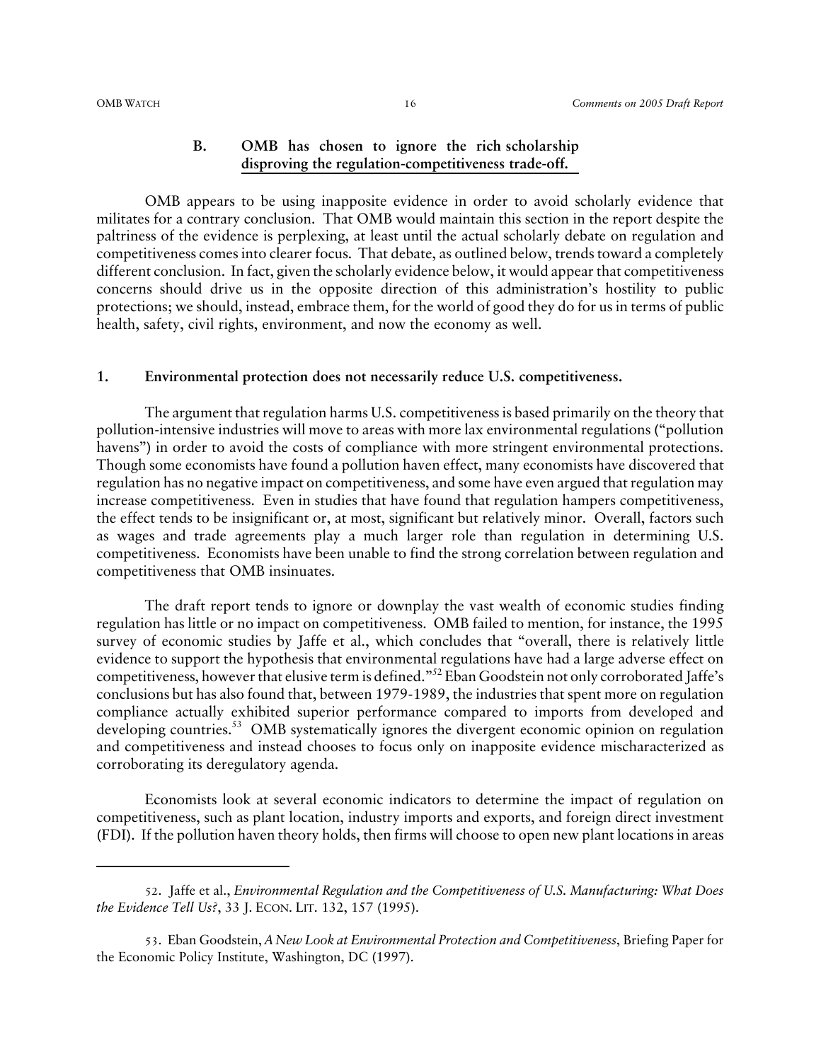## B. OMB has chosen to ignore the rich scholarship disproving the regulation-competitiveness trade-off.

OMB appears to be using inapposite evidence in order to avoid scholarly evidence that militates for a contrary conclusion. That OMB would maintain this section in the report despite the paltriness of the evidence is perplexing, at least until the actual scholarly debate on regulation and competitiveness comes into clearer focus. That debate, as outlined below, trends toward a completely different conclusion. In fact, given the scholarly evidence below, it would appear that competitiveness concerns should drive us in the opposite direction of this administration's hostility to public protections; we should, instead, embrace them, for the world of good they do for us in terms of public health, safety, civil rights, environment, and now the economy as well.

### 1. Environmental protection does not necessarily reduce U.S. competitiveness.

The argument that regulation harms U.S. competitiveness is based primarily on the theory that pollution-intensive industries will move to areas with more lax environmental regulations ("pollution havens") in order to avoid the costs of compliance with more stringent environmental protections. Though some economists have found a pollution haven effect, many economists have discovered that regulation has no negative impact on competitiveness, and some have even argued that regulation may increase competitiveness. Even in studies that have found that regulation hampers competitiveness, the effect tends to be insignificant or, at most, significant but relatively minor. Overall, factors such as wages and trade agreements play a much larger role than regulation in determining U.S. competitiveness. Economists have been unable to find the strong correlation between regulation and competitiveness that OMB insinuates.

The draft report tends to ignore or downplay the vast wealth of economic studies finding regulation has little or no impact on competitiveness. OMB failed to mention, for instance, the 1995 survey of economic studies by Jaffe et al., which concludes that "overall, there is relatively little evidence to support the hypothesis that environmental regulations have had a large adverse effect on competitiveness, however that elusive term is defined."[52] Eban Goodstein not only corroborated Jaffe's conclusions but has also found that, between 1979-1989, the industries that spent more on regulation compliance actually exhibited superior performance compared to imports from developed and developing countries.[53] OMB systematically ignores the divergent economic opinion on regulation and competitiveness and instead chooses to focus only on inapposite evidence mischaracterized as corroborating its deregulatory agenda.

Economists look at several economic indicators to determine the impact of regulation on competitiveness, such as plant location, industry imports and exports, and foreign direct investment (FDI). If the pollution haven theory holds, then firms will choose to open new plant locations in areas

---

52. Jaffe et al., *Environmental Regulation and the Competitiveness of U.S. Manufacturing: What Does the Evidence Tell Us?*, 33 J. ECON. LIT. 132, 157 (1995).

53. Eban Goodstein, *A New Look at Environmental Protection and Competitiveness*, Briefing Paper for the Economic Policy Institute, Washington, DC (1997).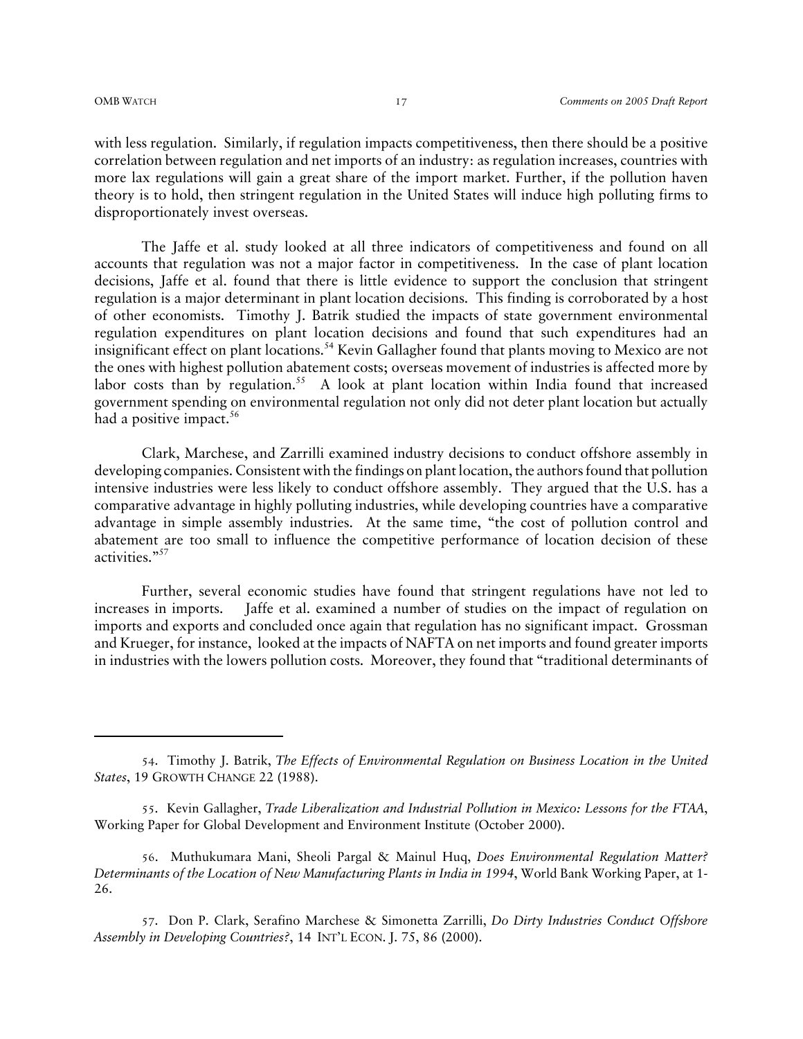with less regulation. Similarly, if regulation impacts competitiveness, then there should be a positive correlation between regulation and net imports of an industry: as regulation increases, countries with more lax regulations will gain a great share of the import market. Further, if the pollution haven theory is to hold, then stringent regulation in the United States will induce high polluting firms to disproportionately invest overseas.

The Jaffe et al. study looked at all three indicators of competitiveness and found on all accounts that regulation was not a major factor in competitiveness. In the case of plant location decisions, Jaffe et al. found that there is little evidence to support the conclusion that stringent regulation is a major determinant in plant location decisions. This finding is corroborated by a host of other economists. Timothy J. Batrik studied the impacts of state government environmental regulation expenditures on plant location decisions and found that such expenditures had an insignificant effect on plant locations.[54] Kevin Gallagher found that plants moving to Mexico are not the ones with highest pollution abatement costs; overseas movement of industries is affected more by labor costs than by regulation.[55] A look at plant location within India found that increased government spending on environmental regulation not only did not deter plant location but actually had a positive impact.[56]

Clark, Marchese, and Zarrilli examined industry decisions to conduct offshore assembly in developing companies. Consistent with the findings on plant location, the authors found that pollution intensive industries were less likely to conduct offshore assembly. They argued that the U.S. has a comparative advantage in highly polluting industries, while developing countries have a comparative advantage in simple assembly industries. At the same time, "the cost of pollution control and abatement are too small to influence the competitive performance of location decision of these activities."[57]

Further, several economic studies have found that stringent regulations have not led to increases in imports. Jaffe et al. examined a number of studies on the impact of regulation on imports and exports and concluded once again that regulation has no significant impact. Grossman and Krueger, for instance, looked at the impacts of NAFTA on net imports and found greater imports in industries with the lowers pollution costs. Moreover, they found that "traditional determinants of

---

54. Timothy J. Batrik, *The Effects of Environmental Regulation on Business Location in the United States*, 19 GROWTH CHANGE 22 (1988).

55. Kevin Gallagher, *Trade Liberalization and Industrial Pollution in Mexico: Lessons for the FTAA*, Working Paper for Global Development and Environment Institute (October 2000).

56. Muthukumara Mani, Sheoli Pargal & Mainul Huq, *Does Environmental Regulation Matter? Determinants of the Location of New Manufacturing Plants in India in 1994*, World Bank Working Paper, at 1-26.

57. Don P. Clark, Serafino Marchese & Simonetta Zarrilli, *Do Dirty Industries Conduct Offshore Assembly in Developing Countries?*, 14 INT'L ECON. J. 75, 86 (2000).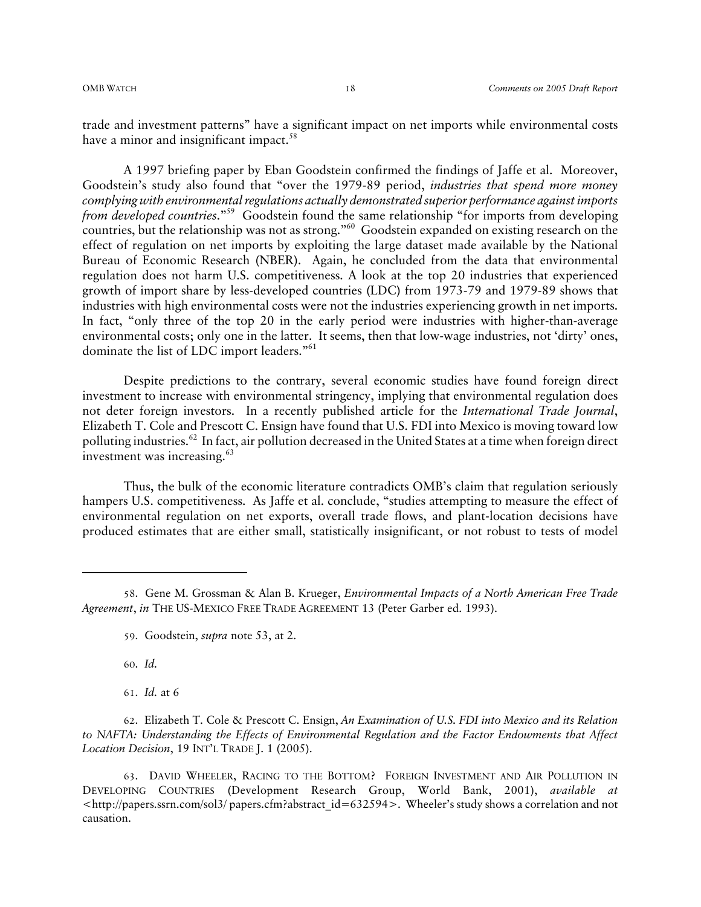trade and investment patterns" have a significant impact on net imports while environmental costs have a minor and insignificant impact.[58]

A 1997 briefing paper by Eban Goodstein confirmed the findings of Jaffe et al. Moreover, Goodstein's study also found that "over the 1979-89 period, *industries that spend more money complying with environmental regulations actually demonstrated superior performance against imports from developed countries*."[59] Goodstein found the same relationship "for imports from developing countries, but the relationship was not as strong."[60] Goodstein expanded on existing research on the effect of regulation on net imports by exploiting the large dataset made available by the National Bureau of Economic Research (NBER). Again, he concluded from the data that environmental regulation does not harm U.S. competitiveness. A look at the top 20 industries that experienced growth of import share by less-developed countries (LDC) from 1973-79 and 1979-89 shows that industries with high environmental costs were not the industries experiencing growth in net imports. In fact, "only three of the top 20 in the early period were industries with higher-than-average environmental costs; only one in the latter. It seems, then that low-wage industries, not 'dirty' ones, dominate the list of LDC import leaders."[61]

Despite predictions to the contrary, several economic studies have found foreign direct investment to increase with environmental stringency, implying that environmental regulation does not deter foreign investors. In a recently published article for the *International Trade Journal*, Elizabeth T. Cole and Prescott C. Ensign have found that U.S. FDI into Mexico is moving toward low polluting industries.[62] In fact, air pollution decreased in the United States at a time when foreign direct investment was increasing.[63]

Thus, the bulk of the economic literature contradicts OMB's claim that regulation seriously hampers U.S. competitiveness. As Jaffe et al. conclude, "studies attempting to measure the effect of environmental regulation on net exports, overall trade flows, and plant-location decisions have produced estimates that are either small, statistically insignificant, or not robust to tests of model

---

58. Gene M. Grossman & Alan B. Krueger, *Environmental Impacts of a North American Free Trade Agreement*, *in* THE US-MEXICO FREE TRADE AGREEMENT 13 (Peter Garber ed. 1993).

59. Goodstein, *supra* note 53, at 2.

60. *Id.*

61. *Id.* at 6

62. Elizabeth T. Cole & Prescott C. Ensign, *An Examination of U.S. FDI into Mexico and its Relation to NAFTA: Understanding the Effects of Environmental Regulation and the Factor Endowments that Affect Location Decision*, 19 INT'L TRADE J. 1 (2005).

63. DAVID WHEELER, RACING TO THE BOTTOM? FOREIGN INVESTMENT AND AIR POLLUTION IN DEVELOPING COUNTRIES (Development Research Group, World Bank, 2001), *available at* <http://papers.ssrn.com/sol3/ papers.cfm?abstract_id=632594>. Wheeler's study shows a correlation and not causation.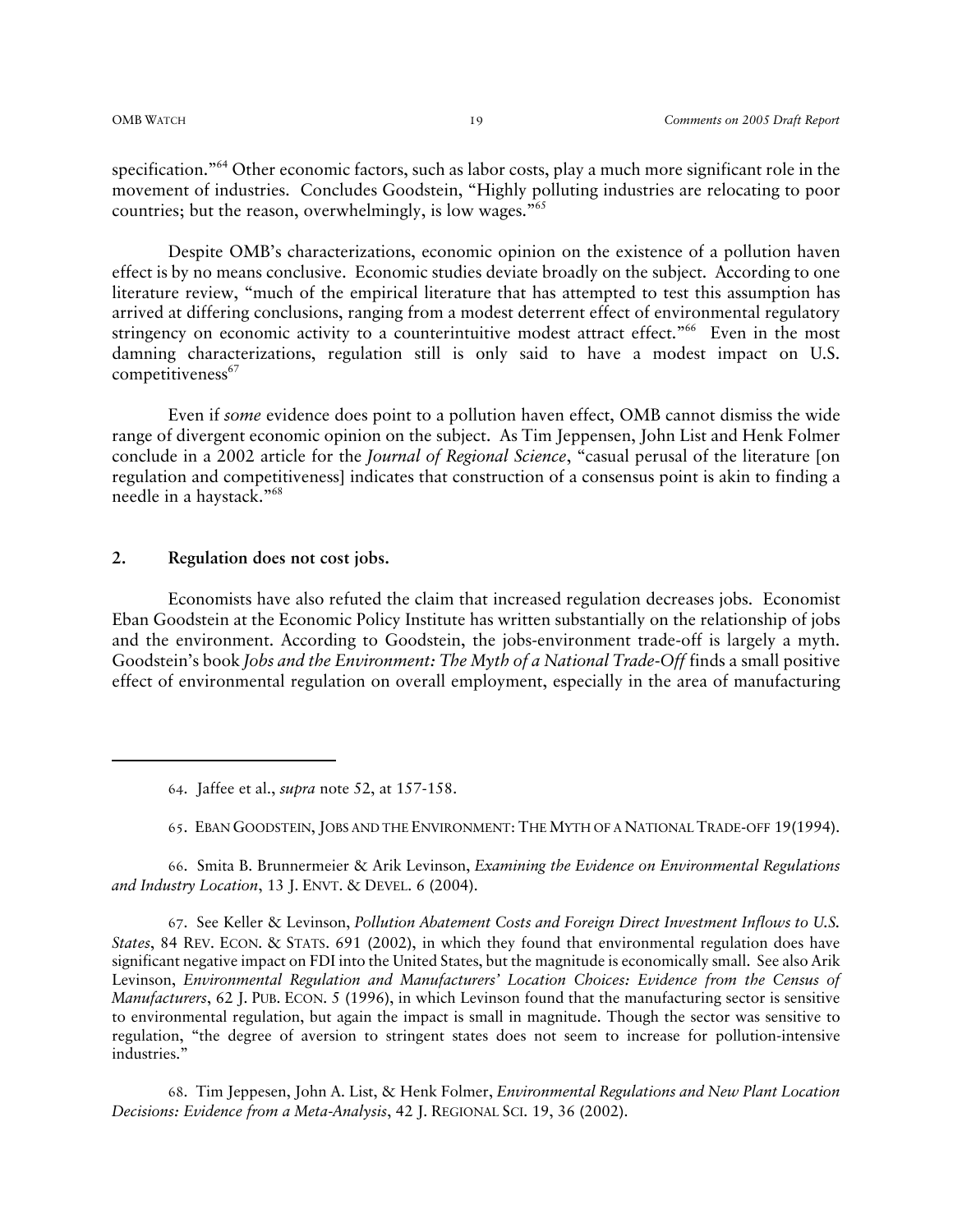specification."[64] Other economic factors, such as labor costs, play a much more significant role in the movement of industries. Concludes Goodstein, "Highly polluting industries are relocating to poor countries; but the reason, overwhelmingly, is low wages."[65]

Despite OMB's characterizations, economic opinion on the existence of a pollution haven effect is by no means conclusive. Economic studies deviate broadly on the subject. According to one literature review, "much of the empirical literature that has attempted to test this assumption has arrived at differing conclusions, ranging from a modest deterrent effect of environmental regulatory stringency on economic activity to a counterintuitive modest attract effect."[66] Even in the most damning characterizations, regulation still is only said to have a modest impact on U.S. competitiveness[67]

Even if *some* evidence does point to a pollution haven effect, OMB cannot dismiss the wide range of divergent economic opinion on the subject. As Tim Jeppensen, John List and Henk Folmer conclude in a 2002 article for the *Journal of Regional Science*, "casual perusal of the literature [on regulation and competitiveness] indicates that construction of a consensus point is akin to finding a needle in a haystack."[68]

**2. Regulation does not cost jobs.**

Economists have also refuted the claim that increased regulation decreases jobs. Economist Eban Goodstein at the Economic Policy Institute has written substantially on the relationship of jobs and the environment. According to Goodstein, the jobs-environment trade-off is largely a myth. Goodstein's book *Jobs and the Environment: The Myth of a National Trade-Off* finds a small positive effect of environmental regulation on overall employment, especially in the area of manufacturing

---

64. Jaffee et al., *supra* note 52, at 157-158.

65. EBAN GOODSTEIN, JOBS AND THE ENVIRONMENT: THE MYTH OF A NATIONAL TRADE-OFF 19(1994).

66. Smita B. Brunnermeier & Arik Levinson, *Examining the Evidence on Environmental Regulations and Industry Location*, 13 J. ENVT. & DEVEL. 6 (2004).

67. See Keller & Levinson, *Pollution Abatement Costs and Foreign Direct Investment Inflows to U.S. States*, 84 REV. ECON. & STATS. 691 (2002), in which they found that environmental regulation does have significant negative impact on FDI into the United States, but the magnitude is economically small. See also Arik Levinson, *Environmental Regulation and Manufacturers' Location Choices: Evidence from the Census of Manufacturers*, 62 J. PUB. ECON. 5 (1996), in which Levinson found that the manufacturing sector is sensitive to environmental regulation, but again the impact is small in magnitude. Though the sector was sensitive to regulation, "the degree of aversion to stringent states does not seem to increase for pollution-intensive industries."

68. Tim Jeppesen, John A. List, & Henk Folmer, *Environmental Regulations and New Plant Location Decisions: Evidence from a Meta-Analysis*, 42 J. REGIONAL SCI. 19, 36 (2002).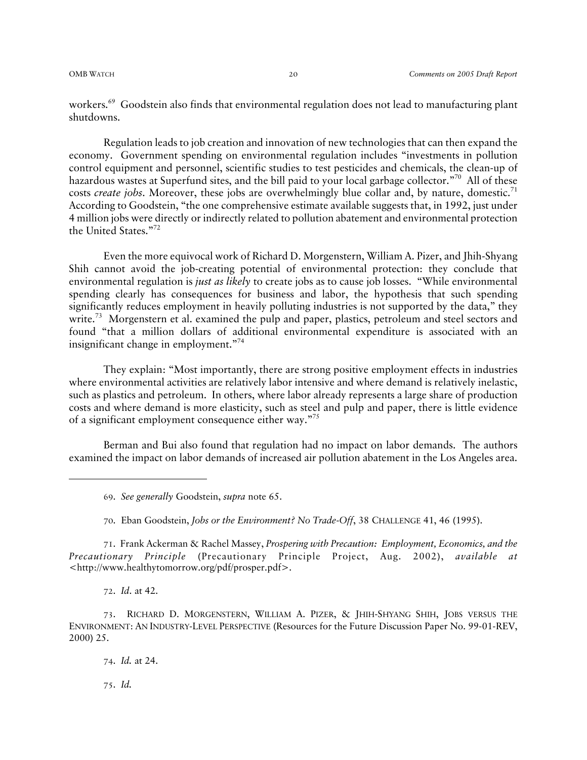workers.[69] Goodstein also finds that environmental regulation does not lead to manufacturing plant shutdowns.

Regulation leads to job creation and innovation of new technologies that can then expand the economy. Government spending on environmental regulation includes "investments in pollution control equipment and personnel, scientific studies to test pesticides and chemicals, the clean-up of hazardous wastes at Superfund sites, and the bill paid to your local garbage collector."[70] All of these costs *create jobs*. Moreover, these jobs are overwhelmingly blue collar and, by nature, domestic.[71] According to Goodstein, "the one comprehensive estimate available suggests that, in 1992, just under 4 million jobs were directly or indirectly related to pollution abatement and environmental protection the United States."[72]

Even the more equivocal work of Richard D. Morgenstern, William A. Pizer, and Jhih-Shyang Shih cannot avoid the job-creating potential of environmental protection: they conclude that environmental regulation is *just as likely* to create jobs as to cause job losses. "While environmental spending clearly has consequences for business and labor, the hypothesis that such spending significantly reduces employment in heavily polluting industries is not supported by the data," they write.[73] Morgenstern et al. examined the pulp and paper, plastics, petroleum and steel sectors and found "that a million dollars of additional environmental expenditure is associated with an insignificant change in employment."[74]

They explain: "Most importantly, there are strong positive employment effects in industries where environmental activities are relatively labor intensive and where demand is relatively inelastic, such as plastics and petroleum. In others, where labor already represents a large share of production costs and where demand is more elasticity, such as steel and pulp and paper, there is little evidence of a significant employment consequence either way."[75]

Berman and Bui also found that regulation had no impact on labor demands. The authors examined the impact on labor demands of increased air pollution abatement in the Los Angeles area.

---

69. *See generally* Goodstein, *supra* note 65.

70. Eban Goodstein, *Jobs or the Environment? No Trade-Off*, 38 CHALLENGE 41, 46 (1995).

71. Frank Ackerman & Rachel Massey, *Prospering with Precaution: Employment, Economics, and the Precautionary Principle* (Precautionary Principle Project, Aug. 2002), *available at* <http://www.healthytomorrow.org/pdf/prosper.pdf>.

72. *Id*. at 42.

73. RICHARD D. MORGENSTERN, WILLIAM A. PIZER, & JHIH-SHYANG SHIH, JOBS VERSUS THE ENVIRONMENT: AN INDUSTRY-LEVEL PERSPECTIVE (Resources for the Future Discussion Paper No. 99-01-REV, 2000) 25.

74. *Id.* at 24.

75. *Id.*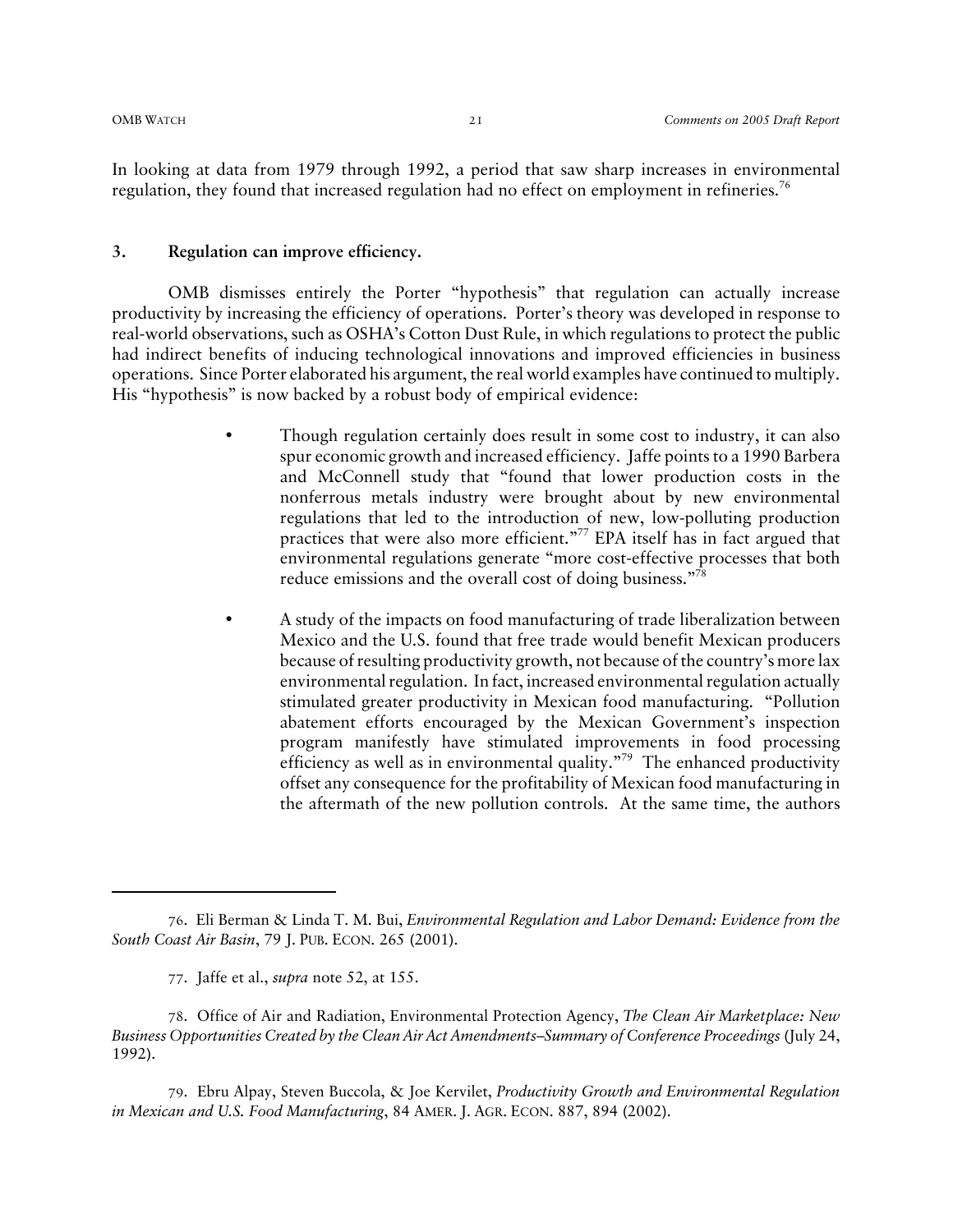In looking at data from 1979 through 1992, a period that saw sharp increases in environmental regulation, they found that increased regulation had no effect on employment in refineries.[76]

### 3. Regulation can improve efficiency.

OMB dismisses entirely the Porter "hypothesis" that regulation can actually increase productivity by increasing the efficiency of operations. Porter's theory was developed in response to real-world observations, such as OSHA's Cotton Dust Rule, in which regulations to protect the public had indirect benefits of inducing technological innovations and improved efficiencies in business operations. Since Porter elaborated his argument, the real world examples have continued to multiply. His "hypothesis" is now backed by a robust body of empirical evidence:

- Though regulation certainly does result in some cost to industry, it can also spur economic growth and increased efficiency. Jaffe points to a 1990 Barbera and McConnell study that "found that lower production costs in the nonferrous metals industry were brought about by new environmental regulations that led to the introduction of new, low-polluting production practices that were also more efficient."[77] EPA itself has in fact argued that environmental regulations generate "more cost-effective processes that both reduce emissions and the overall cost of doing business."[78]

- A study of the impacts on food manufacturing of trade liberalization between Mexico and the U.S. found that free trade would benefit Mexican producers because of resulting productivity growth, not because of the country's more lax environmental regulation. In fact, increased environmental regulation actually stimulated greater productivity in Mexican food manufacturing. "Pollution abatement efforts encouraged by the Mexican Government's inspection program manifestly have stimulated improvements in food processing efficiency as well as in environmental quality."[79] The enhanced productivity offset any consequence for the profitability of Mexican food manufacturing in the aftermath of the new pollution controls. At the same time, the authors

---

76. Eli Berman & Linda T. M. Bui, *Environmental Regulation and Labor Demand: Evidence from the South Coast Air Basin*, 79 J. PUB. ECON. 265 (2001).

77. Jaffe et al., *supra* note 52, at 155.

78. Office of Air and Radiation, Environmental Protection Agency, *The Clean Air Marketplace: New Business Opportunities Created by the Clean Air Act Amendments–Summary of Conference Proceedings* (July 24, 1992).

79. Ebru Alpay, Steven Buccola, & Joe Kervilet, *Productivity Growth and Environmental Regulation in Mexican and U.S. Food Manufacturing*, 84 AMER. J. AGR. ECON. 887, 894 (2002).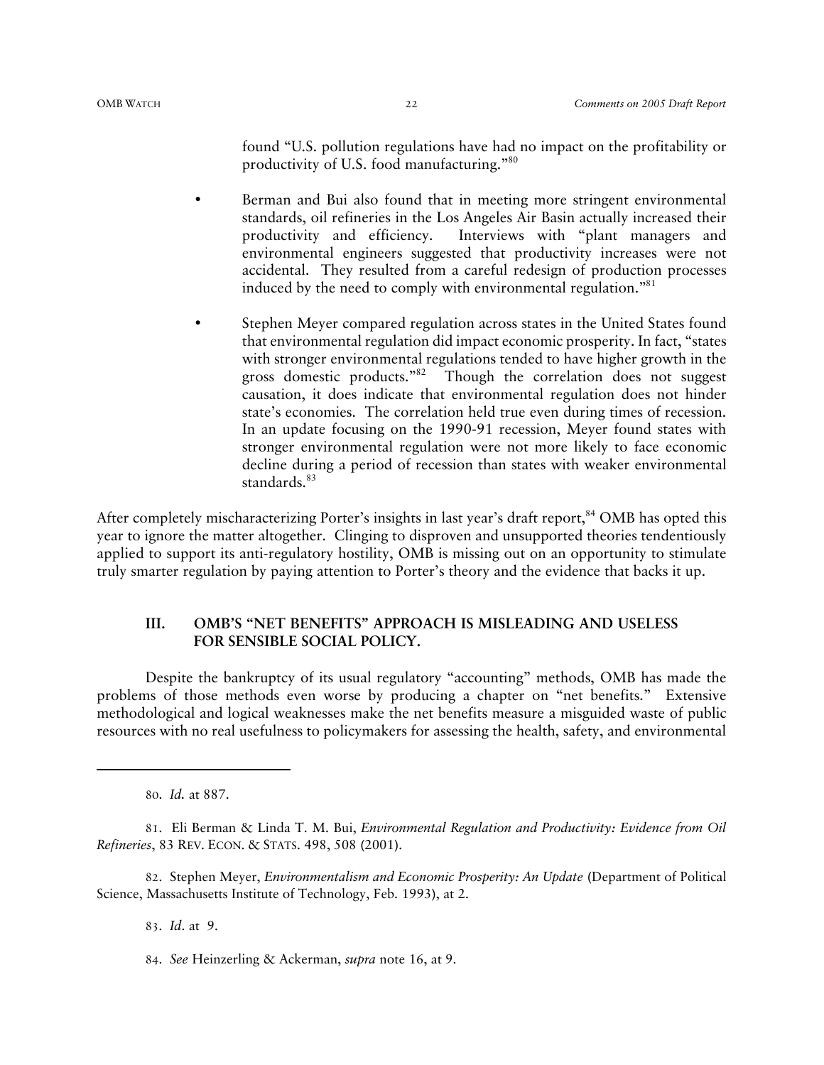found "U.S. pollution regulations have had no impact on the profitability or productivity of U.S. food manufacturing."[80]

- Berman and Bui also found that in meeting more stringent environmental standards, oil refineries in the Los Angeles Air Basin actually increased their productivity and efficiency. Interviews with "plant managers and environmental engineers suggested that productivity increases were not accidental. They resulted from a careful redesign of production processes induced by the need to comply with environmental regulation."[81]

- Stephen Meyer compared regulation across states in the United States found that environmental regulation did impact economic prosperity. In fact, "states with stronger environmental regulations tended to have higher growth in the gross domestic products."[82] Though the correlation does not suggest causation, it does indicate that environmental regulation does not hinder state's economies. The correlation held true even during times of recession. In an update focusing on the 1990-91 recession, Meyer found states with stronger environmental regulation were not more likely to face economic decline during a period of recession than states with weaker environmental standards.[83]

After completely mischaracterizing Porter's insights in last year's draft report,[84] OMB has opted this year to ignore the matter altogether. Clinging to disproven and unsupported theories tendentiously applied to support its anti-regulatory hostility, OMB is missing out on an opportunity to stimulate truly smarter regulation by paying attention to Porter's theory and the evidence that backs it up.

## III. OMB'S "NET BENEFITS" APPROACH IS MISLEADING AND USELESS FOR SENSIBLE SOCIAL POLICY.

Despite the bankruptcy of its usual regulatory "accounting" methods, OMB has made the problems of those methods even worse by producing a chapter on "net benefits." Extensive methodological and logical weaknesses make the net benefits measure a misguided waste of public resources with no real usefulness to policymakers for assessing the health, safety, and environmental

---

80. *Id.* at 887.

81. Eli Berman & Linda T. M. Bui, *Environmental Regulation and Productivity: Evidence from Oil Refineries*, 83 REV. ECON. & STATS. 498, 508 (2001).

82. Stephen Meyer, *Environmentalism and Economic Prosperity: An Update* (Department of Political Science, Massachusetts Institute of Technology, Feb. 1993), at 2.

83. *Id*. at 9.

84. *See* Heinzerling & Ackerman, *supra* note 16, at 9.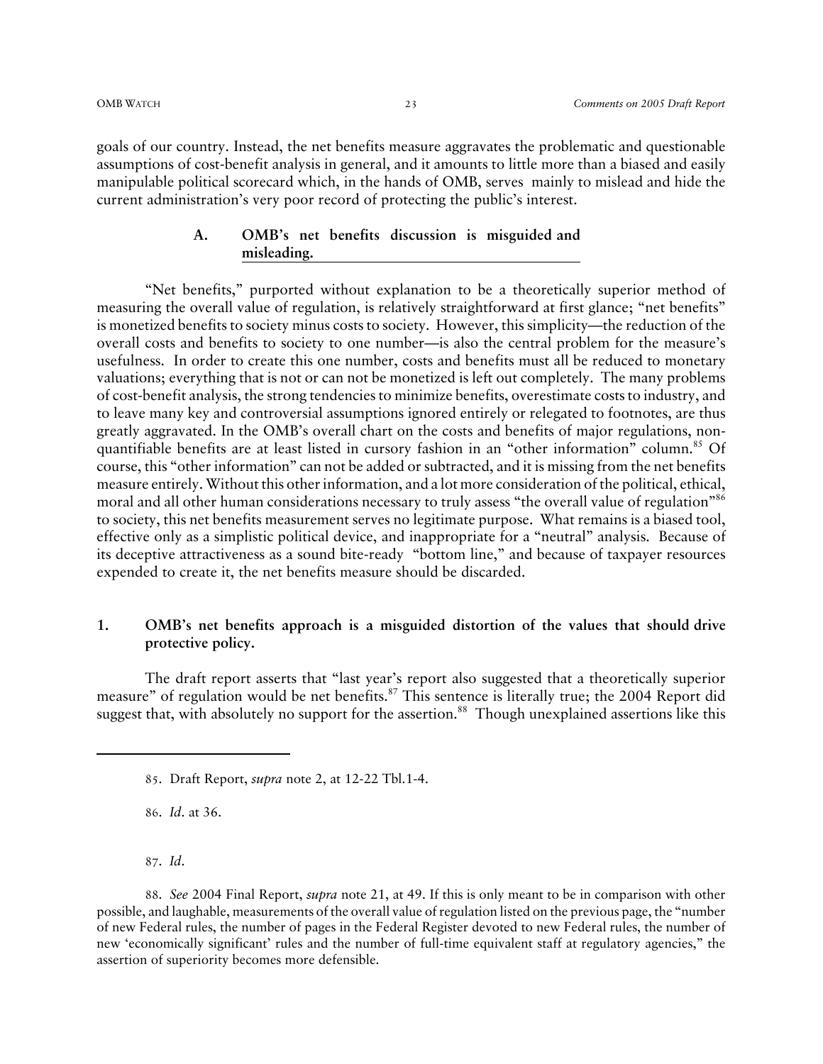goals of our country. Instead, the net benefits measure aggravates the problematic and questionable assumptions of cost-benefit analysis in general, and it amounts to little more than a biased and easily manipulable political scorecard which, in the hands of OMB, serves mainly to mislead and hide the current administration's very poor record of protecting the public's interest.

### A. OMB's net benefits discussion is misguided and misleading.

"Net benefits," purported without explanation to be a theoretically superior method of measuring the overall value of regulation, is relatively straightforward at first glance; "net benefits" is monetized benefits to society minus costs to society. However, this simplicity—the reduction of the overall costs and benefits to society to one number—is also the central problem for the measure's usefulness. In order to create this one number, costs and benefits must all be reduced to monetary valuations; everything that is not or can not be monetized is left out completely. The many problems of cost-benefit analysis, the strong tendencies to minimize benefits, overestimate costs to industry, and to leave many key and controversial assumptions ignored entirely or relegated to footnotes, are thus greatly aggravated. In the OMB's overall chart on the costs and benefits of major regulations, non-quantifiable benefits are at least listed in cursory fashion in an "other information" column.[85] Of course, this "other information" can not be added or subtracted, and it is missing from the net benefits measure entirely. Without this other information, and a lot more consideration of the political, ethical, moral and all other human considerations necessary to truly assess "the overall value of regulation"[86] to society, this net benefits measurement serves no legitimate purpose. What remains is a biased tool, effective only as a simplistic political device, and inappropriate for a "neutral" analysis. Because of its deceptive attractiveness as a sound bite-ready "bottom line," and because of taxpayer resources expended to create it, the net benefits measure should be discarded.

### 1. OMB's net benefits approach is a misguided distortion of the values that should drive protective policy.

The draft report asserts that "last year's report also suggested that a theoretically superior measure" of regulation would be net benefits.[87] This sentence is literally true; the 2004 Report did suggest that, with absolutely no support for the assertion.[88] Though unexplained assertions like this

---

85. Draft Report, *supra* note 2, at 12-22 Tbl.1-4.

86. *Id*. at 36.

87. *Id*.

88. *See* 2004 Final Report, *supra* note 21, at 49. If this is only meant to be in comparison with other possible, and laughable, measurements of the overall value of regulation listed on the previous page, the "number of new Federal rules, the number of pages in the Federal Register devoted to new Federal rules, the number of new 'economically significant' rules and the number of full-time equivalent staff at regulatory agencies," the assertion of superiority becomes more defensible.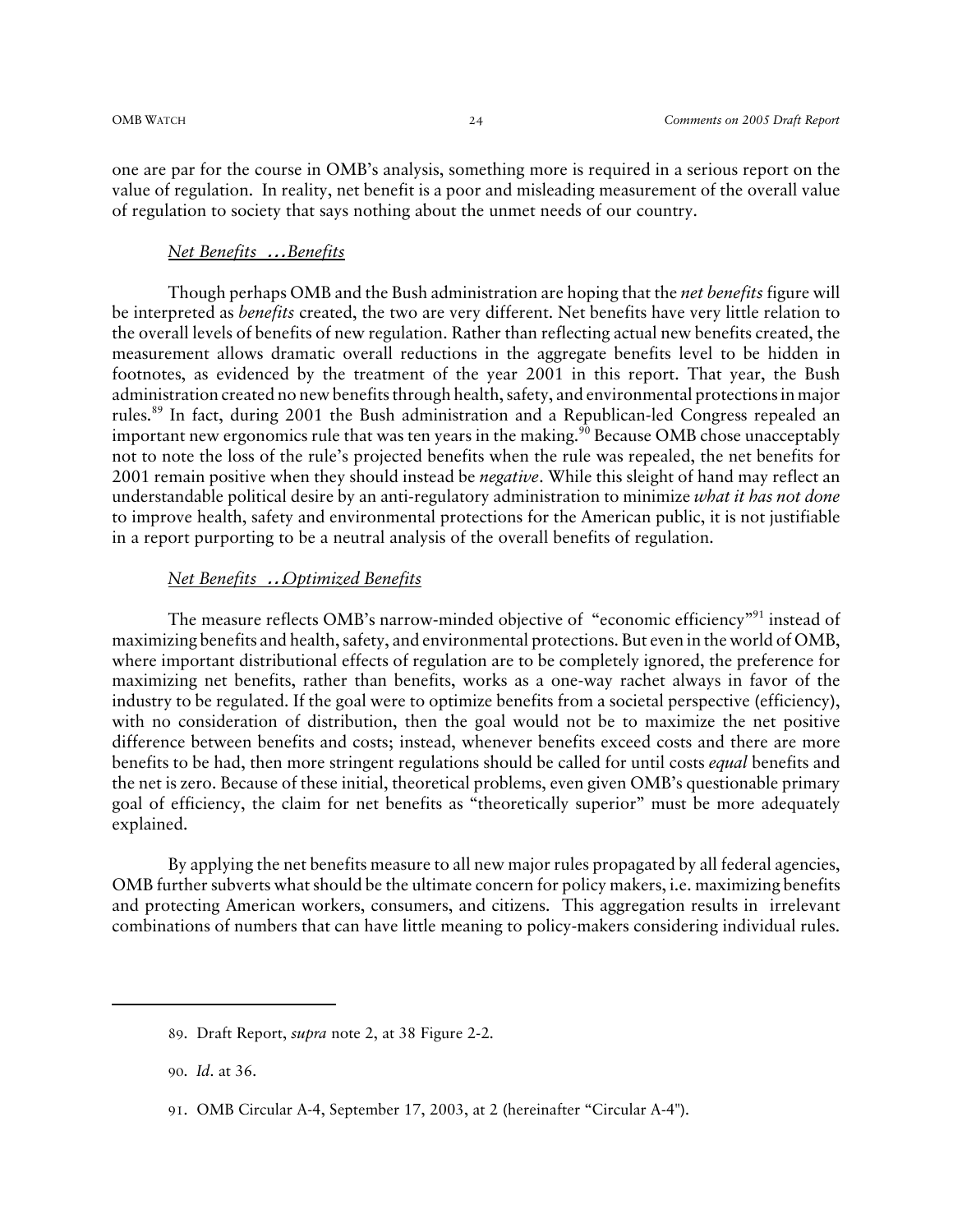one are par for the course in OMB's analysis, something more is required in a serious report on the value of regulation. In reality, net benefit is a poor and misleading measurement of the overall value of regulation to society that says nothing about the unmet needs of our country.

### *Net Benefits ...Benefits*

Though perhaps OMB and the Bush administration are hoping that the *net benefits* figure will be interpreted as *benefits* created, the two are very different. Net benefits have very little relation to the overall levels of benefits of new regulation. Rather than reflecting actual new benefits created, the measurement allows dramatic overall reductions in the aggregate benefits level to be hidden in footnotes, as evidenced by the treatment of the year 2001 in this report. That year, the Bush administration created no new benefits through health, safety, and environmental protections in major rules.[89] In fact, during 2001 the Bush administration and a Republican-led Congress repealed an important new ergonomics rule that was ten years in the making.[90] Because OMB chose unacceptably not to note the loss of the rule's projected benefits when the rule was repealed, the net benefits for 2001 remain positive when they should instead be *negative*. While this sleight of hand may reflect an understandable political desire by an anti-regulatory administration to minimize *what it has not done* to improve health, safety and environmental protections for the American public, it is not justifiable in a report purporting to be a neutral analysis of the overall benefits of regulation.

### *Net Benefits ..Optimized Benefits*

The measure reflects OMB's narrow-minded objective of "economic efficiency"[91] instead of maximizing benefits and health, safety, and environmental protections. But even in the world of OMB, where important distributional effects of regulation are to be completely ignored, the preference for maximizing net benefits, rather than benefits, works as a one-way rachet always in favor of the industry to be regulated. If the goal were to optimize benefits from a societal perspective (efficiency), with no consideration of distribution, then the goal would not be to maximize the net positive difference between benefits and costs; instead, whenever benefits exceed costs and there are more benefits to be had, then more stringent regulations should be called for until costs *equal* benefits and the net is zero. Because of these initial, theoretical problems, even given OMB's questionable primary goal of efficiency, the claim for net benefits as "theoretically superior" must be more adequately explained.

By applying the net benefits measure to all new major rules propagated by all federal agencies, OMB further subverts what should be the ultimate concern for policy makers, i.e. maximizing benefits and protecting American workers, consumers, and citizens. This aggregation results in irrelevant combinations of numbers that can have little meaning to policy-makers considering individual rules.

---

89. Draft Report, *supra* note 2, at 38 Figure 2-2.

90. *Id*. at 36.

91. OMB Circular A-4, September 17, 2003, at 2 (hereinafter "Circular A-4").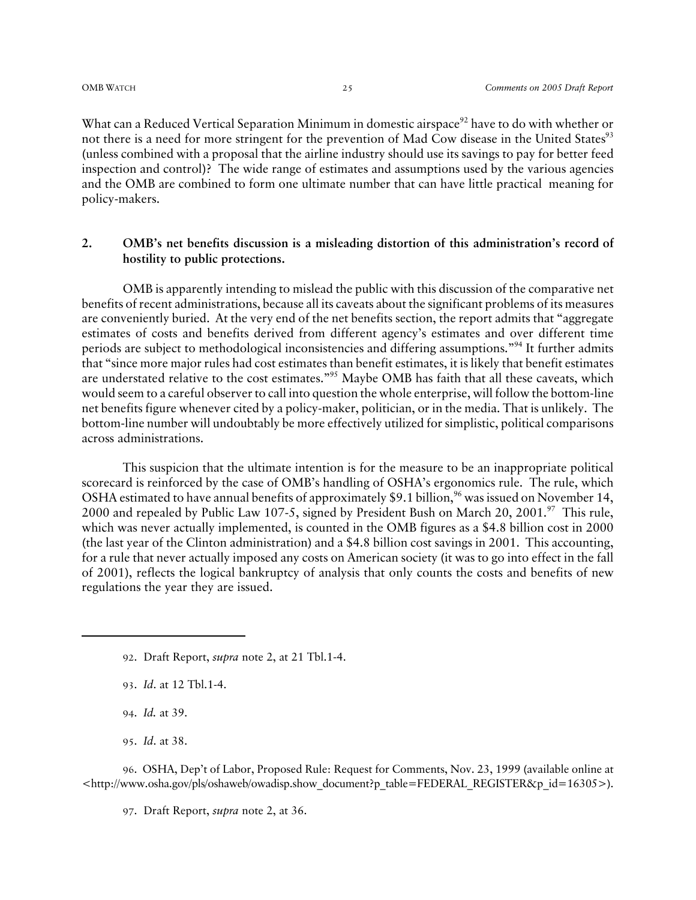What can a Reduced Vertical Separation Minimum in domestic airspace[92] have to do with whether or not there is a need for more stringent for the prevention of Mad Cow disease in the United States[93] (unless combined with a proposal that the airline industry should use its savings to pay for better feed inspection and control)? The wide range of estimates and assumptions used by the various agencies and the OMB are combined to form one ultimate number that can have little practical meaning for policy-makers.

## 2. OMB's net benefits discussion is a misleading distortion of this administration's record of hostility to public protections.

OMB is apparently intending to mislead the public with this discussion of the comparative net benefits of recent administrations, because all its caveats about the significant problems of its measures are conveniently buried. At the very end of the net benefits section, the report admits that "aggregate estimates of costs and benefits derived from different agency's estimates and over different time periods are subject to methodological inconsistencies and differing assumptions."[94] It further admits that "since more major rules had cost estimates than benefit estimates, it is likely that benefit estimates are understated relative to the cost estimates."[95] Maybe OMB has faith that all these caveats, which would seem to a careful observer to call into question the whole enterprise, will follow the bottom-line net benefits figure whenever cited by a policy-maker, politician, or in the media. That is unlikely. The bottom-line number will undoubtably be more effectively utilized for simplistic, political comparisons across administrations.

This suspicion that the ultimate intention is for the measure to be an inappropriate political scorecard is reinforced by the case of OMB's handling of OSHA's ergonomics rule. The rule, which OSHA estimated to have annual benefits of approximately $9.1 billion,[96] was issued on November 14, 2000 and repealed by Public Law 107-5, signed by President Bush on March 20, 2001.[97] This rule, which was never actually implemented, is counted in the OMB figures as a $4.8 billion cost in 2000 (the last year of the Clinton administration) and a $4.8 billion cost savings in 2001. This accounting, for a rule that never actually imposed any costs on American society (it was to go into effect in the fall of 2001), reflects the logical bankruptcy of analysis that only counts the costs and benefits of new regulations the year they are issued.

---

92. Draft Report, *supra* note 2, at 21 Tbl.1-4.

93. *Id.* at 12 Tbl.1-4.

94. *Id.* at 39.

95. *Id.* at 38.

96. OSHA, Dep't of Labor, Proposed Rule: Request for Comments, Nov. 23, 1999 (available online at <http://www.osha.gov/pls/oshaweb/owadisp.show_document?p_table=FEDERAL_REGISTER&p_id=16305>).

97. Draft Report, *supra* note 2, at 36.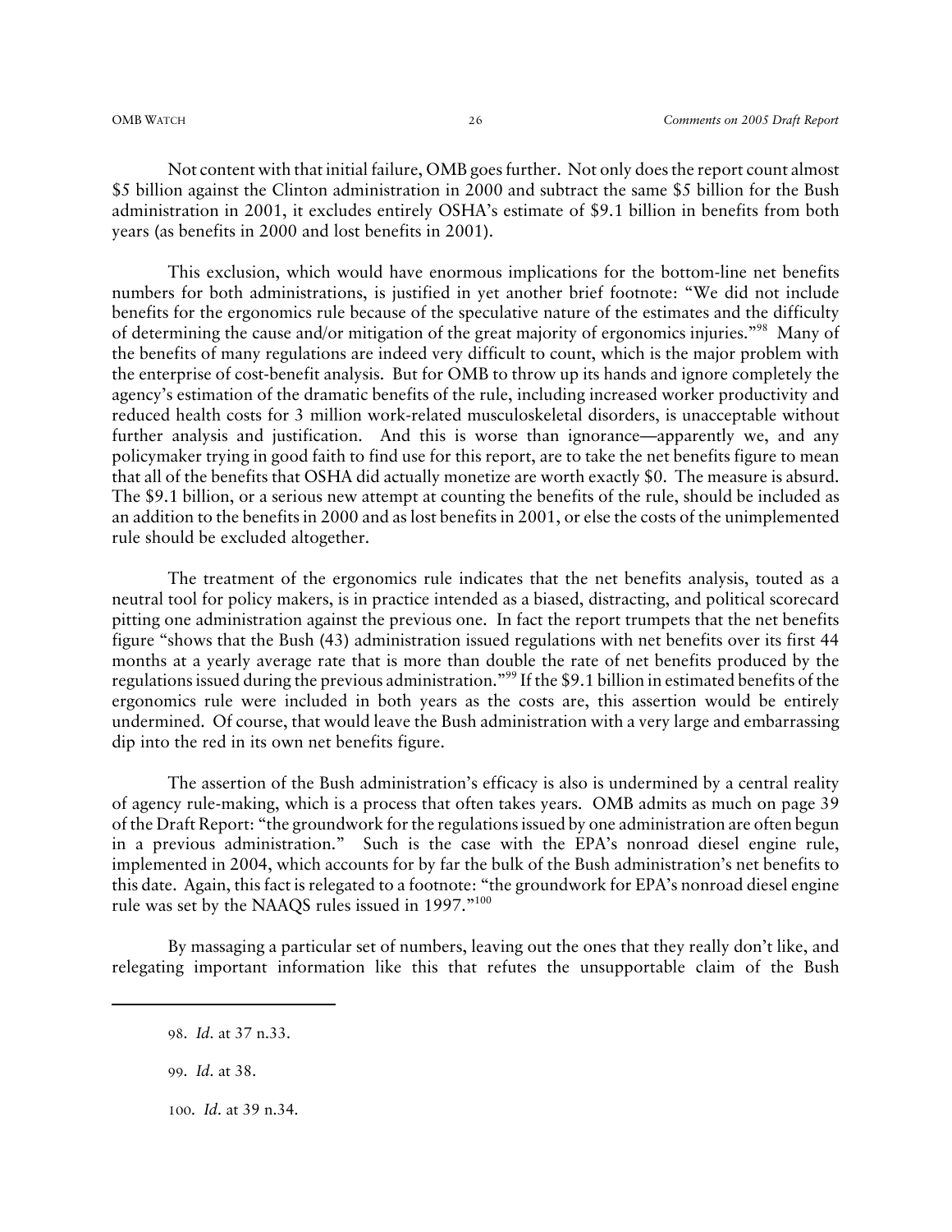Not content with that initial failure, OMB goes further. Not only does the report count almost \$5 billion against the Clinton administration in 2000 and subtract the same \$5 billion for the Bush administration in 2001, it excludes entirely OSHA's estimate of \$9.1 billion in benefits from both years (as benefits in 2000 and lost benefits in 2001).

This exclusion, which would have enormous implications for the bottom-line net benefits numbers for both administrations, is justified in yet another brief footnote: "We did not include benefits for the ergonomics rule because of the speculative nature of the estimates and the difficulty of determining the cause and/or mitigation of the great majority of ergonomics injuries."[98] Many of the benefits of many regulations are indeed very difficult to count, which is the major problem with the enterprise of cost-benefit analysis. But for OMB to throw up its hands and ignore completely the agency's estimation of the dramatic benefits of the rule, including increased worker productivity and reduced health costs for 3 million work-related musculoskeletal disorders, is unacceptable without further analysis and justification. And this is worse than ignorance—apparently we, and any policymaker trying in good faith to find use for this report, are to take the net benefits figure to mean that all of the benefits that OSHA did actually monetize are worth exactly \$0. The measure is absurd. The \$9.1 billion, or a serious new attempt at counting the benefits of the rule, should be included as an addition to the benefits in 2000 and as lost benefits in 2001, or else the costs of the unimplemented rule should be excluded altogether.

The treatment of the ergonomics rule indicates that the net benefits analysis, touted as a neutral tool for policy makers, is in practice intended as a biased, distracting, and political scorecard pitting one administration against the previous one. In fact the report trumpets that the net benefits figure "shows that the Bush (43) administration issued regulations with net benefits over its first 44 months at a yearly average rate that is more than double the rate of net benefits produced by the regulations issued during the previous administration."[99] If the \$9.1 billion in estimated benefits of the ergonomics rule were included in both years as the costs are, this assertion would be entirely undermined. Of course, that would leave the Bush administration with a very large and embarrassing dip into the red in its own net benefits figure.

The assertion of the Bush administration's efficacy is also is undermined by a central reality of agency rule-making, which is a process that often takes years. OMB admits as much on page 39 of the Draft Report: "the groundwork for the regulations issued by one administration are often begun in a previous administration." Such is the case with the EPA's nonroad diesel engine rule, implemented in 2004, which accounts for by far the bulk of the Bush administration's net benefits to this date. Again, this fact is relegated to a footnote: "the groundwork for EPA's nonroad diesel engine rule was set by the NAAQS rules issued in 1997."[100]

By massaging a particular set of numbers, leaving out the ones that they really don't like, and relegating important information like this that refutes the unsupportable claim of the Bush

---

98. *Id.* at 37 n.33.

99. *Id.* at 38.

100. *Id.* at 39 n.34.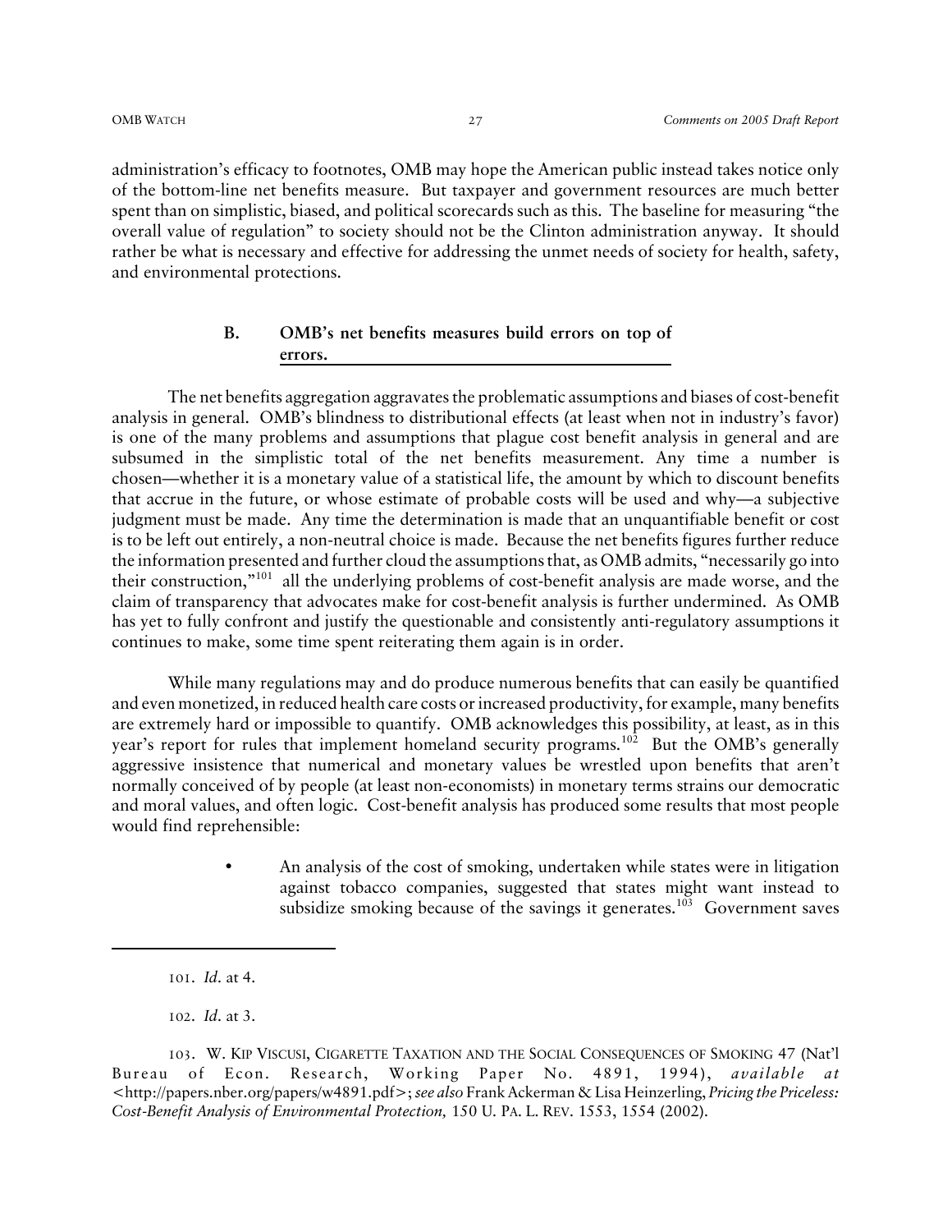administration's efficacy to footnotes, OMB may hope the American public instead takes notice only of the bottom-line net benefits measure. But taxpayer and government resources are much better spent than on simplistic, biased, and political scorecards such as this. The baseline for measuring "the overall value of regulation" to society should not be the Clinton administration anyway. It should rather be what is necessary and effective for addressing the unmet needs of society for health, safety, and environmental protections.

### B. OMB's net benefits measures build errors on top of errors.

The net benefits aggregation aggravates the problematic assumptions and biases of cost-benefit analysis in general. OMB's blindness to distributional effects (at least when not in industry's favor) is one of the many problems and assumptions that plague cost benefit analysis in general and are subsumed in the simplistic total of the net benefits measurement. Any time a number is chosen—whether it is a monetary value of a statistical life, the amount by which to discount benefits that accrue in the future, or whose estimate of probable costs will be used and why—a subjective judgment must be made. Any time the determination is made that an unquantifiable benefit or cost is to be left out entirely, a non-neutral choice is made. Because the net benefits figures further reduce the information presented and further cloud the assumptions that, as OMB admits, "necessarily go into their construction,"[101] all the underlying problems of cost-benefit analysis are made worse, and the claim of transparency that advocates make for cost-benefit analysis is further undermined. As OMB has yet to fully confront and justify the questionable and consistently anti-regulatory assumptions it continues to make, some time spent reiterating them again is in order.

While many regulations may and do produce numerous benefits that can easily be quantified and even monetized, in reduced health care costs or increased productivity, for example, many benefits are extremely hard or impossible to quantify. OMB acknowledges this possibility, at least, as in this year's report for rules that implement homeland security programs.[102] But the OMB's generally aggressive insistence that numerical and monetary values be wrestled upon benefits that aren't normally conceived of by people (at least non-economists) in monetary terms strains our democratic and moral values, and often logic. Cost-benefit analysis has produced some results that most people would find reprehensible:

- An analysis of the cost of smoking, undertaken while states were in litigation against tobacco companies, suggested that states might want instead to subsidize smoking because of the savings it generates.[103] Government saves

---

101. *Id.* at 4.

102. *Id.* at 3.

103. W. KIP VISCUSI, CIGARETTE TAXATION AND THE SOCIAL CONSEQUENCES OF SMOKING 47 (Nat'l Bureau of Econ. Research, Working Paper No. 4891, 1994), *available at* <http://papers.nber.org/papers/w4891.pdf>; *see also* Frank Ackerman & Lisa Heinzerling, *Pricing the Priceless: Cost-Benefit Analysis of Environmental Protection,* 150 U. PA. L. REV. 1553, 1554 (2002).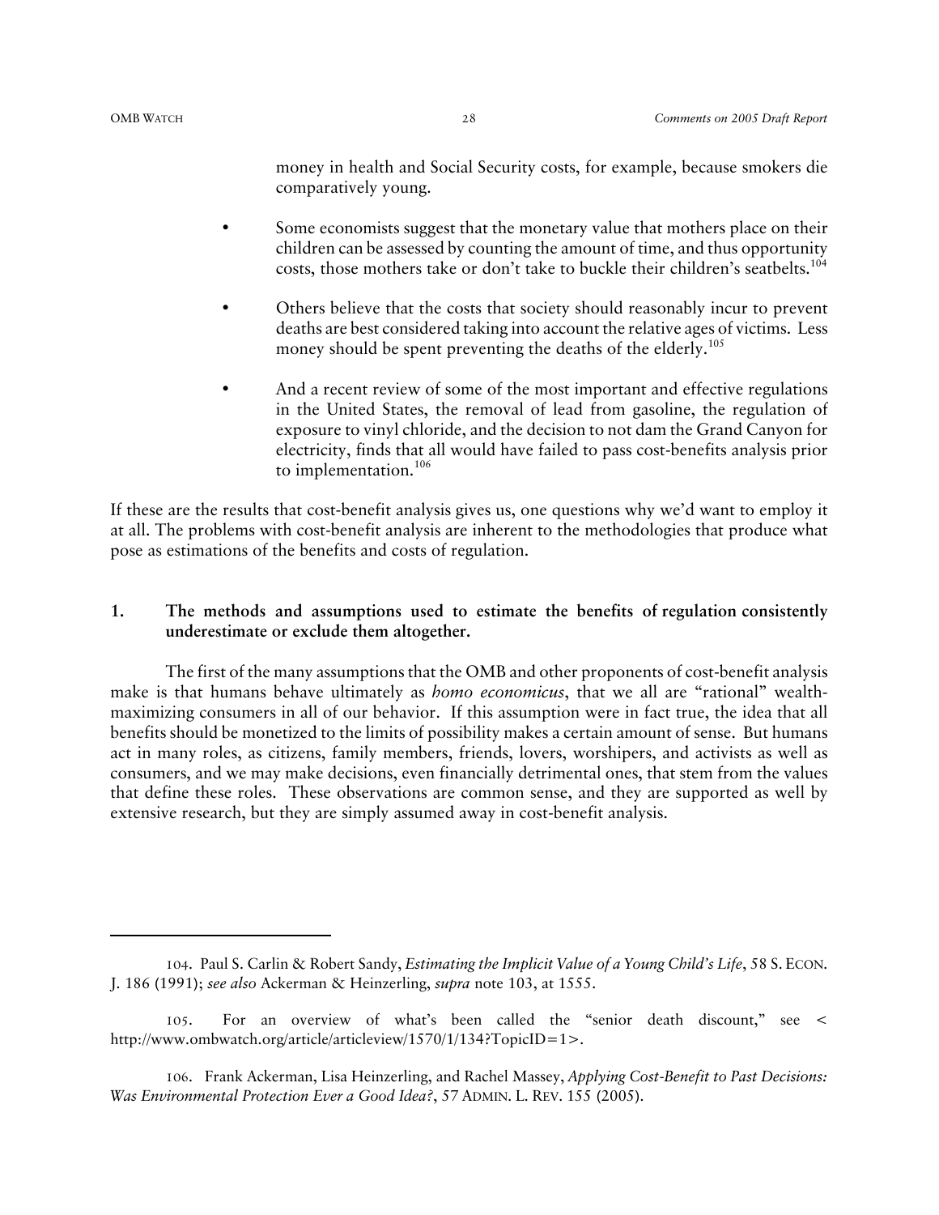money in health and Social Security costs, for example, because smokers die comparatively young.

- Some economists suggest that the monetary value that mothers place on their children can be assessed by counting the amount of time, and thus opportunity costs, those mothers take or don't take to buckle their children's seatbelts.[104]
- Others believe that the costs that society should reasonably incur to prevent deaths are best considered taking into account the relative ages of victims. Less money should be spent preventing the deaths of the elderly.[105]
- And a recent review of some of the most important and effective regulations in the United States, the removal of lead from gasoline, the regulation of exposure to vinyl chloride, and the decision to not dam the Grand Canyon for electricity, finds that all would have failed to pass cost-benefits analysis prior to implementation.[106]

If these are the results that cost-benefit analysis gives us, one questions why we'd want to employ it at all. The problems with cost-benefit analysis are inherent to the methodologies that produce what pose as estimations of the benefits and costs of regulation.

### 1. The methods and assumptions used to estimate the benefits of regulation consistently underestimate or exclude them altogether.

The first of the many assumptions that the OMB and other proponents of cost-benefit analysis make is that humans behave ultimately as *homo economicus*, that we all are "rational" wealth-maximizing consumers in all of our behavior. If this assumption were in fact true, the idea that all benefits should be monetized to the limits of possibility makes a certain amount of sense. But humans act in many roles, as citizens, family members, friends, lovers, worshipers, and activists as well as consumers, and we may make decisions, even financially detrimental ones, that stem from the values that define these roles. These observations are common sense, and they are supported as well by extensive research, but they are simply assumed away in cost-benefit analysis.

---

104. Paul S. Carlin & Robert Sandy, *Estimating the Implicit Value of a Young Child's Life*, 58 S. ECON. J. 186 (1991); *see also* Ackerman & Heinzerling, *supra* note 103, at 1555.

105. For an overview of what's been called the "senior death discount," see < http://www.ombwatch.org/article/articleview/1570/1/134?TopicID=1>.

106. Frank Ackerman, Lisa Heinzerling, and Rachel Massey, *Applying Cost-Benefit to Past Decisions: Was Environmental Protection Ever a Good Idea?*, 57 ADMIN. L. REV. 155 (2005).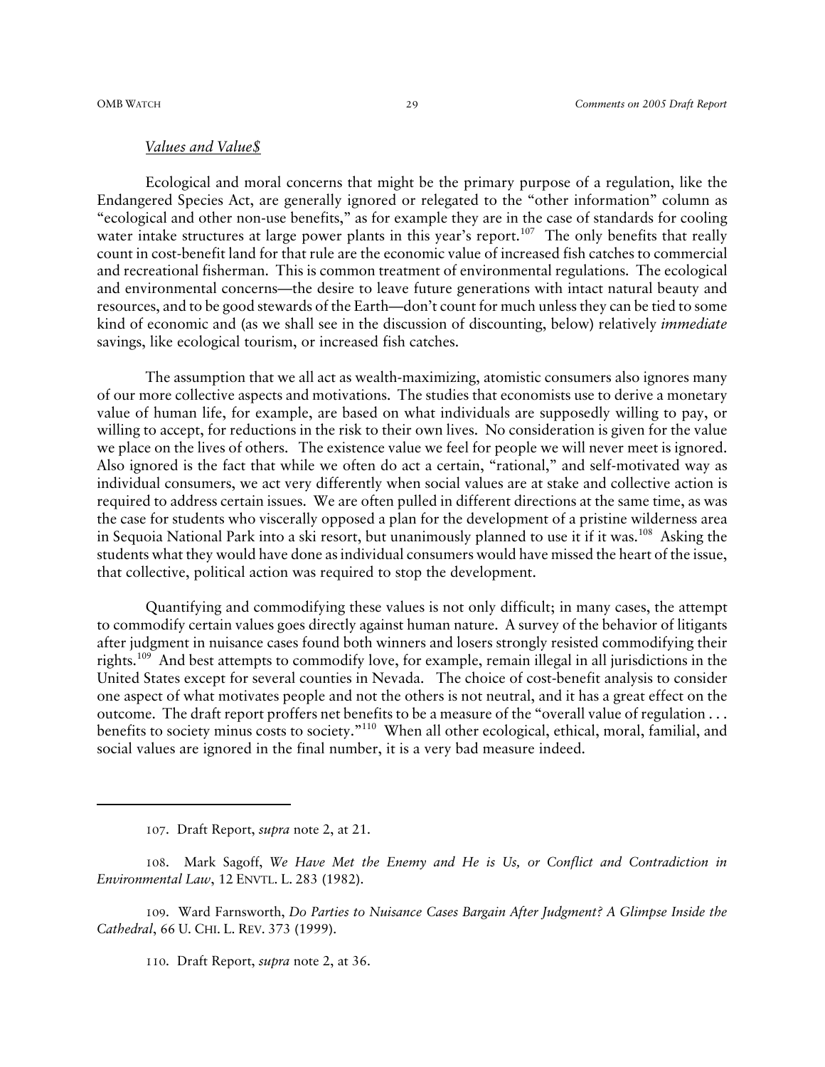*Values and Value$*

Ecological and moral concerns that might be the primary purpose of a regulation, like the Endangered Species Act, are generally ignored or relegated to the "other information" column as "ecological and other non-use benefits," as for example they are in the case of standards for cooling water intake structures at large power plants in this year's report.[107] The only benefits that really count in cost-benefit land for that rule are the economic value of increased fish catches to commercial and recreational fisherman. This is common treatment of environmental regulations. The ecological and environmental concerns—the desire to leave future generations with intact natural beauty and resources, and to be good stewards of the Earth—don't count for much unless they can be tied to some kind of economic and (as we shall see in the discussion of discounting, below) relatively *immediate* savings, like ecological tourism, or increased fish catches.

The assumption that we all act as wealth-maximizing, atomistic consumers also ignores many of our more collective aspects and motivations. The studies that economists use to derive a monetary value of human life, for example, are based on what individuals are supposedly willing to pay, or willing to accept, for reductions in the risk to their own lives. No consideration is given for the value we place on the lives of others. The existence value we feel for people we will never meet is ignored. Also ignored is the fact that while we often do act a certain, "rational," and self-motivated way as individual consumers, we act very differently when social values are at stake and collective action is required to address certain issues. We are often pulled in different directions at the same time, as was the case for students who viscerally opposed a plan for the development of a pristine wilderness area in Sequoia National Park into a ski resort, but unanimously planned to use it if it was.[108] Asking the students what they would have done as individual consumers would have missed the heart of the issue, that collective, political action was required to stop the development.

Quantifying and commodifying these values is not only difficult; in many cases, the attempt to commodify certain values goes directly against human nature. A survey of the behavior of litigants after judgment in nuisance cases found both winners and losers strongly resisted commodifying their rights.[109] And best attempts to commodify love, for example, remain illegal in all jurisdictions in the United States except for several counties in Nevada. The choice of cost-benefit analysis to consider one aspect of what motivates people and not the others is not neutral, and it has a great effect on the outcome. The draft report proffers net benefits to be a measure of the "overall value of regulation . . . benefits to society minus costs to society."[110] When all other ecological, ethical, moral, familial, and social values are ignored in the final number, it is a very bad measure indeed.

---

107. Draft Report, *supra* note 2, at 21.

108. Mark Sagoff, *We Have Met the Enemy and He is Us, or Conflict and Contradiction in Environmental Law*, 12 ENVTL. L. 283 (1982).

109. Ward Farnsworth, *Do Parties to Nuisance Cases Bargain After Judgment? A Glimpse Inside the Cathedral*, 66 U. CHI. L. REV. 373 (1999).

110. Draft Report, *supra* note 2, at 36.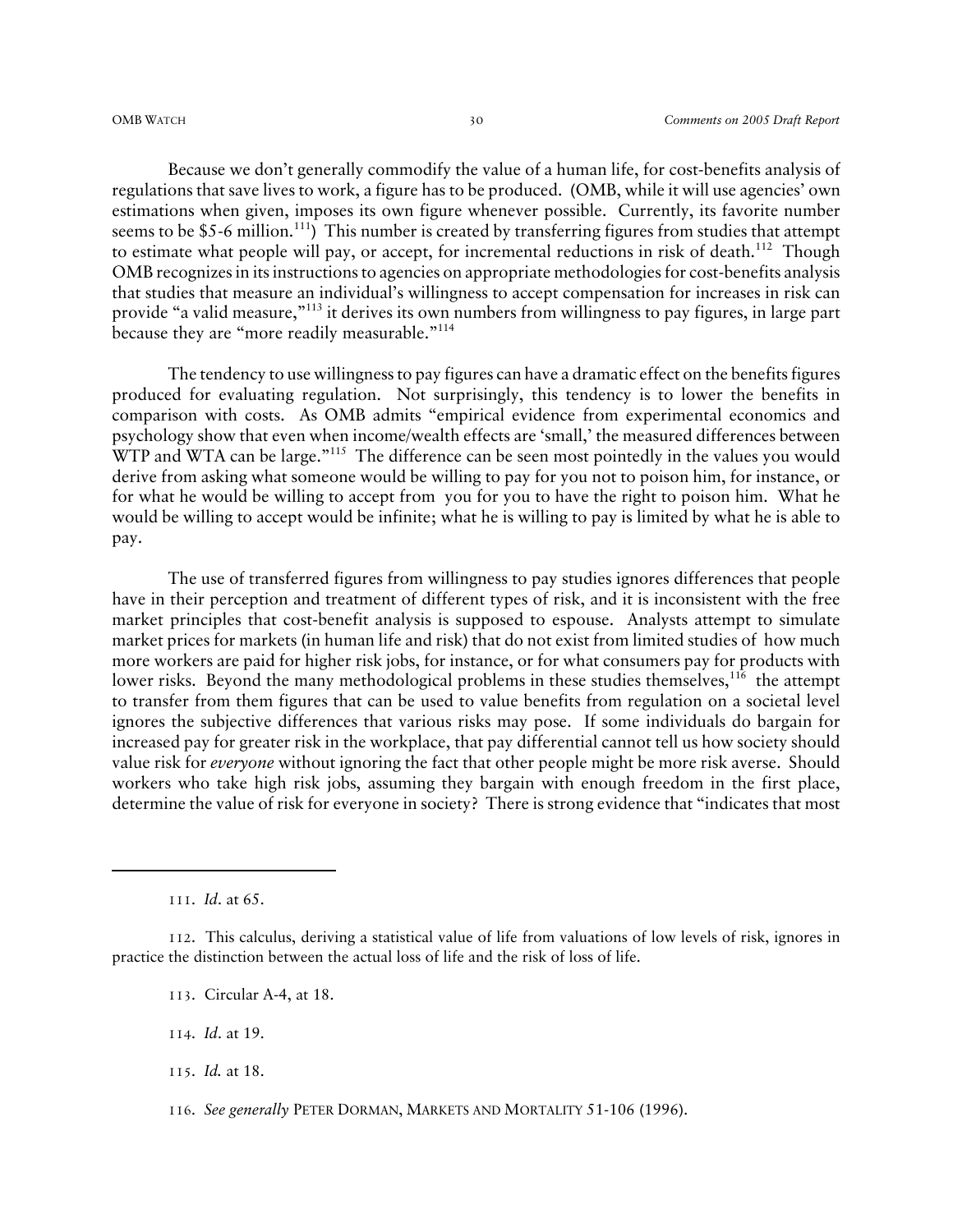Because we don't generally commodify the value of a human life, for cost-benefits analysis of regulations that save lives to work, a figure has to be produced. (OMB, while it will use agencies' own estimations when given, imposes its own figure whenever possible. Currently, its favorite number seems to be $5-6 million.[111]) This number is created by transferring figures from studies that attempt to estimate what people will pay, or accept, for incremental reductions in risk of death.[112] Though OMB recognizes in its instructions to agencies on appropriate methodologies for cost-benefits analysis that studies that measure an individual's willingness to accept compensation for increases in risk can provide "a valid measure,"[113] it derives its own numbers from willingness to pay figures, in large part because they are "more readily measurable."[114]

The tendency to use willingness to pay figures can have a dramatic effect on the benefits figures produced for evaluating regulation. Not surprisingly, this tendency is to lower the benefits in comparison with costs. As OMB admits "empirical evidence from experimental economics and psychology show that even when income/wealth effects are 'small,' the measured differences between WTP and WTA can be large."[115] The difference can be seen most pointedly in the values you would derive from asking what someone would be willing to pay for you not to poison him, for instance, or for what he would be willing to accept from you for you to have the right to poison him. What he would be willing to accept would be infinite; what he is willing to pay is limited by what he is able to pay.

The use of transferred figures from willingness to pay studies ignores differences that people have in their perception and treatment of different types of risk, and it is inconsistent with the free market principles that cost-benefit analysis is supposed to espouse. Analysts attempt to simulate market prices for markets (in human life and risk) that do not exist from limited studies of how much more workers are paid for higher risk jobs, for instance, or for what consumers pay for products with lower risks. Beyond the many methodological problems in these studies themselves,[116] the attempt to transfer from them figures that can be used to value benefits from regulation on a societal level ignores the subjective differences that various risks may pose. If some individuals do bargain for increased pay for greater risk in the workplace, that pay differential cannot tell us how society should value risk for *everyone* without ignoring the fact that other people might be more risk averse. Should workers who take high risk jobs, assuming they bargain with enough freedom in the first place, determine the value of risk for everyone in society? There is strong evidence that "indicates that most

---

111. *Id*. at 65.

112. This calculus, deriving a statistical value of life from valuations of low levels of risk, ignores in practice the distinction between the actual loss of life and the risk of loss of life.

113. Circular A-4, at 18.

114. *Id*. at 19.

115. *Id.* at 18.

116. *See generally* PETER DORMAN, MARKETS AND MORTALITY 51-106 (1996).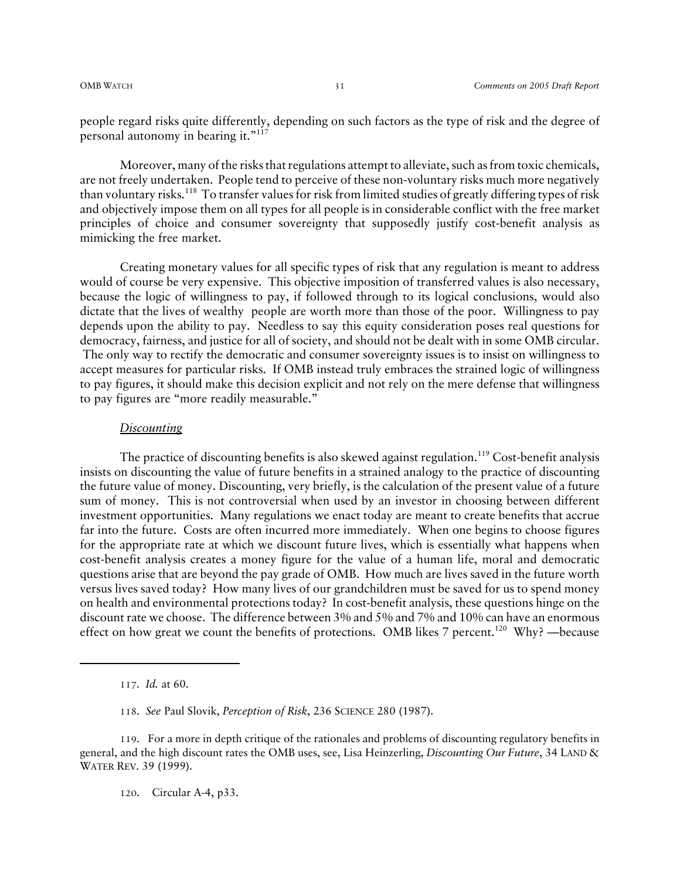people regard risks quite differently, depending on such factors as the type of risk and the degree of personal autonomy in bearing it."[117]

Moreover, many of the risks that regulations attempt to alleviate, such as from toxic chemicals, are not freely undertaken. People tend to perceive of these non-voluntary risks much more negatively than voluntary risks.[118] To transfer values for risk from limited studies of greatly differing types of risk and objectively impose them on all types for all people is in considerable conflict with the free market principles of choice and consumer sovereignty that supposedly justify cost-benefit analysis as mimicking the free market.

Creating monetary values for all specific types of risk that any regulation is meant to address would of course be very expensive. This objective imposition of transferred values is also necessary, because the logic of willingness to pay, if followed through to its logical conclusions, would also dictate that the lives of wealthy people are worth more than those of the poor. Willingness to pay depends upon the ability to pay. Needless to say this equity consideration poses real questions for democracy, fairness, and justice for all of society, and should not be dealt with in some OMB circular. The only way to rectify the democratic and consumer sovereignty issues is to insist on willingness to accept measures for particular risks. If OMB instead truly embraces the strained logic of willingness to pay figures, it should make this decision explicit and not rely on the mere defense that willingness to pay figures are "more readily measurable."

*Discounting*

The practice of discounting benefits is also skewed against regulation.[119] Cost-benefit analysis insists on discounting the value of future benefits in a strained analogy to the practice of discounting the future value of money. Discounting, very briefly, is the calculation of the present value of a future sum of money. This is not controversial when used by an investor in choosing between different investment opportunities. Many regulations we enact today are meant to create benefits that accrue far into the future. Costs are often incurred more immediately. When one begins to choose figures for the appropriate rate at which we discount future lives, which is essentially what happens when cost-benefit analysis creates a money figure for the value of a human life, moral and democratic questions arise that are beyond the pay grade of OMB. How much are lives saved in the future worth versus lives saved today? How many lives of our grandchildren must be saved for us to spend money on health and environmental protections today? In cost-benefit analysis, these questions hinge on the discount rate we choose. The difference between 3% and 5% and 7% and 10% can have an enormous effect on how great we count the benefits of protections. OMB likes 7 percent.[120] Why? —because

---

117. *Id.* at 60.

118. *See* Paul Slovik, *Perception of Risk*, 236 SCIENCE 280 (1987).

119. For a more in depth critique of the rationales and problems of discounting regulatory benefits in general, and the high discount rates the OMB uses, see, Lisa Heinzerling, *Discounting Our Future*, 34 LAND & WATER REV. 39 (1999).

120. Circular A-4, p33.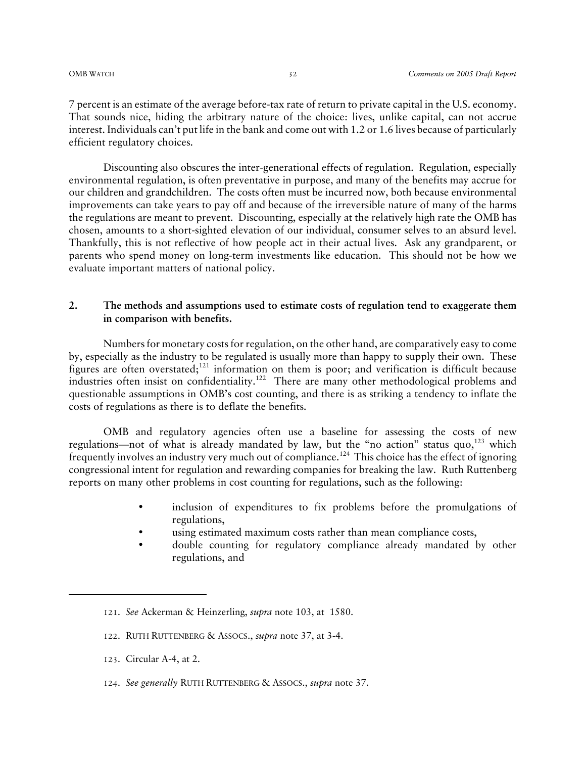7 percent is an estimate of the average before-tax rate of return to private capital in the U.S. economy. That sounds nice, hiding the arbitrary nature of the choice: lives, unlike capital, can not accrue interest. Individuals can't put life in the bank and come out with 1.2 or 1.6 lives because of particularly efficient regulatory choices.

Discounting also obscures the inter-generational effects of regulation. Regulation, especially environmental regulation, is often preventative in purpose, and many of the benefits may accrue for our children and grandchildren. The costs often must be incurred now, both because environmental improvements can take years to pay off and because of the irreversible nature of many of the harms the regulations are meant to prevent. Discounting, especially at the relatively high rate the OMB has chosen, amounts to a short-sighted elevation of our individual, consumer selves to an absurd level. Thankfully, this is not reflective of how people act in their actual lives. Ask any grandparent, or parents who spend money on long-term investments like education. This should not be how we evaluate important matters of national policy.

## 2. The methods and assumptions used to estimate costs of regulation tend to exaggerate them in comparison with benefits.

Numbers for monetary costs for regulation, on the other hand, are comparatively easy to come by, especially as the industry to be regulated is usually more than happy to supply their own. These figures are often overstated;[121] information on them is poor; and verification is difficult because industries often insist on confidentiality.[122] There are many other methodological problems and questionable assumptions in OMB's cost counting, and there is as striking a tendency to inflate the costs of regulations as there is to deflate the benefits.

OMB and regulatory agencies often use a baseline for assessing the costs of new regulations—not of what is already mandated by law, but the "no action" status quo,[123] which frequently involves an industry very much out of compliance.[124] This choice has the effect of ignoring congressional intent for regulation and rewarding companies for breaking the law. Ruth Ruttenberg reports on many other problems in cost counting for regulations, such as the following:

- inclusion of expenditures to fix problems before the promulgations of regulations,
- using estimated maximum costs rather than mean compliance costs,
- double counting for regulatory compliance already mandated by other regulations, and

---

121. *See* Ackerman & Heinzerling, *supra* note 103, at 1580.

122. Ruth Ruttenberg & Assocs., *supra* note 37, at 3-4.

123. Circular A-4, at 2.

124. *See generally* Ruth Ruttenberg & Assocs., *supra* note 37.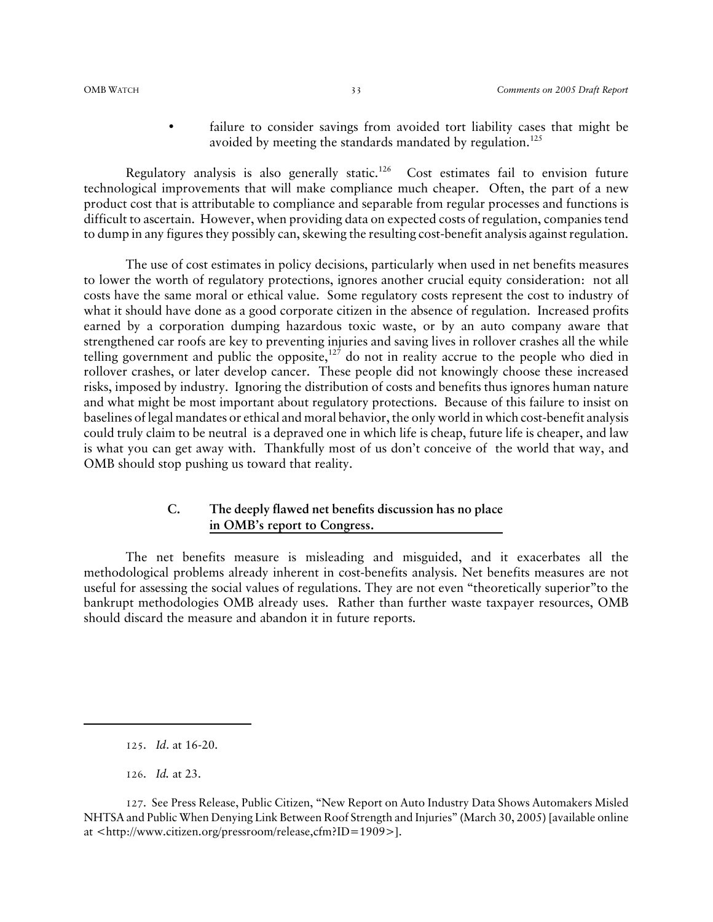- failure to consider savings from avoided tort liability cases that might be avoided by meeting the standards mandated by regulation.[125]

Regulatory analysis is also generally static.[126] Cost estimates fail to envision future technological improvements that will make compliance much cheaper. Often, the part of a new product cost that is attributable to compliance and separable from regular processes and functions is difficult to ascertain. However, when providing data on expected costs of regulation, companies tend to dump in any figures they possibly can, skewing the resulting cost-benefit analysis against regulation.

The use of cost estimates in policy decisions, particularly when used in net benefits measures to lower the worth of regulatory protections, ignores another crucial equity consideration: not all costs have the same moral or ethical value. Some regulatory costs represent the cost to industry of what it should have done as a good corporate citizen in the absence of regulation. Increased profits earned by a corporation dumping hazardous toxic waste, or by an auto company aware that strengthened car roofs are key to preventing injuries and saving lives in rollover crashes all the while telling government and public the opposite,[127] do not in reality accrue to the people who died in rollover crashes, or later develop cancer. These people did not knowingly choose these increased risks, imposed by industry. Ignoring the distribution of costs and benefits thus ignores human nature and what might be most important about regulatory protections. Because of this failure to insist on baselines of legal mandates or ethical and moral behavior, the only world in which cost-benefit analysis could truly claim to be neutral is a depraved one in which life is cheap, future life is cheaper, and law is what you can get away with. Thankfully most of us don't conceive of the world that way, and OMB should stop pushing us toward that reality.

### C. The deeply flawed net benefits discussion has no place in OMB's report to Congress.

The net benefits measure is misleading and misguided, and it exacerbates all the methodological problems already inherent in cost-benefits analysis. Net benefits measures are not useful for assessing the social values of regulations. They are not even "theoretically superior" to the bankrupt methodologies OMB already uses. Rather than further waste taxpayer resources, OMB should discard the measure and abandon it in future reports.

---

125. *Id.* at 16-20.

126. *Id.* at 23.

127. See Press Release, Public Citizen, "New Report on Auto Industry Data Shows Automakers Misled NHTSA and Public When Denying Link Between Roof Strength and Injuries" (March 30, 2005) [available online at <http://www.citizen.org/pressroom/release,cfm?ID=1909>].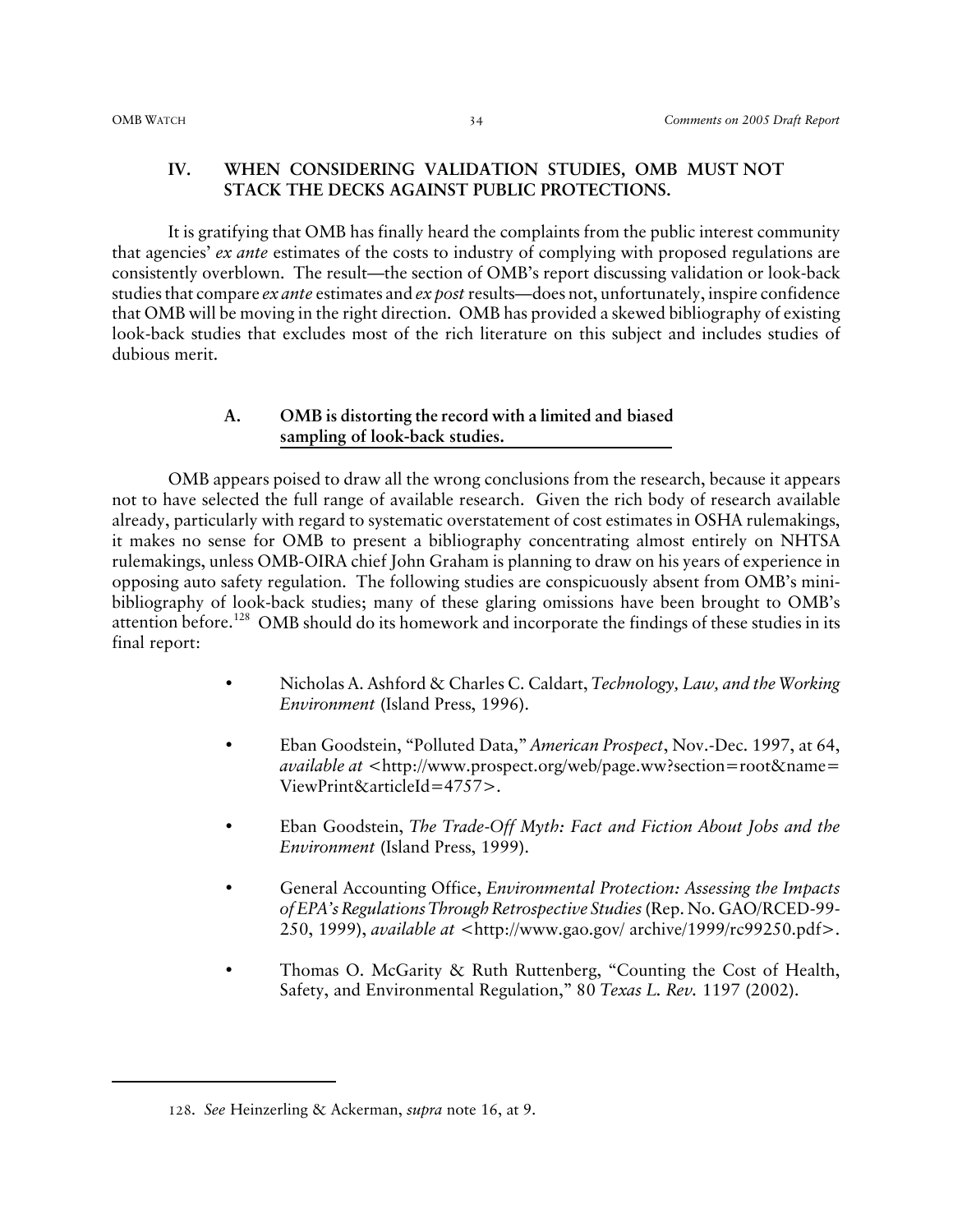## IV. WHEN CONSIDERING VALIDATION STUDIES, OMB MUST NOT STACK THE DECKS AGAINST PUBLIC PROTECTIONS.

It is gratifying that OMB has finally heard the complaints from the public interest community that agencies' *ex ante* estimates of the costs to industry of complying with proposed regulations are consistently overblown. The result—the section of OMB's report discussing validation or look-back studies that compare *ex ante* estimates and *ex post* results—does not, unfortunately, inspire confidence that OMB will be moving in the right direction. OMB has provided a skewed bibliography of existing look-back studies that excludes most of the rich literature on this subject and includes studies of dubious merit.

### A. OMB is distorting the record with a limited and biased sampling of look-back studies.

OMB appears poised to draw all the wrong conclusions from the research, because it appears not to have selected the full range of available research. Given the rich body of research available already, particularly with regard to systematic overstatement of cost estimates in OSHA rulemakings, it makes no sense for OMB to present a bibliography concentrating almost entirely on NHTSA rulemakings, unless OMB-OIRA chief John Graham is planning to draw on his years of experience in opposing auto safety regulation. The following studies are conspicuously absent from OMB's mini-bibliography of look-back studies; many of these glaring omissions have been brought to OMB's attention before.[128] OMB should do its homework and incorporate the findings of these studies in its final report:

- Nicholas A. Ashford & Charles C. Caldart, *Technology, Law, and the Working Environment* (Island Press, 1996).
- Eban Goodstein, "Polluted Data," *American Prospect*, Nov.-Dec. 1997, at 64, *available at* <http://www.prospect.org/web/page.ww?section=root&name=ViewPrint&articleId=4757>.
- Eban Goodstein, *The Trade-Off Myth: Fact and Fiction About Jobs and the Environment* (Island Press, 1999).
- General Accounting Office, *Environmental Protection: Assessing the Impacts of EPA's Regulations Through Retrospective Studies* (Rep. No. GAO/RCED-99-250, 1999), *available at* <http://www.gao.gov/ archive/1999/rc99250.pdf>.
- Thomas O. McGarity & Ruth Ruttenberg, "Counting the Cost of Health, Safety, and Environmental Regulation," 80 *Texas L. Rev.* 1197 (2002).

---

128. *See* Heinzerling & Ackerman, *supra* note 16, at 9.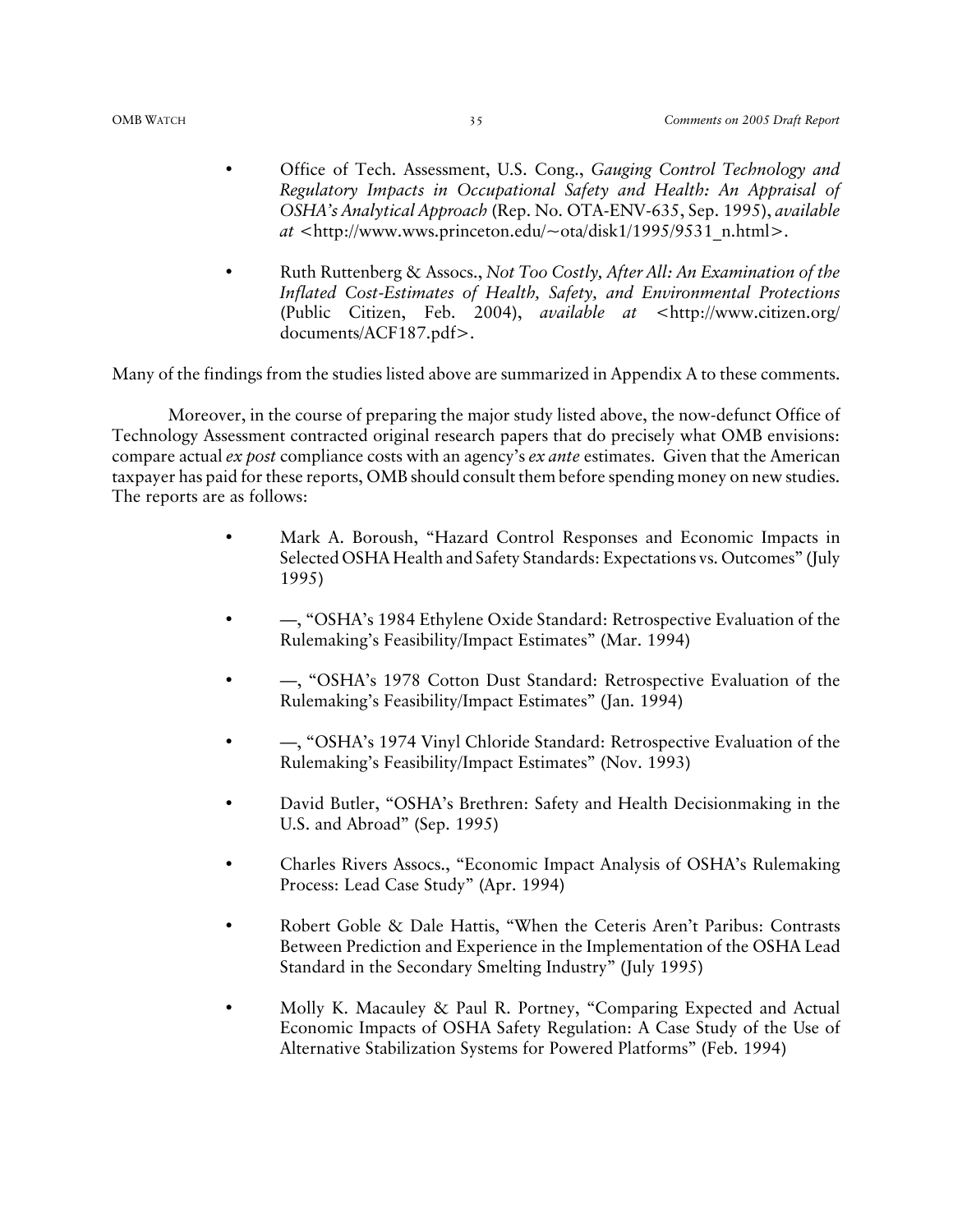- Office of Tech. Assessment, U.S. Cong., *Gauging Control Technology and Regulatory Impacts in Occupational Safety and Health: An Appraisal of OSHA's Analytical Approach* (Rep. No. OTA-ENV-635, Sep. 1995), *available at* <http://www.wws.princeton.edu/~ota/disk1/1995/9531_n.html>.

- Ruth Ruttenberg & Assocs., *Not Too Costly, After All: An Examination of the Inflated Cost-Estimates of Health, Safety, and Environmental Protections* (Public Citizen, Feb. 2004), *available at* <http://www.citizen.org/documents/ACF187.pdf>.

Many of the findings from the studies listed above are summarized in Appendix A to these comments.

Moreover, in the course of preparing the major study listed above, the now-defunct Office of Technology Assessment contracted original research papers that do precisely what OMB envisions: compare actual *ex post* compliance costs with an agency's *ex ante* estimates. Given that the American taxpayer has paid for these reports, OMB should consult them before spending money on new studies. The reports are as follows:

- Mark A. Boroush, "Hazard Control Responses and Economic Impacts in Selected OSHA Health and Safety Standards: Expectations vs. Outcomes" (July 1995)

- —, "OSHA's 1984 Ethylene Oxide Standard: Retrospective Evaluation of the Rulemaking's Feasibility/Impact Estimates" (Mar. 1994)

- —, "OSHA's 1978 Cotton Dust Standard: Retrospective Evaluation of the Rulemaking's Feasibility/Impact Estimates" (Jan. 1994)

- —, "OSHA's 1974 Vinyl Chloride Standard: Retrospective Evaluation of the Rulemaking's Feasibility/Impact Estimates" (Nov. 1993)

- David Butler, "OSHA's Brethren: Safety and Health Decisionmaking in the U.S. and Abroad" (Sep. 1995)

- Charles Rivers Assocs., "Economic Impact Analysis of OSHA's Rulemaking Process: Lead Case Study" (Apr. 1994)

- Robert Goble & Dale Hattis, "When the Ceteris Aren't Paribus: Contrasts Between Prediction and Experience in the Implementation of the OSHA Lead Standard in the Secondary Smelting Industry" (July 1995)

- Molly K. Macauley & Paul R. Portney, "Comparing Expected and Actual Economic Impacts of OSHA Safety Regulation: A Case Study of the Use of Alternative Stabilization Systems for Powered Platforms" (Feb. 1994)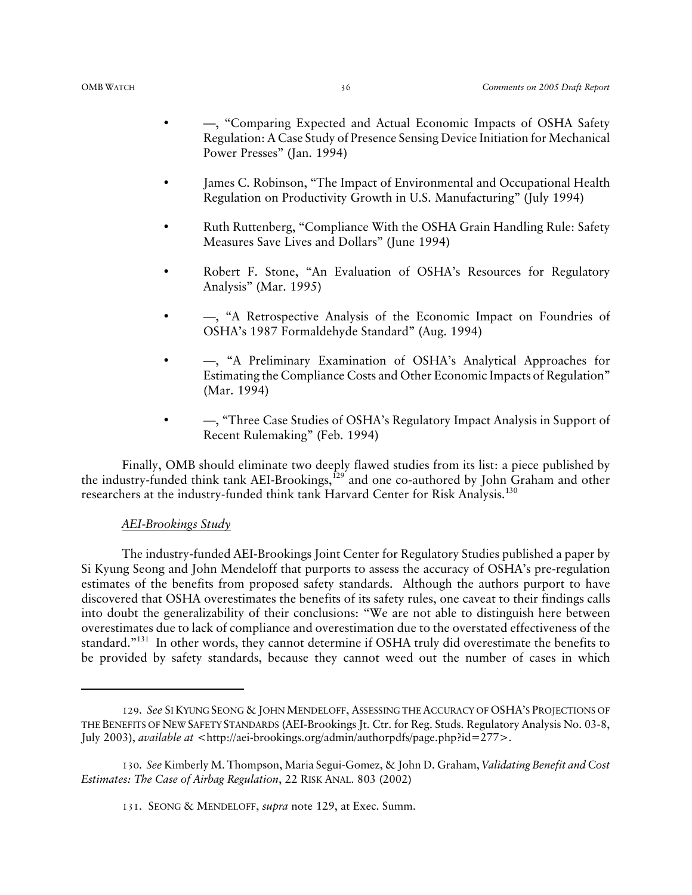- —, "Comparing Expected and Actual Economic Impacts of OSHA Safety Regulation: A Case Study of Presence Sensing Device Initiation for Mechanical Power Presses" (Jan. 1994)

- James C. Robinson, "The Impact of Environmental and Occupational Health Regulation on Productivity Growth in U.S. Manufacturing" (July 1994)

- Ruth Ruttenberg, "Compliance With the OSHA Grain Handling Rule: Safety Measures Save Lives and Dollars" (June 1994)

- Robert F. Stone, "An Evaluation of OSHA's Resources for Regulatory Analysis" (Mar. 1995)

- —, "A Retrospective Analysis of the Economic Impact on Foundries of OSHA's 1987 Formaldehyde Standard" (Aug. 1994)

- —, "A Preliminary Examination of OSHA's Analytical Approaches for Estimating the Compliance Costs and Other Economic Impacts of Regulation" (Mar. 1994)

- —, "Three Case Studies of OSHA's Regulatory Impact Analysis in Support of Recent Rulemaking" (Feb. 1994)

Finally, OMB should eliminate two deeply flawed studies from its list: a piece published by the industry-funded think tank AEI-Brookings,[129] and one co-authored by John Graham and other researchers at the industry-funded think tank Harvard Center for Risk Analysis.[130]

*AEI-Brookings Study*

The industry-funded AEI-Brookings Joint Center for Regulatory Studies published a paper by Si Kyung Seong and John Mendeloff that purports to assess the accuracy of OSHA's pre-regulation estimates of the benefits from proposed safety standards. Although the authors purport to have discovered that OSHA overestimates the benefits of its safety rules, one caveat to their findings calls into doubt the generalizability of their conclusions: "We are not able to distinguish here between overestimates due to lack of compliance and overestimation due to the overstated effectiveness of the standard."[131] In other words, they cannot determine if OSHA truly did overestimate the benefits to be provided by safety standards, because they cannot weed out the number of cases in which

---

129. *See* SI KYUNG SEONG & JOHN MENDELOFF, ASSESSING THE ACCURACY OF OSHA'S PROJECTIONS OF THE BENEFITS OF NEW SAFETY STANDARDS (AEI-Brookings Jt. Ctr. for Reg. Studs. Regulatory Analysis No. 03-8, July 2003), *available at* <http://aei-brookings.org/admin/authorpdfs/page.php?id=277>.

130. *See* Kimberly M. Thompson, Maria Segui-Gomez, & John D. Graham, *Validating Benefit and Cost Estimates: The Case of Airbag Regulation*, 22 RISK ANAL. 803 (2002)

131. SEONG & MENDELOFF, *supra* note 129, at Exec. Summ.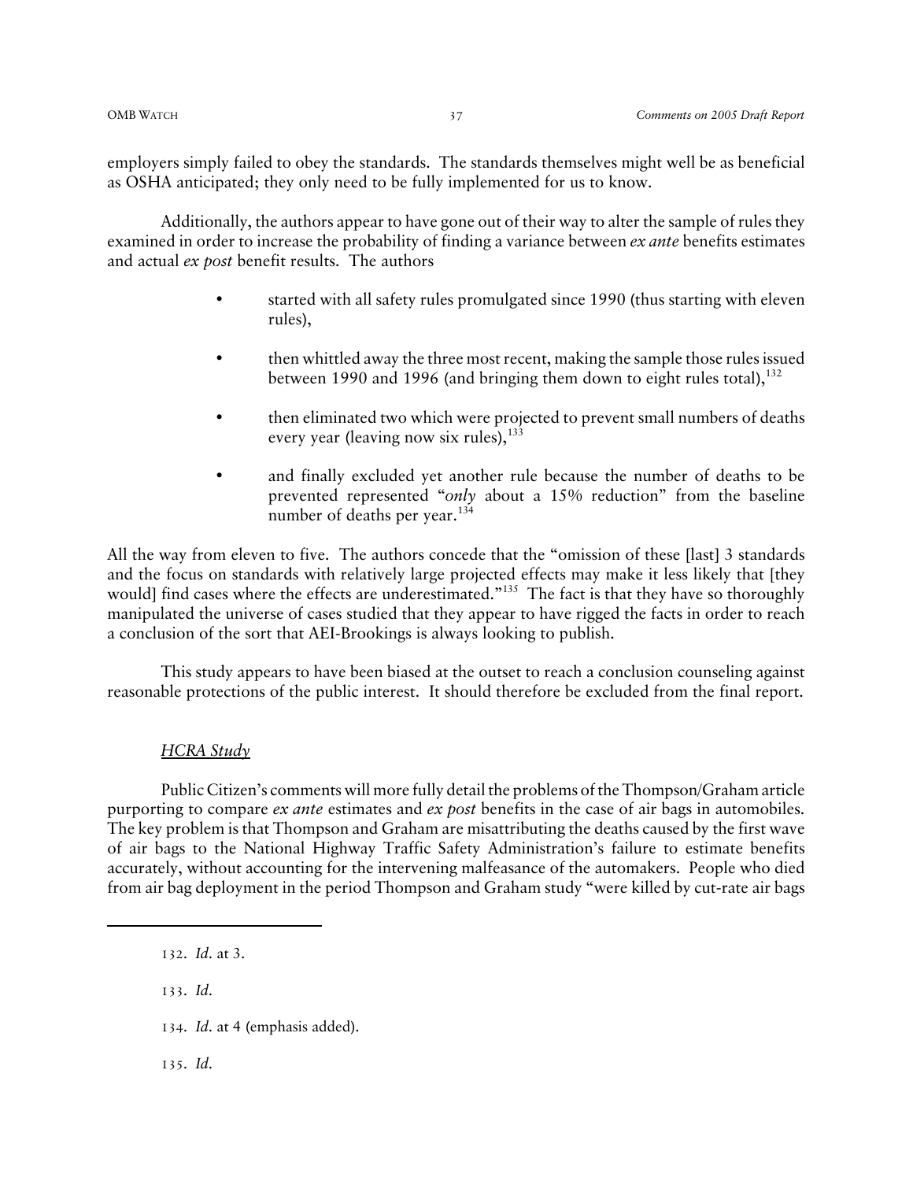employers simply failed to obey the standards. The standards themselves might well be as beneficial as OSHA anticipated; they only need to be fully implemented for us to know.

Additionally, the authors appear to have gone out of their way to alter the sample of rules they examined in order to increase the probability of finding a variance between *ex ante* benefits estimates and actual *ex post* benefit results. The authors

- started with all safety rules promulgated since 1990 (thus starting with eleven rules),
- then whittled away the three most recent, making the sample those rules issued between 1990 and 1996 (and bringing them down to eight rules total),[132]
- then eliminated two which were projected to prevent small numbers of deaths every year (leaving now six rules),[133]
- and finally excluded yet another rule because the number of deaths to be prevented represented "*only* about a 15% reduction" from the baseline number of deaths per year.[134]

All the way from eleven to five. The authors concede that the "omission of these [last] 3 standards and the focus on standards with relatively large projected effects may make it less likely that [they would] find cases where the effects are underestimated."[135] The fact is that they have so thoroughly manipulated the universe of cases studied that they appear to have rigged the facts in order to reach a conclusion of the sort that AEI-Brookings is always looking to publish.

This study appears to have been biased at the outset to reach a conclusion counseling against reasonable protections of the public interest. It should therefore be excluded from the final report.

*HCRA Study*

Public Citizen's comments will more fully detail the problems of the Thompson/Graham article purporting to compare *ex ante* estimates and *ex post* benefits in the case of air bags in automobiles. The key problem is that Thompson and Graham are misattributing the deaths caused by the first wave of air bags to the National Highway Traffic Safety Administration's failure to estimate benefits accurately, without accounting for the intervening malfeasance of the automakers. People who died from air bag deployment in the period Thompson and Graham study "were killed by cut-rate air bags

---

132. *Id.* at 3.

133. *Id.*

134. *Id.* at 4 (emphasis added).

135. *Id.*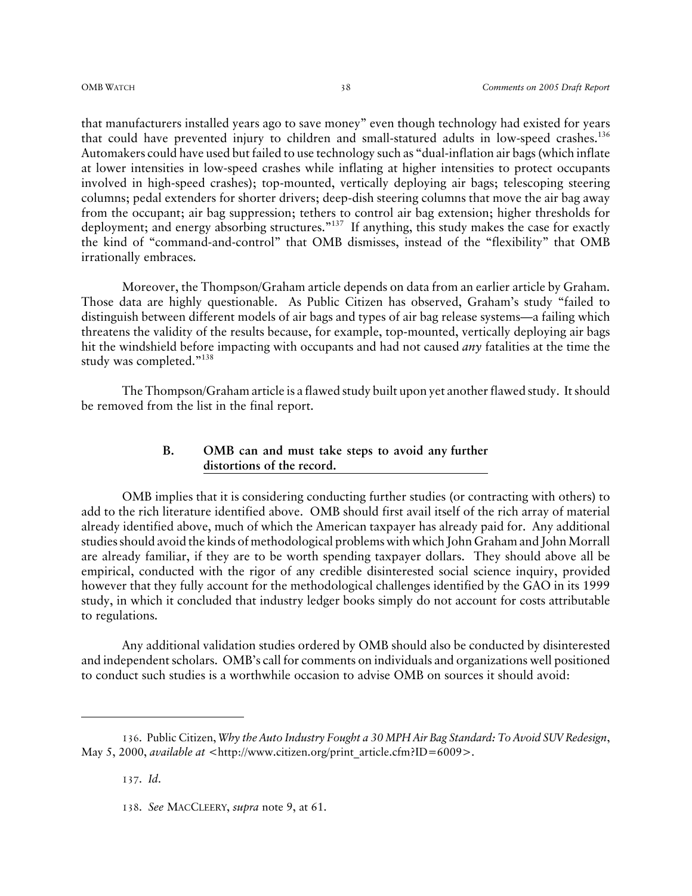that manufacturers installed years ago to save money" even though technology had existed for years that could have prevented injury to children and small-statured adults in low-speed crashes.[136] Automakers could have used but failed to use technology such as "dual-inflation air bags (which inflate at lower intensities in low-speed crashes while inflating at higher intensities to protect occupants involved in high-speed crashes); top-mounted, vertically deploying air bags; telescoping steering columns; pedal extenders for shorter drivers; deep-dish steering columns that move the air bag away from the occupant; air bag suppression; tethers to control air bag extension; higher thresholds for deployment; and energy absorbing structures."[137] If anything, this study makes the case for exactly the kind of "command-and-control" that OMB dismisses, instead of the "flexibility" that OMB irrationally embraces.

Moreover, the Thompson/Graham article depends on data from an earlier article by Graham. Those data are highly questionable. As Public Citizen has observed, Graham's study "failed to distinguish between different models of air bags and types of air bag release systems—a failing which threatens the validity of the results because, for example, top-mounted, vertically deploying air bags hit the windshield before impacting with occupants and had not caused *any* fatalities at the time the study was completed."[138]

The Thompson/Graham article is a flawed study built upon yet another flawed study. It should be removed from the list in the final report.

### B. OMB can and must take steps to avoid any further distortions of the record.

OMB implies that it is considering conducting further studies (or contracting with others) to add to the rich literature identified above. OMB should first avail itself of the rich array of material already identified above, much of which the American taxpayer has already paid for. Any additional studies should avoid the kinds of methodological problems with which John Graham and John Morrall are already familiar, if they are to be worth spending taxpayer dollars. They should above all be empirical, conducted with the rigor of any credible disinterested social science inquiry, provided however that they fully account for the methodological challenges identified by the GAO in its 1999 study, in which it concluded that industry ledger books simply do not account for costs attributable to regulations.

Any additional validation studies ordered by OMB should also be conducted by disinterested and independent scholars. OMB's call for comments on individuals and organizations well positioned to conduct such studies is a worthwhile occasion to advise OMB on sources it should avoid:

---

136. Public Citizen, *Why the Auto Industry Fought a 30 MPH Air Bag Standard: To Avoid SUV Redesign*, May 5, 2000, *available at* <http://www.citizen.org/print_article.cfm?ID=6009>.

137. *Id.*

138. *See* MACCLEERY, *supra* note 9, at 61.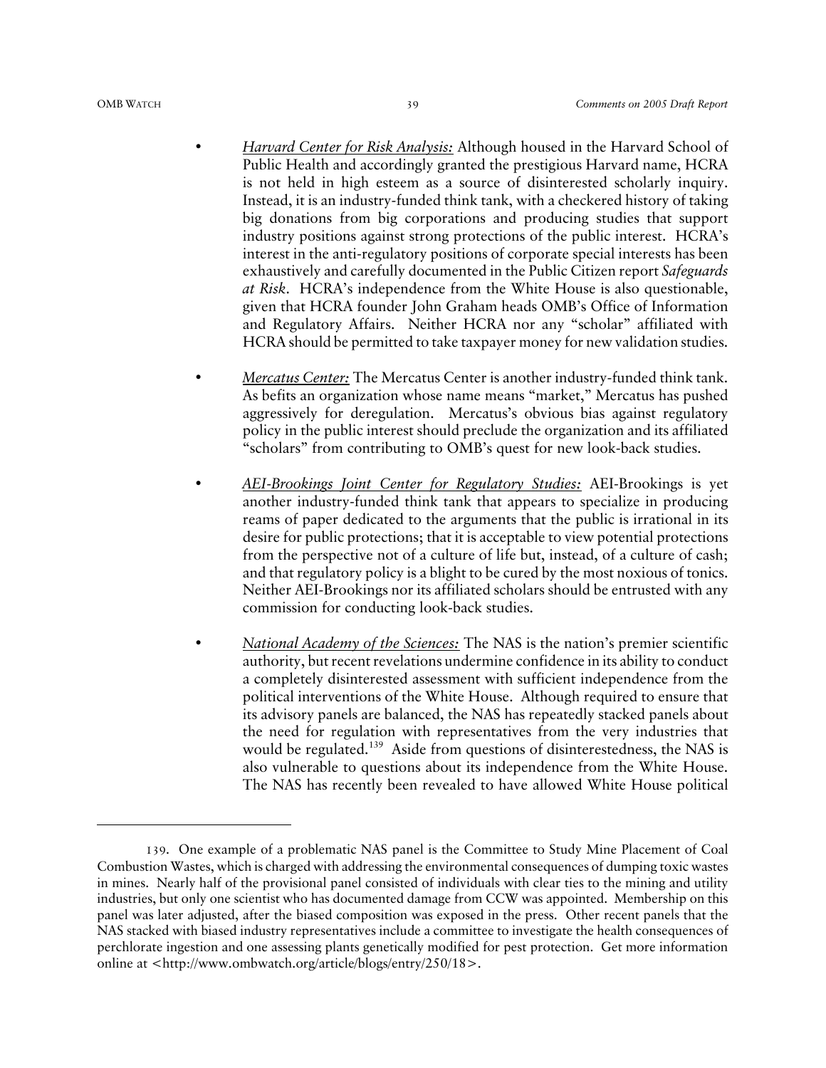- *Harvard Center for Risk Analysis:* Although housed in the Harvard School of Public Health and accordingly granted the prestigious Harvard name, HCRA is not held in high esteem as a source of disinterested scholarly inquiry. Instead, it is an industry-funded think tank, with a checkered history of taking big donations from big corporations and producing studies that support industry positions against strong protections of the public interest. HCRA's interest in the anti-regulatory positions of corporate special interests has been exhaustively and carefully documented in the Public Citizen report *Safeguards at Risk*. HCRA's independence from the White House is also questionable, given that HCRA founder John Graham heads OMB's Office of Information and Regulatory Affairs. Neither HCRA nor any "scholar" affiliated with HCRA should be permitted to take taxpayer money for new validation studies.

- *Mercatus Center:* The Mercatus Center is another industry-funded think tank. As befits an organization whose name means "market," Mercatus has pushed aggressively for deregulation. Mercatus's obvious bias against regulatory policy in the public interest should preclude the organization and its affiliated "scholars" from contributing to OMB's quest for new look-back studies.

- *AEI-Brookings Joint Center for Regulatory Studies:* AEI-Brookings is yet another industry-funded think tank that appears to specialize in producing reams of paper dedicated to the arguments that the public is irrational in its desire for public protections; that it is acceptable to view potential protections from the perspective not of a culture of life but, instead, of a culture of cash; and that regulatory policy is a blight to be cured by the most noxious of tonics. Neither AEI-Brookings nor its affiliated scholars should be entrusted with any commission for conducting look-back studies.

- *National Academy of the Sciences:* The NAS is the nation's premier scientific authority, but recent revelations undermine confidence in its ability to conduct a completely disinterested assessment with sufficient independence from the political interventions of the White House. Although required to ensure that its advisory panels are balanced, the NAS has repeatedly stacked panels about the need for regulation with representatives from the very industries that would be regulated.[139] Aside from questions of disinterestedness, the NAS is also vulnerable to questions about its independence from the White House. The NAS has recently been revealed to have allowed White House political

---

139. One example of a problematic NAS panel is the Committee to Study Mine Placement of Coal Combustion Wastes, which is charged with addressing the environmental consequences of dumping toxic wastes in mines. Nearly half of the provisional panel consisted of individuals with clear ties to the mining and utility industries, but only one scientist who has documented damage from CCW was appointed. Membership on this panel was later adjusted, after the biased composition was exposed in the press. Other recent panels that the NAS stacked with biased industry representatives include a committee to investigate the health consequences of perchlorate ingestion and one assessing plants genetically modified for pest protection. Get more information online at <http://www.ombwatch.org/article/blogs/entry/250/18>.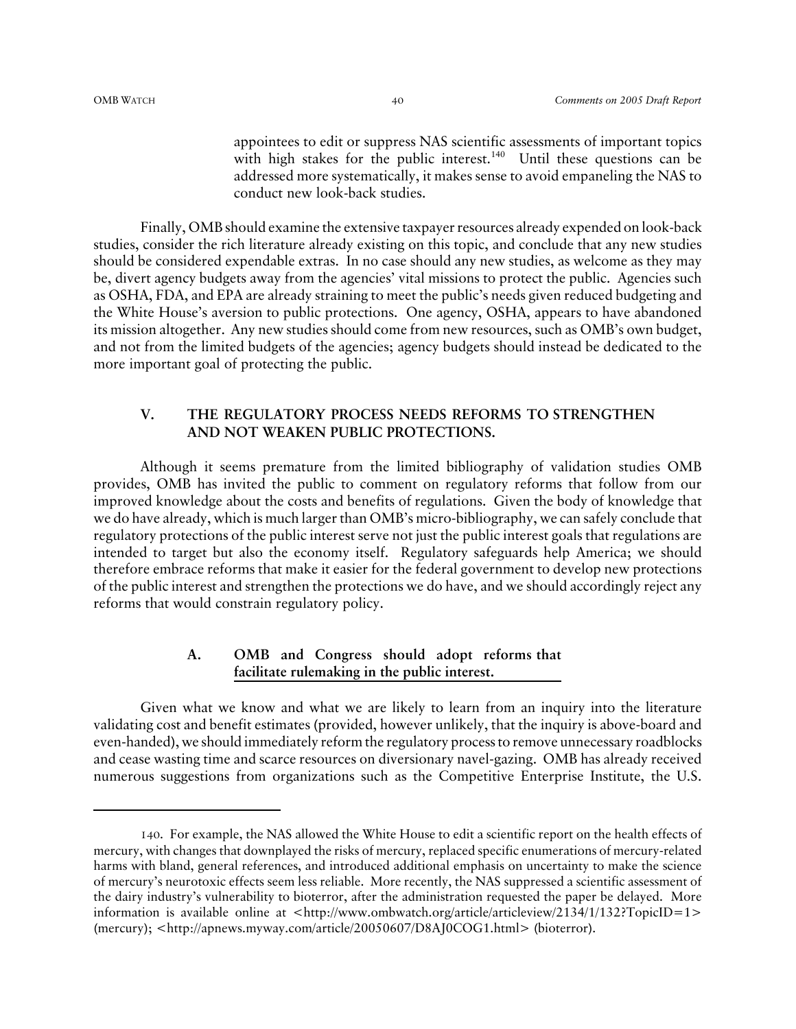appointees to edit or suppress NAS scientific assessments of important topics with high stakes for the public interest.[140] Until these questions can be addressed more systematically, it makes sense to avoid empaneling the NAS to conduct new look-back studies.

Finally, OMB should examine the extensive taxpayer resources already expended on look-back studies, consider the rich literature already existing on this topic, and conclude that any new studies should be considered expendable extras. In no case should any new studies, as welcome as they may be, divert agency budgets away from the agencies' vital missions to protect the public. Agencies such as OSHA, FDA, and EPA are already straining to meet the public's needs given reduced budgeting and the White House's aversion to public protections. One agency, OSHA, appears to have abandoned its mission altogether. Any new studies should come from new resources, such as OMB's own budget, and not from the limited budgets of the agencies; agency budgets should instead be dedicated to the more important goal of protecting the public.

## V. THE REGULATORY PROCESS NEEDS REFORMS TO STRENGTHEN AND NOT WEAKEN PUBLIC PROTECTIONS.

Although it seems premature from the limited bibliography of validation studies OMB provides, OMB has invited the public to comment on regulatory reforms that follow from our improved knowledge about the costs and benefits of regulations. Given the body of knowledge that we do have already, which is much larger than OMB's micro-bibliography, we can safely conclude that regulatory protections of the public interest serve not just the public interest goals that regulations are intended to target but also the economy itself. Regulatory safeguards help America; we should therefore embrace reforms that make it easier for the federal government to develop new protections of the public interest and strengthen the protections we do have, and we should accordingly reject any reforms that would constrain regulatory policy.

### A. OMB and Congress should adopt reforms that facilitate rulemaking in the public interest.

Given what we know and what we are likely to learn from an inquiry into the literature validating cost and benefit estimates (provided, however unlikely, that the inquiry is above-board and even-handed), we should immediately reform the regulatory process to remove unnecessary roadblocks and cease wasting time and scarce resources on diversionary navel-gazing. OMB has already received numerous suggestions from organizations such as the Competitive Enterprise Institute, the U.S.

---

140. For example, the NAS allowed the White House to edit a scientific report on the health effects of mercury, with changes that downplayed the risks of mercury, replaced specific enumerations of mercury-related harms with bland, general references, and introduced additional emphasis on uncertainty to make the science of mercury's neurotoxic effects seem less reliable. More recently, the NAS suppressed a scientific assessment of the dairy industry's vulnerability to bioterror, after the administration requested the paper be delayed. More information is available online at <http://www.ombwatch.org/article/articleview/2134/1/132?TopicID=1> (mercury); <http://apnews.myway.com/article/20050607/D8AJ0COG1.html> (bioterror).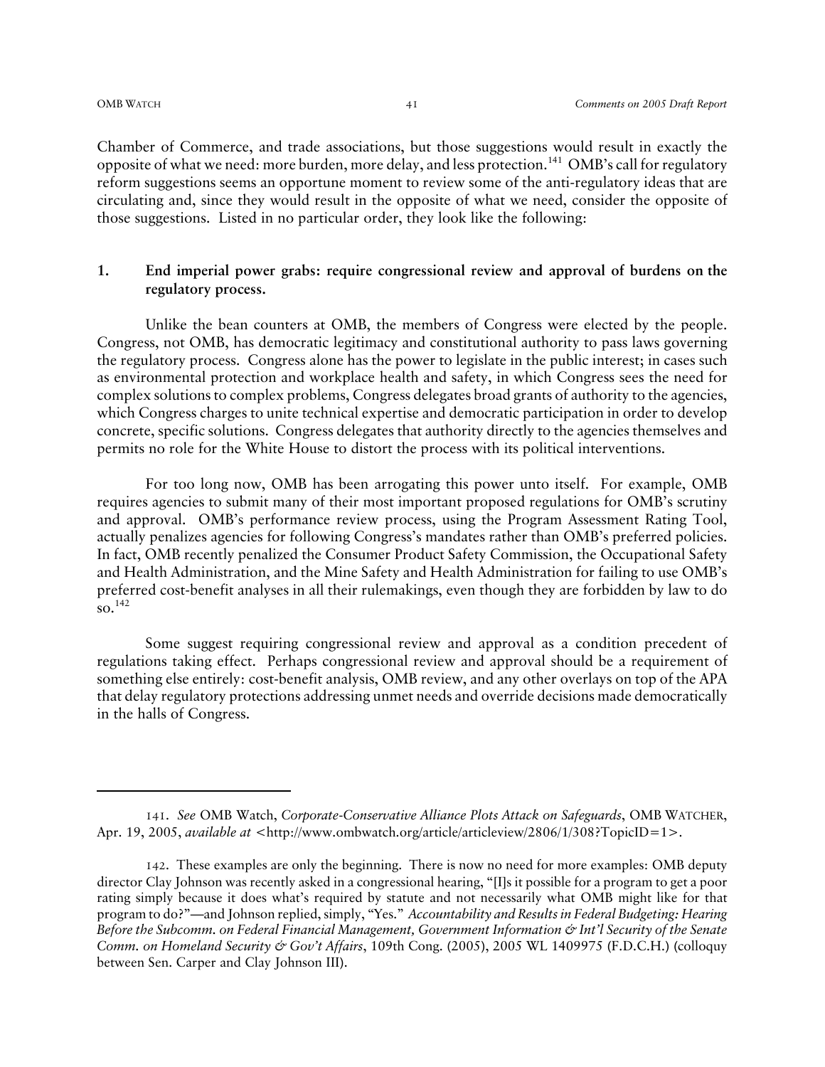Chamber of Commerce, and trade associations, but those suggestions would result in exactly the opposite of what we need: more burden, more delay, and less protection.[141] OMB's call for regulatory reform suggestions seems an opportune moment to review some of the anti-regulatory ideas that are circulating and, since they would result in the opposite of what we need, consider the opposite of those suggestions. Listed in no particular order, they look like the following:

### 1. End imperial power grabs: require congressional review and approval of burdens on the regulatory process.

Unlike the bean counters at OMB, the members of Congress were elected by the people. Congress, not OMB, has democratic legitimacy and constitutional authority to pass laws governing the regulatory process. Congress alone has the power to legislate in the public interest; in cases such as environmental protection and workplace health and safety, in which Congress sees the need for complex solutions to complex problems, Congress delegates broad grants of authority to the agencies, which Congress charges to unite technical expertise and democratic participation in order to develop concrete, specific solutions. Congress delegates that authority directly to the agencies themselves and permits no role for the White House to distort the process with its political interventions.

For too long now, OMB has been arrogating this power unto itself. For example, OMB requires agencies to submit many of their most important proposed regulations for OMB's scrutiny and approval. OMB's performance review process, using the Program Assessment Rating Tool, actually penalizes agencies for following Congress's mandates rather than OMB's preferred policies. In fact, OMB recently penalized the Consumer Product Safety Commission, the Occupational Safety and Health Administration, and the Mine Safety and Health Administration for failing to use OMB's preferred cost-benefit analyses in all their rulemakings, even though they are forbidden by law to do so.[142]

Some suggest requiring congressional review and approval as a condition precedent of regulations taking effect. Perhaps congressional review and approval should be a requirement of something else entirely: cost-benefit analysis, OMB review, and any other overlays on top of the APA that delay regulatory protections addressing unmet needs and override decisions made democratically in the halls of Congress.

---

141. *See* OMB Watch, *Corporate-Conservative Alliance Plots Attack on Safeguards*, OMB WATCHER, Apr. 19, 2005, *available at* <http://www.ombwatch.org/article/articleview/2806/1/308?TopicID=1>.

142. These examples are only the beginning. There is now no need for more examples: OMB deputy director Clay Johnson was recently asked in a congressional hearing, "[I]s it possible for a program to get a poor rating simply because it does what's required by statute and not necessarily what OMB might like for that program to do?"—and Johnson replied, simply, "Yes." *Accountability and Results in Federal Budgeting: Hearing Before the Subcomm. on Federal Financial Management, Government Information & Int'l Security of the Senate Comm. on Homeland Security & Gov't Affairs*, 109th Cong. (2005), 2005 WL 1409975 (F.D.C.H.) (colloquy between Sen. Carper and Clay Johnson III).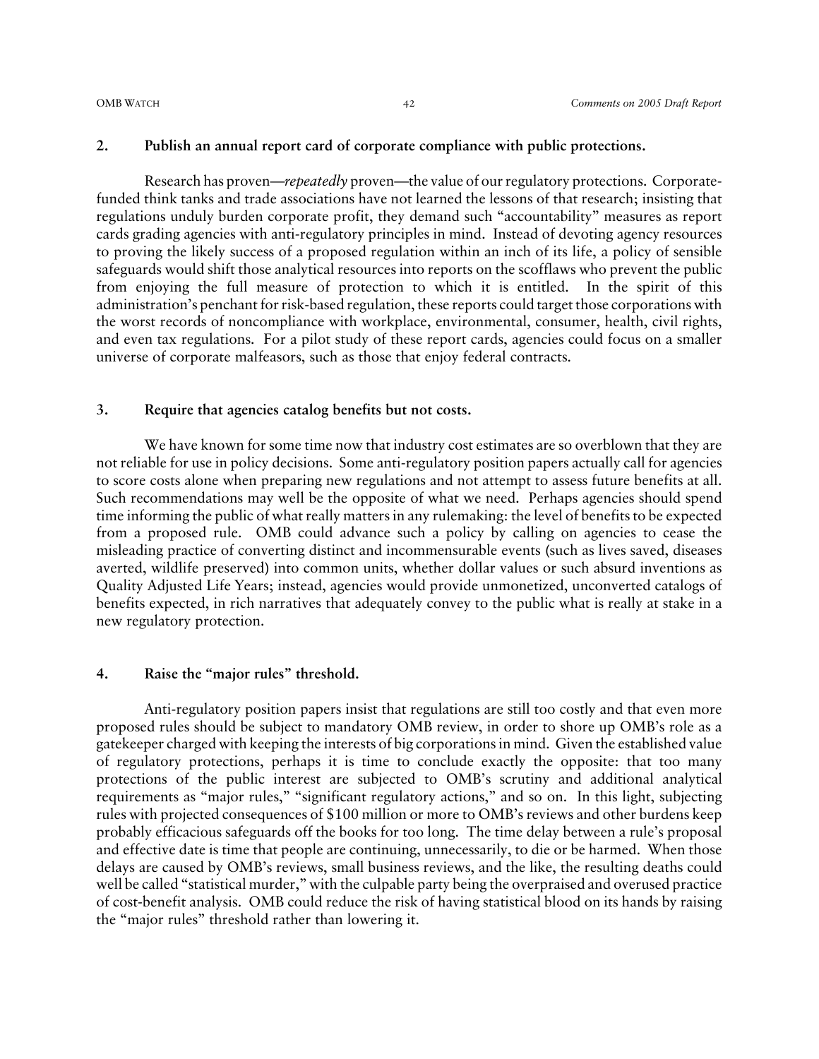## 2. Publish an annual report card of corporate compliance with public protections.

Research has proven—*repeatedly* proven—the value of our regulatory protections. Corporate-funded think tanks and trade associations have not learned the lessons of that research; insisting that regulations unduly burden corporate profit, they demand such "accountability" measures as report cards grading agencies with anti-regulatory principles in mind. Instead of devoting agency resources to proving the likely success of a proposed regulation within an inch of its life, a policy of sensible safeguards would shift those analytical resources into reports on the scofflaws who prevent the public from enjoying the full measure of protection to which it is entitled. In the spirit of this administration's penchant for risk-based regulation, these reports could target those corporations with the worst records of noncompliance with workplace, environmental, consumer, health, civil rights, and even tax regulations. For a pilot study of these report cards, agencies could focus on a smaller universe of corporate malfeasors, such as those that enjoy federal contracts.

## 3. Require that agencies catalog benefits but not costs.

We have known for some time now that industry cost estimates are so overblown that they are not reliable for use in policy decisions. Some anti-regulatory position papers actually call for agencies to score costs alone when preparing new regulations and not attempt to assess future benefits at all. Such recommendations may well be the opposite of what we need. Perhaps agencies should spend time informing the public of what really matters in any rulemaking: the level of benefits to be expected from a proposed rule. OMB could advance such a policy by calling on agencies to cease the misleading practice of converting distinct and incommensurable events (such as lives saved, diseases averted, wildlife preserved) into common units, whether dollar values or such absurd inventions as Quality Adjusted Life Years; instead, agencies would provide unmonetized, unconverted catalogs of benefits expected, in rich narratives that adequately convey to the public what is really at stake in a new regulatory protection.

## 4. Raise the "major rules" threshold.

Anti-regulatory position papers insist that regulations are still too costly and that even more proposed rules should be subject to mandatory OMB review, in order to shore up OMB's role as a gatekeeper charged with keeping the interests of big corporations in mind. Given the established value of regulatory protections, perhaps it is time to conclude exactly the opposite: that too many protections of the public interest are subjected to OMB's scrutiny and additional analytical requirements as "major rules," "significant regulatory actions," and so on. In this light, subjecting rules with projected consequences of $100 million or more to OMB's reviews and other burdens keep probably efficacious safeguards off the books for too long. The time delay between a rule's proposal and effective date is time that people are continuing, unnecessarily, to die or be harmed. When those delays are caused by OMB's reviews, small business reviews, and the like, the resulting deaths could well be called "statistical murder," with the culpable party being the overpraised and overused practice of cost-benefit analysis. OMB could reduce the risk of having statistical blood on its hands by raising the "major rules" threshold rather than lowering it.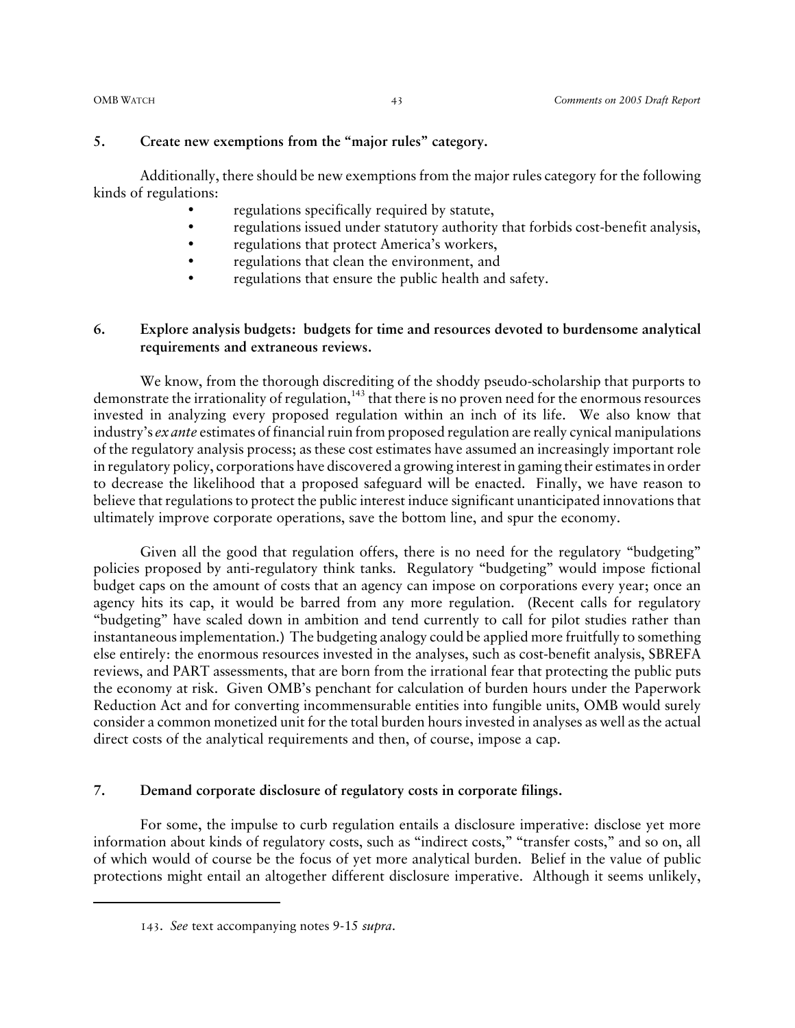### 5. Create new exemptions from the "major rules" category.

Additionally, there should be new exemptions from the major rules category for the following kinds of regulations:

- regulations specifically required by statute,
- regulations issued under statutory authority that forbids cost-benefit analysis,
- regulations that protect America's workers,
- regulations that clean the environment, and
- regulations that ensure the public health and safety.

### 6. Explore analysis budgets: budgets for time and resources devoted to burdensome analytical requirements and extraneous reviews.

We know, from the thorough discrediting of the shoddy pseudo-scholarship that purports to demonstrate the irrationality of regulation,[143] that there is no proven need for the enormous resources invested in analyzing every proposed regulation within an inch of its life. We also know that industry's *ex ante* estimates of financial ruin from proposed regulation are really cynical manipulations of the regulatory analysis process; as these cost estimates have assumed an increasingly important role in regulatory policy, corporations have discovered a growing interest in gaming their estimates in order to decrease the likelihood that a proposed safeguard will be enacted. Finally, we have reason to believe that regulations to protect the public interest induce significant unanticipated innovations that ultimately improve corporate operations, save the bottom line, and spur the economy.

Given all the good that regulation offers, there is no need for the regulatory "budgeting" policies proposed by anti-regulatory think tanks. Regulatory "budgeting" would impose fictional budget caps on the amount of costs that an agency can impose on corporations every year; once an agency hits its cap, it would be barred from any more regulation. (Recent calls for regulatory "budgeting" have scaled down in ambition and tend currently to call for pilot studies rather than instantaneous implementation.) The budgeting analogy could be applied more fruitfully to something else entirely: the enormous resources invested in the analyses, such as cost-benefit analysis, SBREFA reviews, and PART assessments, that are born from the irrational fear that protecting the public puts the economy at risk. Given OMB's penchant for calculation of burden hours under the Paperwork Reduction Act and for converting incommensurable entities into fungible units, OMB would surely consider a common monetized unit for the total burden hours invested in analyses as well as the actual direct costs of the analytical requirements and then, of course, impose a cap.

### 7. Demand corporate disclosure of regulatory costs in corporate filings.

For some, the impulse to curb regulation entails a disclosure imperative: disclose yet more information about kinds of regulatory costs, such as "indirect costs," "transfer costs," and so on, all of which would of course be the focus of yet more analytical burden. Belief in the value of public protections might entail an altogether different disclosure imperative. Although it seems unlikely,

---

143. *See* text accompanying notes 9-15 *supra*.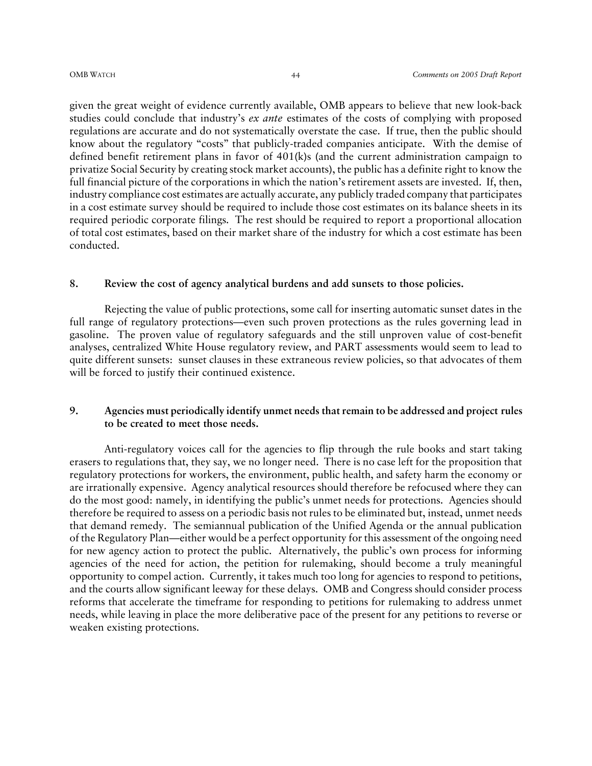given the great weight of evidence currently available, OMB appears to believe that new look-back studies could conclude that industry's *ex ante* estimates of the costs of complying with proposed regulations are accurate and do not systematically overstate the case. If true, then the public should know about the regulatory "costs" that publicly-traded companies anticipate. With the demise of defined benefit retirement plans in favor of 401(k)s (and the current administration campaign to privatize Social Security by creating stock market accounts), the public has a definite right to know the full financial picture of the corporations in which the nation's retirement assets are invested. If, then, industry compliance cost estimates are actually accurate, any publicly traded company that participates in a cost estimate survey should be required to include those cost estimates on its balance sheets in its required periodic corporate filings. The rest should be required to report a proportional allocation of total cost estimates, based on their market share of the industry for which a cost estimate has been conducted.

## 8. Review the cost of agency analytical burdens and add sunsets to those policies.

Rejecting the value of public protections, some call for inserting automatic sunset dates in the full range of regulatory protections—even such proven protections as the rules governing lead in gasoline. The proven value of regulatory safeguards and the still unproven value of cost-benefit analyses, centralized White House regulatory review, and PART assessments would seem to lead to quite different sunsets: sunset clauses in these extraneous review policies, so that advocates of them will be forced to justify their continued existence.

## 9. Agencies must periodically identify unmet needs that remain to be addressed and project rules to be created to meet those needs.

Anti-regulatory voices call for the agencies to flip through the rule books and start taking erasers to regulations that, they say, we no longer need. There is no case left for the proposition that regulatory protections for workers, the environment, public health, and safety harm the economy or are irrationally expensive. Agency analytical resources should therefore be refocused where they can do the most good: namely, in identifying the public's unmet needs for protections. Agencies should therefore be required to assess on a periodic basis not rules to be eliminated but, instead, unmet needs that demand remedy. The semiannual publication of the Unified Agenda or the annual publication of the Regulatory Plan—either would be a perfect opportunity for this assessment of the ongoing need for new agency action to protect the public. Alternatively, the public's own process for informing agencies of the need for action, the petition for rulemaking, should become a truly meaningful opportunity to compel action. Currently, it takes much too long for agencies to respond to petitions, and the courts allow significant leeway for these delays. OMB and Congress should consider process reforms that accelerate the timeframe for responding to petitions for rulemaking to address unmet needs, while leaving in place the more deliberative pace of the present for any petitions to reverse or weaken existing protections.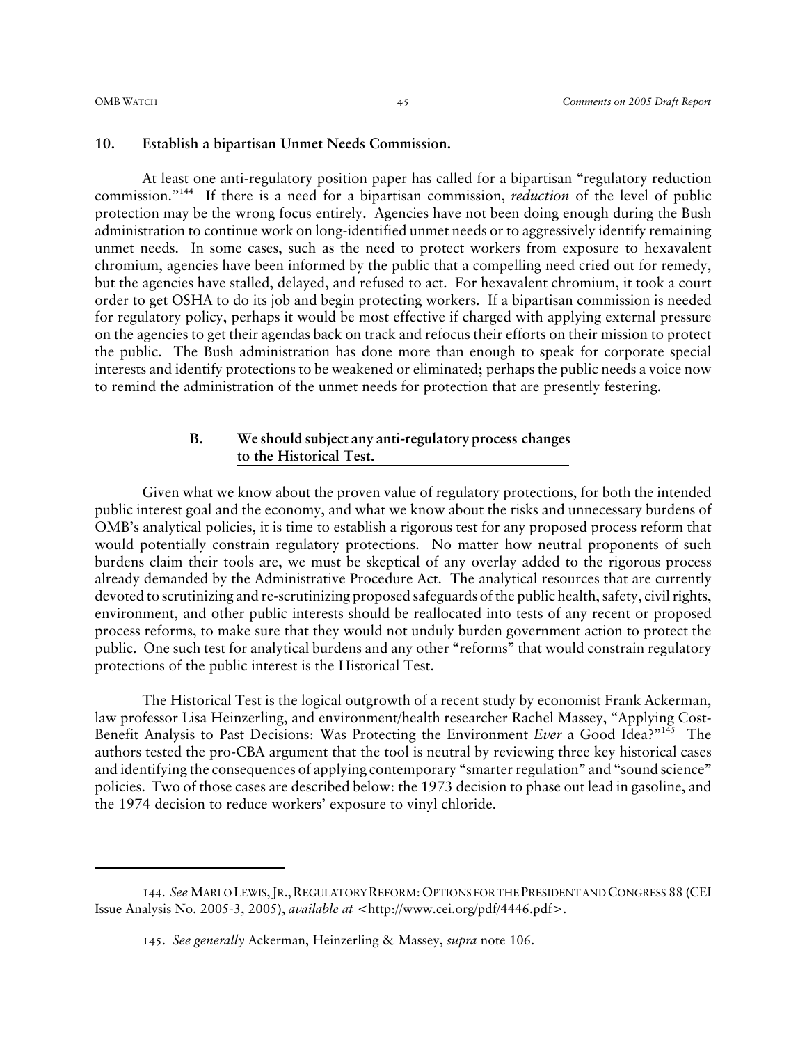### 10. Establish a bipartisan Unmet Needs Commission.

At least one anti-regulatory position paper has called for a bipartisan "regulatory reduction commission."[144] If there is a need for a bipartisan commission, *reduction* of the level of public protection may be the wrong focus entirely. Agencies have not been doing enough during the Bush administration to continue work on long-identified unmet needs or to aggressively identify remaining unmet needs. In some cases, such as the need to protect workers from exposure to hexavalent chromium, agencies have been informed by the public that a compelling need cried out for remedy, but the agencies have stalled, delayed, and refused to act. For hexavalent chromium, it took a court order to get OSHA to do its job and begin protecting workers. If a bipartisan commission is needed for regulatory policy, perhaps it would be most effective if charged with applying external pressure on the agencies to get their agendas back on track and refocus their efforts on their mission to protect the public. The Bush administration has done more than enough to speak for corporate special interests and identify protections to be weakened or eliminated; perhaps the public needs a voice now to remind the administration of the unmet needs for protection that are presently festering.

## B. We should subject any anti-regulatory process changes to the Historical Test.

Given what we know about the proven value of regulatory protections, for both the intended public interest goal and the economy, and what we know about the risks and unnecessary burdens of OMB's analytical policies, it is time to establish a rigorous test for any proposed process reform that would potentially constrain regulatory protections. No matter how neutral proponents of such burdens claim their tools are, we must be skeptical of any overlay added to the rigorous process already demanded by the Administrative Procedure Act. The analytical resources that are currently devoted to scrutinizing and re-scrutinizing proposed safeguards of the public health, safety, civil rights, environment, and other public interests should be reallocated into tests of any recent or proposed process reforms, to make sure that they would not unduly burden government action to protect the public. One such test for analytical burdens and any other "reforms" that would constrain regulatory protections of the public interest is the Historical Test.

The Historical Test is the logical outgrowth of a recent study by economist Frank Ackerman, law professor Lisa Heinzerling, and environment/health researcher Rachel Massey, "Applying Cost-Benefit Analysis to Past Decisions: Was Protecting the Environment *Ever* a Good Idea?"[145] The authors tested the pro-CBA argument that the tool is neutral by reviewing three key historical cases and identifying the consequences of applying contemporary "smarter regulation" and "sound science" policies. Two of those cases are described below: the 1973 decision to phase out lead in gasoline, and the 1974 decision to reduce workers' exposure to vinyl chloride.

---

144. *See* MARLO LEWIS, JR., REGULATORY REFORM: OPTIONS FOR THE PRESIDENT AND CONGRESS 88 (CEI Issue Analysis No. 2005-3, 2005), *available at* <http://www.cei.org/pdf/4446.pdf>.

145. *See generally* Ackerman, Heinzerling & Massey, *supra* note 106.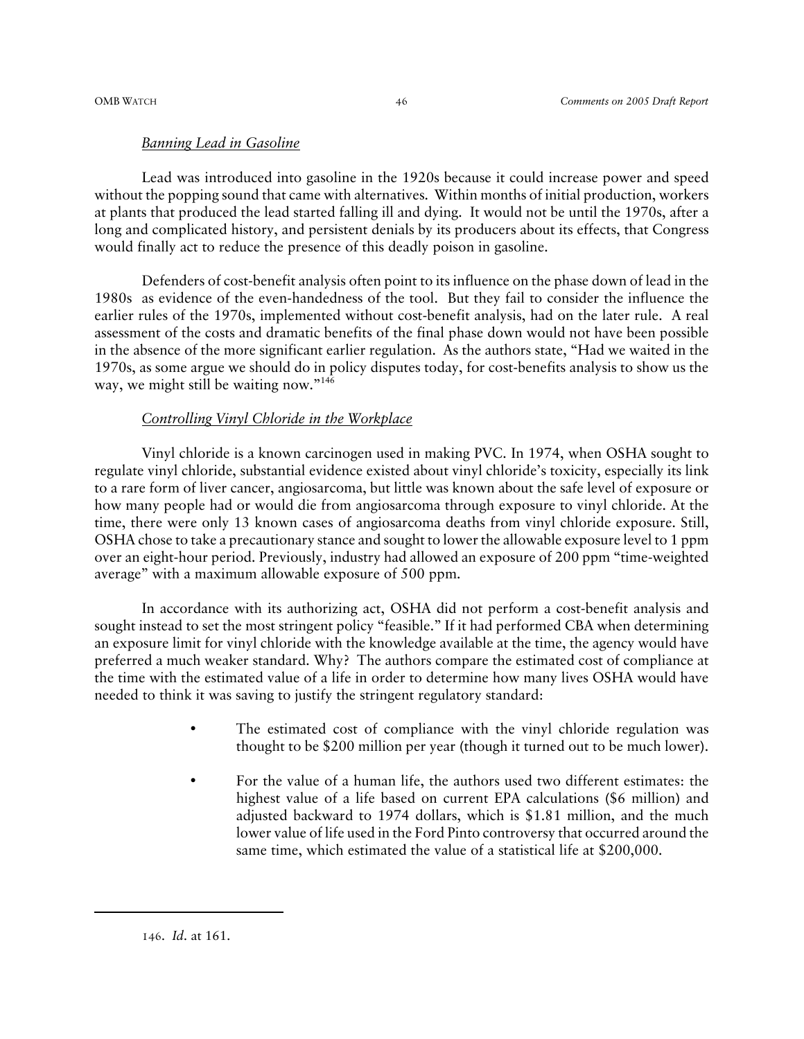*Banning Lead in Gasoline*

Lead was introduced into gasoline in the 1920s because it could increase power and speed without the popping sound that came with alternatives. Within months of initial production, workers at plants that produced the lead started falling ill and dying. It would not be until the 1970s, after a long and complicated history, and persistent denials by its producers about its effects, that Congress would finally act to reduce the presence of this deadly poison in gasoline.

Defenders of cost-benefit analysis often point to its influence on the phase down of lead in the 1980s as evidence of the even-handedness of the tool. But they fail to consider the influence the earlier rules of the 1970s, implemented without cost-benefit analysis, had on the later rule. A real assessment of the costs and dramatic benefits of the final phase down would not have been possible in the absence of the more significant earlier regulation. As the authors state, "Had we waited in the 1970s, as some argue we should do in policy disputes today, for cost-benefits analysis to show us the way, we might still be waiting now."[146]

*Controlling Vinyl Chloride in the Workplace*

Vinyl chloride is a known carcinogen used in making PVC. In 1974, when OSHA sought to regulate vinyl chloride, substantial evidence existed about vinyl chloride's toxicity, especially its link to a rare form of liver cancer, angiosarcoma, but little was known about the safe level of exposure or how many people had or would die from angiosarcoma through exposure to vinyl chloride. At the time, there were only 13 known cases of angiosarcoma deaths from vinyl chloride exposure. Still, OSHA chose to take a precautionary stance and sought to lower the allowable exposure level to 1 ppm over an eight-hour period. Previously, industry had allowed an exposure of 200 ppm "time-weighted average" with a maximum allowable exposure of 500 ppm.

In accordance with its authorizing act, OSHA did not perform a cost-benefit analysis and sought instead to set the most stringent policy "feasible." If it had performed CBA when determining an exposure limit for vinyl chloride with the knowledge available at the time, the agency would have preferred a much weaker standard. Why? The authors compare the estimated cost of compliance at the time with the estimated value of a life in order to determine how many lives OSHA would have needed to think it was saving to justify the stringent regulatory standard:

- The estimated cost of compliance with the vinyl chloride regulation was thought to be $200 million per year (though it turned out to be much lower).
- For the value of a human life, the authors used two different estimates: the highest value of a life based on current EPA calculations ($6 million) and adjusted backward to 1974 dollars, which is $1.81 million, and the much lower value of life used in the Ford Pinto controversy that occurred around the same time, which estimated the value of a statistical life at $200,000.

---

146. *Id*. at 161.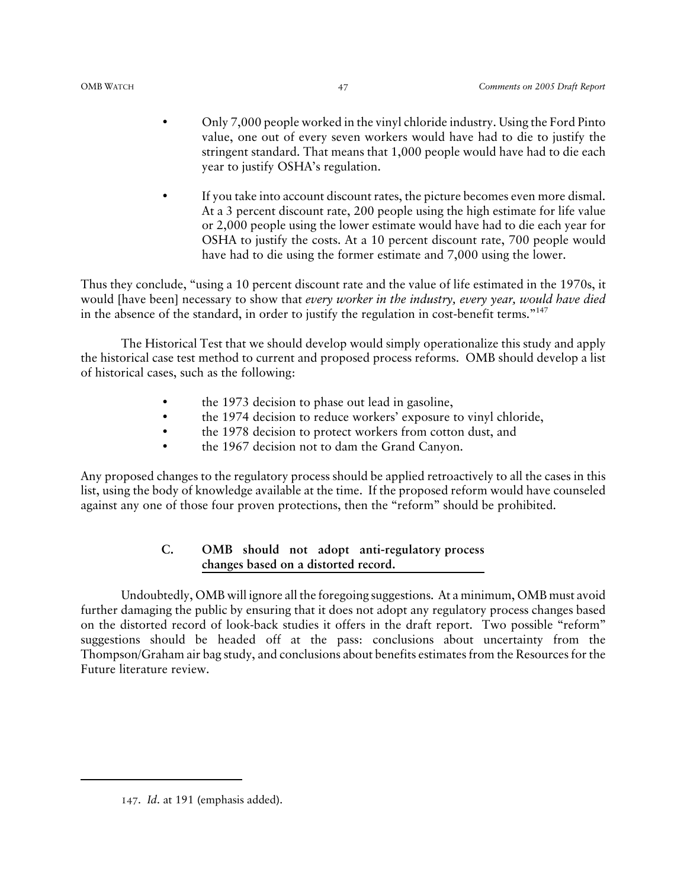- Only 7,000 people worked in the vinyl chloride industry. Using the Ford Pinto value, one out of every seven workers would have had to die to justify the stringent standard. That means that 1,000 people would have had to die each year to justify OSHA's regulation.

- If you take into account discount rates, the picture becomes even more dismal. At a 3 percent discount rate, 200 people using the high estimate for life value or 2,000 people using the lower estimate would have had to die each year for OSHA to justify the costs. At a 10 percent discount rate, 700 people would have had to die using the former estimate and 7,000 using the lower.

Thus they conclude, "using a 10 percent discount rate and the value of life estimated in the 1970s, it would [have been] necessary to show that *every worker in the industry, every year, would have died* in the absence of the standard, in order to justify the regulation in cost-benefit terms."[147]

The Historical Test that we should develop would simply operationalize this study and apply the historical case test method to current and proposed process reforms. OMB should develop a list of historical cases, such as the following:

- the 1973 decision to phase out lead in gasoline,
- the 1974 decision to reduce workers' exposure to vinyl chloride,
- the 1978 decision to protect workers from cotton dust, and
- the 1967 decision not to dam the Grand Canyon.

Any proposed changes to the regulatory process should be applied retroactively to all the cases in this list, using the body of knowledge available at the time. If the proposed reform would have counseled against any one of those four proven protections, then the "reform" should be prohibited.

### C. OMB should not adopt anti-regulatory process changes based on a distorted record.

Undoubtedly, OMB will ignore all the foregoing suggestions. At a minimum, OMB must avoid further damaging the public by ensuring that it does not adopt any regulatory process changes based on the distorted record of look-back studies it offers in the draft report. Two possible "reform" suggestions should be headed off at the pass: conclusions about uncertainty from the Thompson/Graham air bag study, and conclusions about benefits estimates from the Resources for the Future literature review.

---

147. *Id*. at 191 (emphasis added).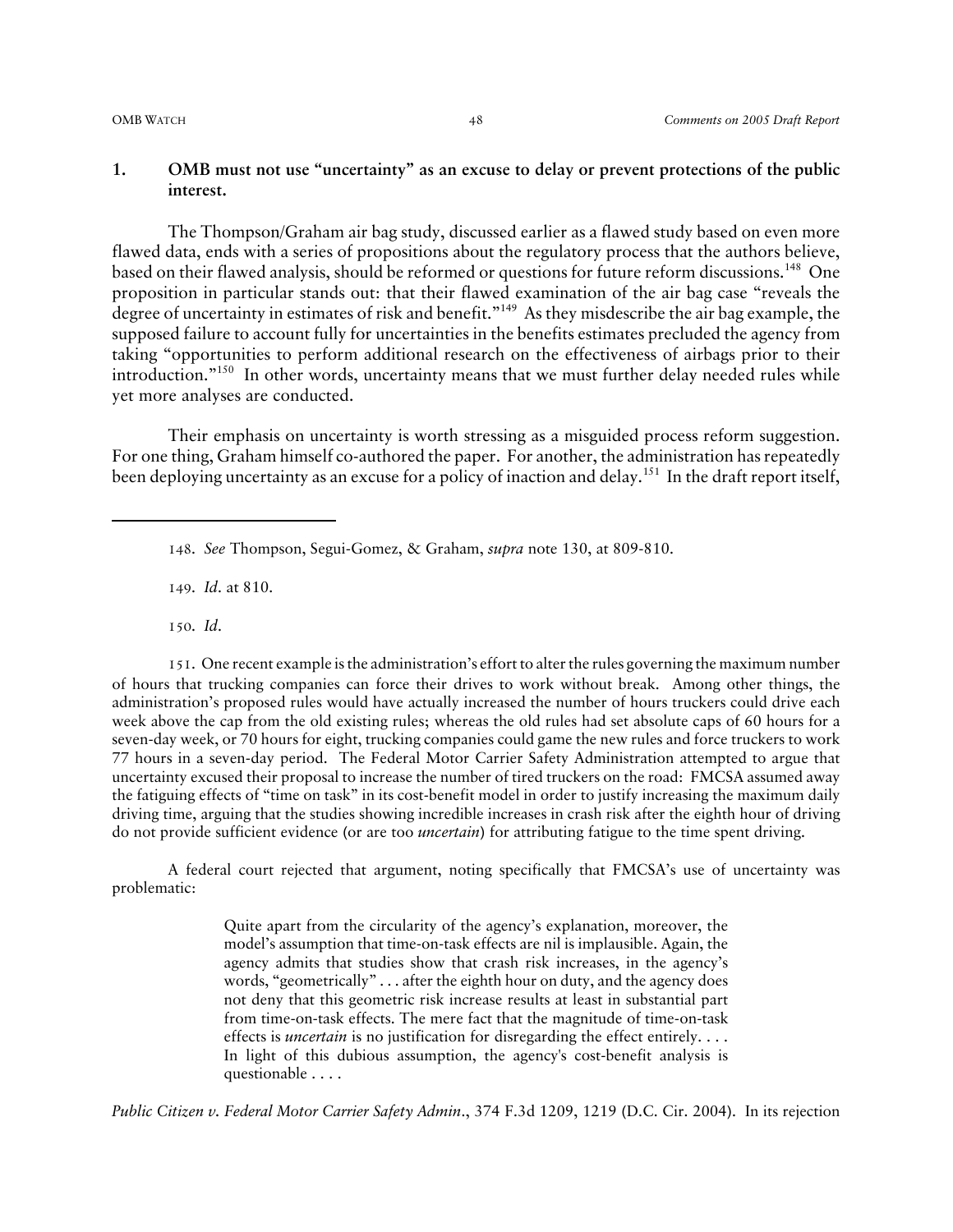### 1. OMB must not use "uncertainty" as an excuse to delay or prevent protections of the public interest.

The Thompson/Graham air bag study, discussed earlier as a flawed study based on even more flawed data, ends with a series of propositions about the regulatory process that the authors believe, based on their flawed analysis, should be reformed or questions for future reform discussions.[148] One proposition in particular stands out: that their flawed examination of the air bag case "reveals the degree of uncertainty in estimates of risk and benefit."[149] As they misdescribe the air bag example, the supposed failure to account fully for uncertainties in the benefits estimates precluded the agency from taking "opportunities to perform additional research on the effectiveness of airbags prior to their introduction."[150] In other words, uncertainty means that we must further delay needed rules while yet more analyses are conducted.

Their emphasis on uncertainty is worth stressing as a misguided process reform suggestion. For one thing, Graham himself co-authored the paper. For another, the administration has repeatedly been deploying uncertainty as an excuse for a policy of inaction and delay.[151] In the draft report itself,

---

148. *See* Thompson, Segui-Gomez, & Graham, *supra* note 130, at 809-810.

149. *Id*. at 810.

150. *Id*.

151. One recent example is the administration's effort to alter the rules governing the maximum number of hours that trucking companies can force their drives to work without break. Among other things, the administration's proposed rules would have actually increased the number of hours truckers could drive each week above the cap from the old existing rules; whereas the old rules had set absolute caps of 60 hours for a seven-day week, or 70 hours for eight, trucking companies could game the new rules and force truckers to work 77 hours in a seven-day period. The Federal Motor Carrier Safety Administration attempted to argue that uncertainty excused their proposal to increase the number of tired truckers on the road: FMCSA assumed away the fatiguing effects of "time on task" in its cost-benefit model in order to justify increasing the maximum daily driving time, arguing that the studies showing incredible increases in crash risk after the eighth hour of driving do not provide sufficient evidence (or are too *uncertain*) for attributing fatigue to the time spent driving.

A federal court rejected that argument, noting specifically that FMCSA's use of uncertainty was problematic:

> Quite apart from the circularity of the agency's explanation, moreover, the model's assumption that time-on-task effects are nil is implausible. Again, the agency admits that studies show that crash risk increases, in the agency's words, "geometrically" . . . after the eighth hour on duty, and the agency does not deny that this geometric risk increase results at least in substantial part from time-on-task effects. The mere fact that the magnitude of time-on-task effects is *uncertain* is no justification for disregarding the effect entirely. . . . In light of this dubious assumption, the agency's cost-benefit analysis is questionable . . . .

*Public Citizen v. Federal Motor Carrier Safety Admin*., 374 F.3d 1209, 1219 (D.C. Cir. 2004). In its rejection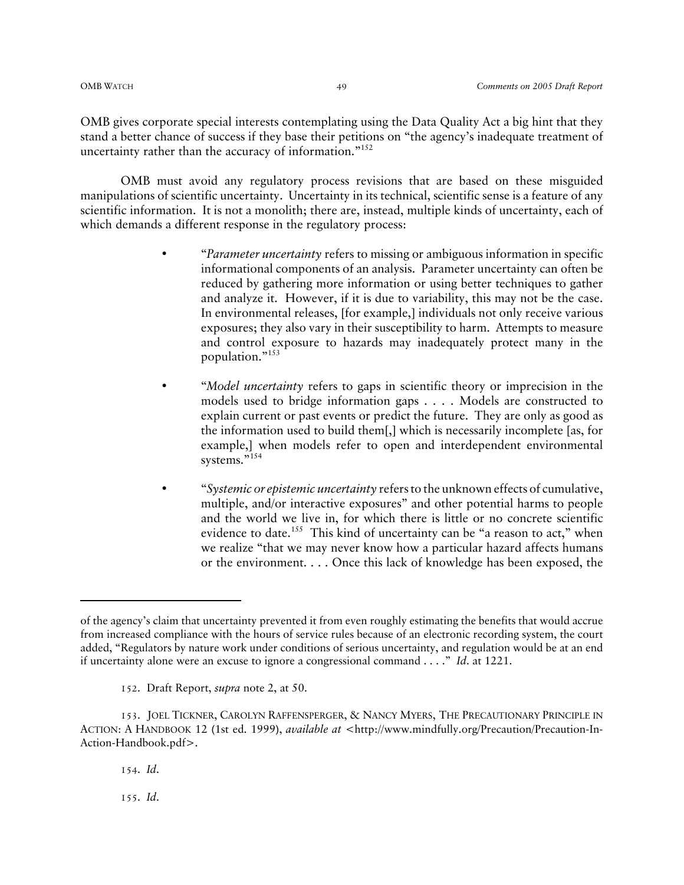OMB gives corporate special interests contemplating using the Data Quality Act a big hint that they stand a better chance of success if they base their petitions on "the agency's inadequate treatment of uncertainty rather than the accuracy of information."[152]

OMB must avoid any regulatory process revisions that are based on these misguided manipulations of scientific uncertainty. Uncertainty in its technical, scientific sense is a feature of any scientific information. It is not a monolith; there are, instead, multiple kinds of uncertainty, each of which demands a different response in the regulatory process:

- "*Parameter uncertainty* refers to missing or ambiguous information in specific informational components of an analysis. Parameter uncertainty can often be reduced by gathering more information or using better techniques to gather and analyze it. However, if it is due to variability, this may not be the case. In environmental releases, [for example,] individuals not only receive various exposures; they also vary in their susceptibility to harm. Attempts to measure and control exposure to hazards may inadequately protect many in the population."[153]

- "*Model uncertainty* refers to gaps in scientific theory or imprecision in the models used to bridge information gaps . . . . Models are constructed to explain current or past events or predict the future. They are only as good as the information used to build them[,] which is necessarily incomplete [as, for example,] when models refer to open and interdependent environmental systems."[154]

- "*Systemic or epistemic uncertainty* refers to the unknown effects of cumulative, multiple, and/or interactive exposures" and other potential harms to people and the world we live in, for which there is little or no concrete scientific evidence to date.[155] This kind of uncertainty can be "a reason to act," when we realize "that we may never know how a particular hazard affects humans or the environment. . . . Once this lack of knowledge has been exposed, the

---

of the agency's claim that uncertainty prevented it from even roughly estimating the benefits that would accrue from increased compliance with the hours of service rules because of an electronic recording system, the court added, "Regulators by nature work under conditions of serious uncertainty, and regulation would be at an end if uncertainty alone were an excuse to ignore a congressional command . . . ." *Id.* at 1221.

152. Draft Report, *supra* note 2, at 50.

153. JOEL TICKNER, CAROLYN RAFFENSPERGER, & NANCY MYERS, THE PRECAUTIONARY PRINCIPLE IN ACTION: A HANDBOOK 12 (1st ed. 1999), *available at* <http://www.mindfully.org/Precaution/Precaution-In-Action-Handbook.pdf>.

154. *Id.*

155. *Id.*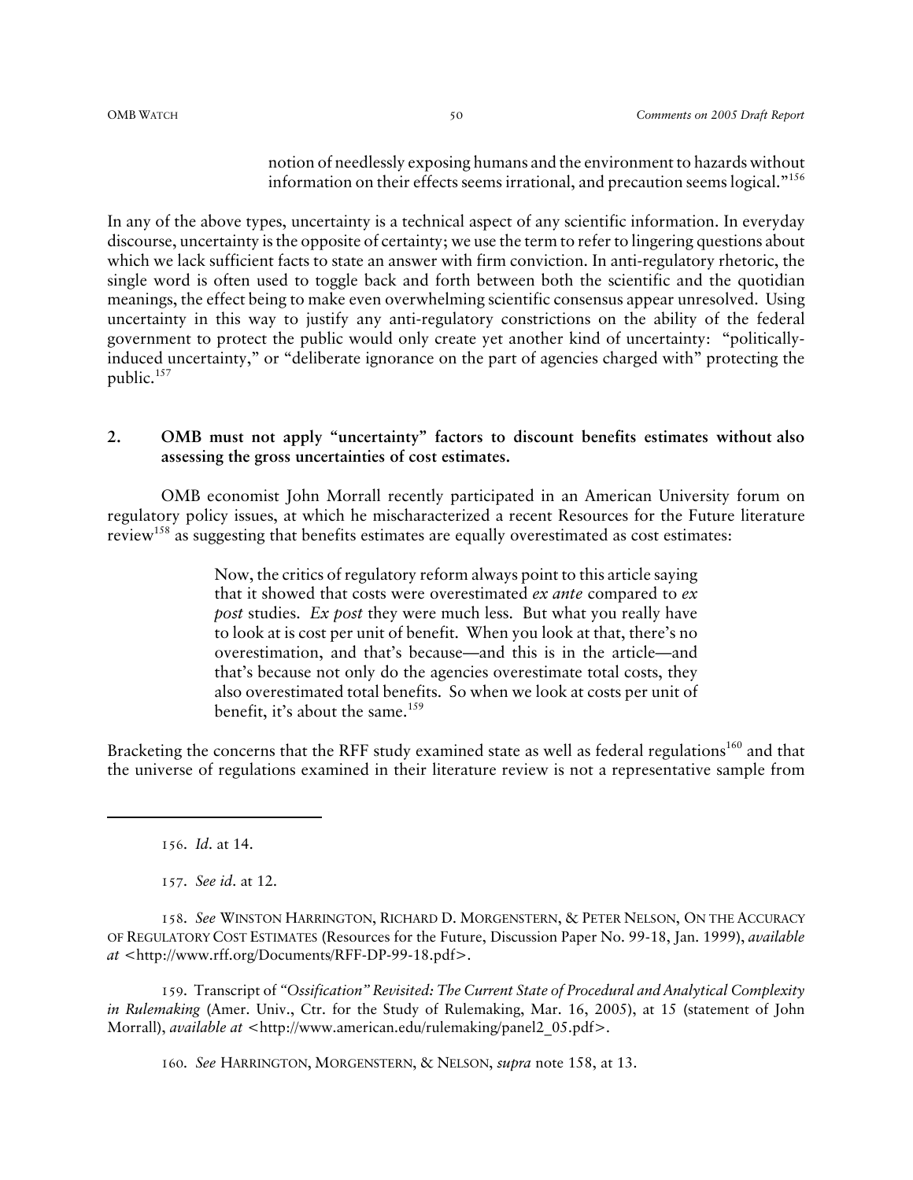> notion of needlessly exposing humans and the environment to hazards without information on their effects seems irrational, and precaution seems logical."[156]

In any of the above types, uncertainty is a technical aspect of any scientific information. In everyday discourse, uncertainty is the opposite of certainty; we use the term to refer to lingering questions about which we lack sufficient facts to state an answer with firm conviction. In anti-regulatory rhetoric, the single word is often used to toggle back and forth between both the scientific and the quotidian meanings, the effect being to make even overwhelming scientific consensus appear unresolved. Using uncertainty in this way to justify any anti-regulatory constrictions on the ability of the federal government to protect the public would only create yet another kind of uncertainty: "politically-induced uncertainty," or "deliberate ignorance on the part of agencies charged with" protecting the public.[157]

### 2. OMB must not apply "uncertainty" factors to discount benefits estimates without also assessing the gross uncertainties of cost estimates.

OMB economist John Morrall recently participated in an American University forum on regulatory policy issues, at which he mischaracterized a recent Resources for the Future literature review[158] as suggesting that benefits estimates are equally overestimated as cost estimates:

> Now, the critics of regulatory reform always point to this article saying that it showed that costs were overestimated *ex ante* compared to *ex post* studies. *Ex post* they were much less. But what you really have to look at is cost per unit of benefit. When you look at that, there's no overestimation, and that's because—and this is in the article—and that's because not only do the agencies overestimate total costs, they also overestimated total benefits. So when we look at costs per unit of benefit, it's about the same.[159]

Bracketing the concerns that the RFF study examined state as well as federal regulations[160] and that the universe of regulations examined in their literature review is not a representative sample from

---

156. *Id*. at 14.

157. *See id*. at 12.

158. *See* WINSTON HARRINGTON, RICHARD D. MORGENSTERN, & PETER NELSON, ON THE ACCURACY OF REGULATORY COST ESTIMATES (Resources for the Future, Discussion Paper No. 99-18, Jan. 1999), *available at* <http://www.rff.org/Documents/RFF-DP-99-18.pdf>.

159. Transcript of *"Ossification" Revisited: The Current State of Procedural and Analytical Complexity in Rulemaking* (Amer. Univ., Ctr. for the Study of Rulemaking, Mar. 16, 2005), at 15 (statement of John Morrall), *available at* <http://www.american.edu/rulemaking/panel2_05.pdf>.

160. *See* HARRINGTON, MORGENSTERN, & NELSON, *supra* note 158, at 13.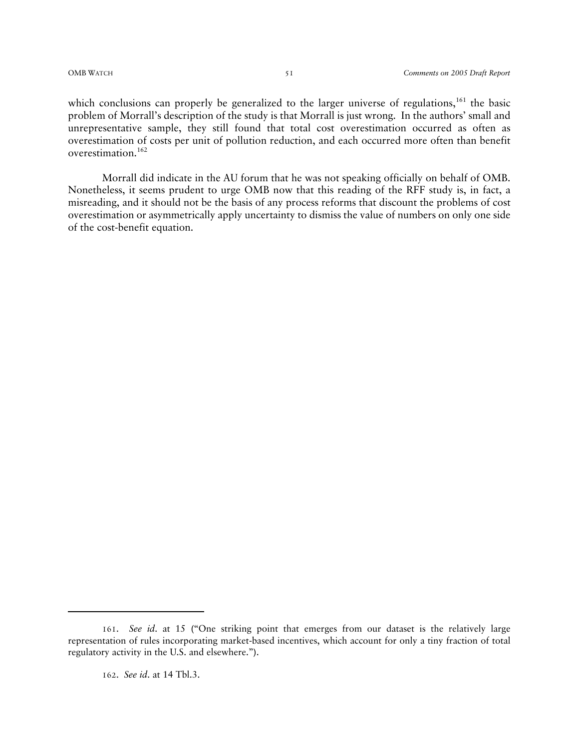which conclusions can properly be generalized to the larger universe of regulations,[161] the basic problem of Morrall's description of the study is that Morrall is just wrong. In the authors' small and unrepresentative sample, they still found that total cost overestimation occurred as often as overestimation of costs per unit of pollution reduction, and each occurred more often than benefit overestimation.[162]

Morrall did indicate in the AU forum that he was not speaking officially on behalf of OMB. Nonetheless, it seems prudent to urge OMB now that this reading of the RFF study is, in fact, a misreading, and it should not be the basis of any process reforms that discount the problems of cost overestimation or asymmetrically apply uncertainty to dismiss the value of numbers on only one side of the cost-benefit equation.

---

161. *See id.* at 15 ("One striking point that emerges from our dataset is the relatively large representation of rules incorporating market-based incentives, which account for only a tiny fraction of total regulatory activity in the U.S. and elsewhere.").

162. *See id.* at 14 Tbl.3.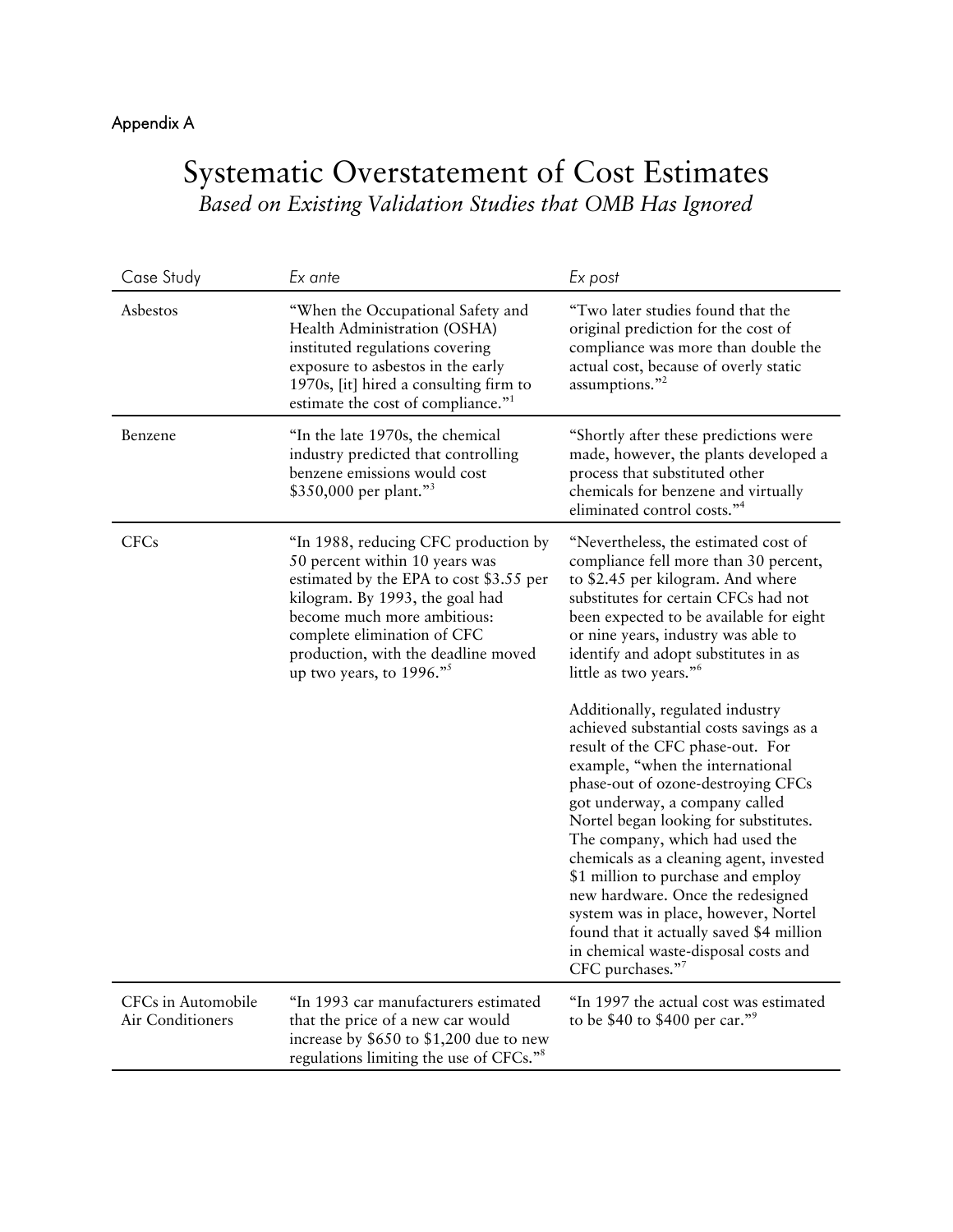Appendix A

# Systematic Overstatement of Cost Estimates

*Based on Existing Validation Studies that OMB Has Ignored*

| Case Study | *Ex ante* | *Ex post* |
|---|---|---|
| Asbestos | "When the Occupational Safety and Health Administration (OSHA) instituted regulations covering exposure to asbestos in the early 1970s, [it] hired a consulting firm to estimate the cost of compliance."[1] | "Two later studies found that the original prediction for the cost of compliance was more than double the actual cost, because of overly static assumptions."[2] |
| Benzene | "In the late 1970s, the chemical industry predicted that controlling benzene emissions would cost $350,000 per plant."[3] | "Shortly after these predictions were made, however, the plants developed a process that substituted other chemicals for benzene and virtually eliminated control costs."[4] |
| CFCs | "In 1988, reducing CFC production by 50 percent within 10 years was estimated by the EPA to cost $3.55 per kilogram. By 1993, the goal had become much more ambitious: complete elimination of CFC production, with the deadline moved up two years, to 1996."[5] | "Nevertheless, the estimated cost of compliance fell more than 30 percent, to $2.45 per kilogram. And where substitutes for certain CFCs had not been expected to be available for eight or nine years, industry was able to identify and adopt substitutes in as little as two years."[6]<br><br>Additionally, regulated industry achieved substantial costs savings as a result of the CFC phase-out. For example, "when the international phase-out of ozone-destroying CFCs got underway, a company called Nortel began looking for substitutes. The company, which had used the chemicals as a cleaning agent, invested $1 million to purchase and employ new hardware. Once the redesigned system was in place, however, Nortel found that it actually saved $4 million in chemical waste-disposal costs and CFC purchases."[7] |
| CFCs in Automobile Air Conditioners | "In 1993 car manufacturers estimated that the price of a new car would increase by $650 to $1,200 due to new regulations limiting the use of CFCs."[8] | "In 1997 the actual cost was estimated to be $40 to $400 per car."[9] |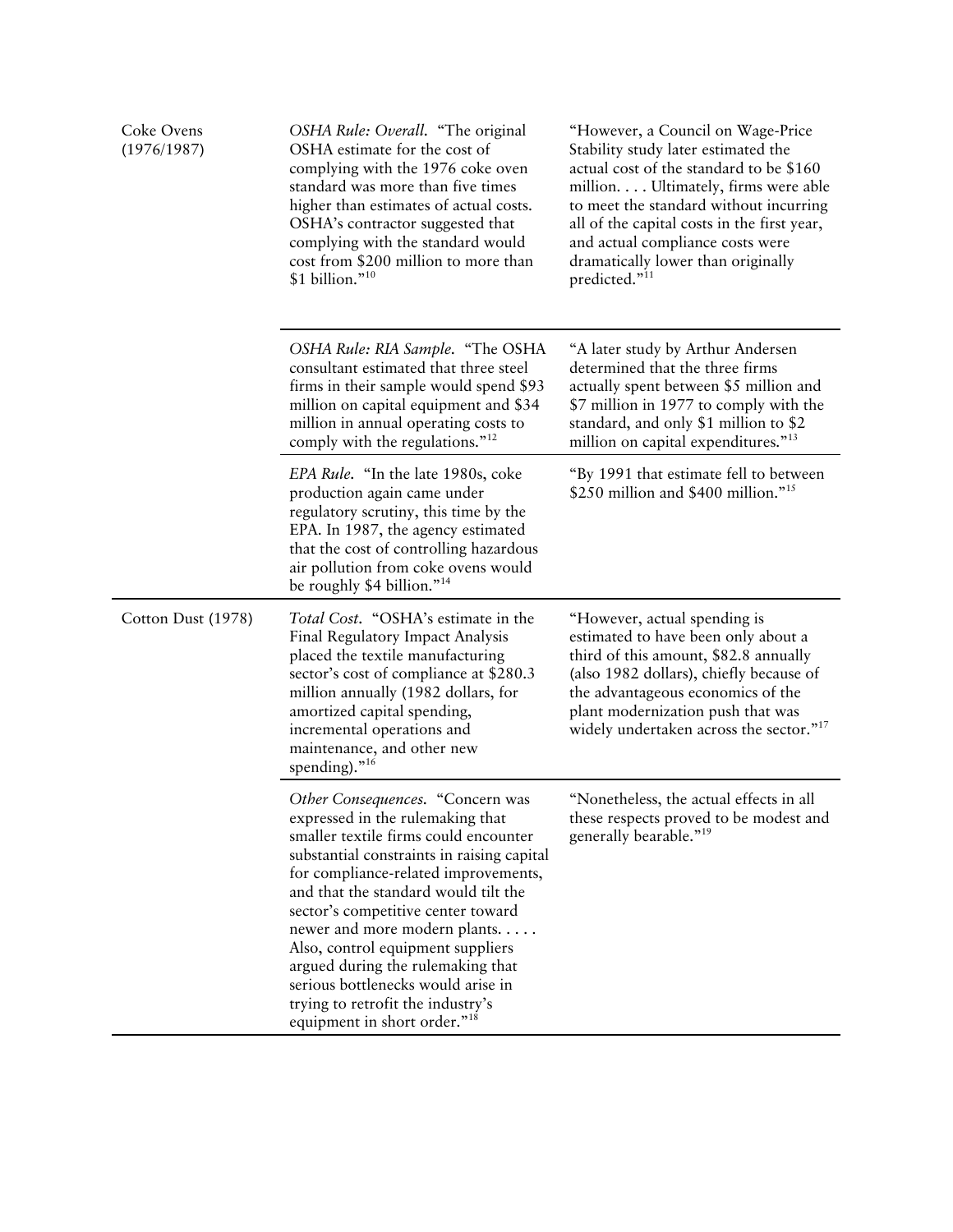| | | |
|---|---|---|
| Coke Ovens (1976/1987) | *OSHA Rule: Overall.* "The original OSHA estimate for the cost of complying with the 1976 coke oven standard was more than five times higher than estimates of actual costs. OSHA's contractor suggested that complying with the standard would cost from $200 million to more than $1 billion."[10] | "However, a Council on Wage-Price Stability study later estimated the actual cost of the standard to be $160 million. . . . Ultimately, firms were able to meet the standard without incurring all of the capital costs in the first year, and actual compliance costs were dramatically lower than originally predicted."[11] |
| | *OSHA Rule: RIA Sample.* "The OSHA consultant estimated that three steel firms in their sample would spend $93 million on capital equipment and $34 million in annual operating costs to comply with the regulations."[12] | "A later study by Arthur Andersen determined that the three firms actually spent between $5 million and $7 million in 1977 to comply with the standard, and only $1 million to $2 million on capital expenditures."[13] |
| | *EPA Rule.* "In the late 1980s, coke production again came under regulatory scrutiny, this time by the EPA. In 1987, the agency estimated that the cost of controlling hazardous air pollution from coke ovens would be roughly $4 billion."[14] | "By 1991 that estimate fell to between $250 million and $400 million."[15] |
| Cotton Dust (1978) | *Total Cost.* "OSHA's estimate in the Final Regulatory Impact Analysis placed the textile manufacturing sector's cost of compliance at $280.3 million annually (1982 dollars, for amortized capital spending, incremental operations and maintenance, and other new spending)."[16] | "However, actual spending is estimated to have been only about a third of this amount, $82.8 annually (also 1982 dollars), chiefly because of the advantageous economics of the plant modernization push that was widely undertaken across the sector."[17] |
| | *Other Consequences.* "Concern was expressed in the rulemaking that smaller textile firms could encounter substantial constraints in raising capital for compliance-related improvements, and that the standard would tilt the sector's competitive center toward newer and more modern plants. . . . . Also, control equipment suppliers argued during the rulemaking that serious bottlenecks would arise in trying to retrofit the industry's equipment in short order."[18] | "Nonetheless, the actual effects in all these respects proved to be modest and generally bearable."[19] |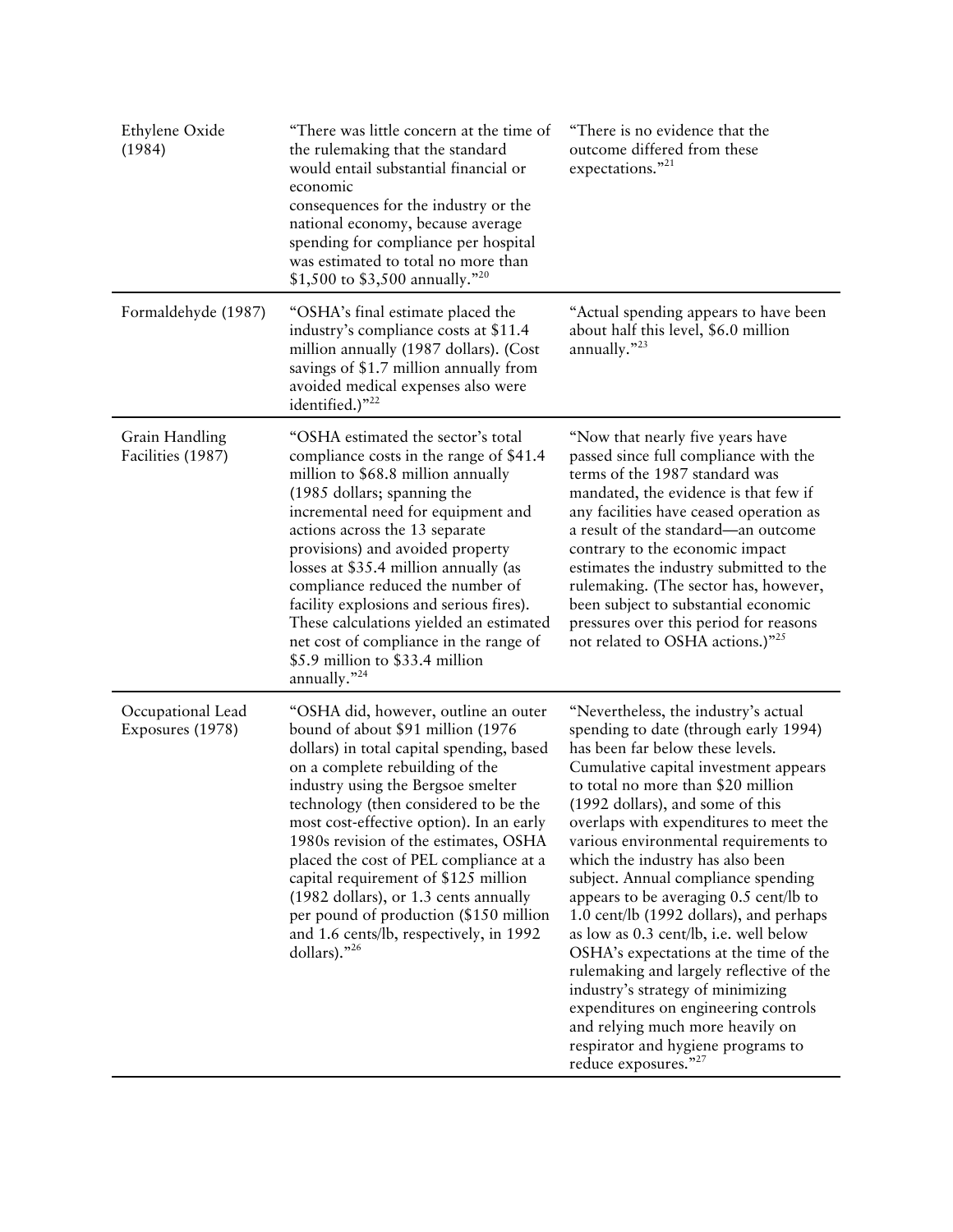| | | |
|---|---|---|
| Ethylene Oxide (1984) | "There was little concern at the time of the rulemaking that the standard would entail substantial financial or economic consequences for the industry or the national economy, because average spending for compliance per hospital was estimated to total no more than \$1,500 to \$3,500 annually."[20] | "There is no evidence that the outcome differed from these expectations."[21] |
| Formaldehyde (1987) | "OSHA's final estimate placed the industry's compliance costs at \$11.4 million annually (1987 dollars). (Cost savings of \$1.7 million annually from avoided medical expenses also were identified.)"[22] | "Actual spending appears to have been about half this level, \$6.0 million annually."[23] |
| Grain Handling Facilities (1987) | "OSHA estimated the sector's total compliance costs in the range of \$41.4 million to \$68.8 million annually (1985 dollars; spanning the incremental need for equipment and actions across the 13 separate provisions) and avoided property losses at \$35.4 million annually (as compliance reduced the number of facility explosions and serious fires). These calculations yielded an estimated net cost of compliance in the range of \$5.9 million to \$33.4 million annually."[24] | "Now that nearly five years have passed since full compliance with the terms of the 1987 standard was mandated, the evidence is that few if any facilities have ceased operation as a result of the standard—an outcome contrary to the economic impact estimates the industry submitted to the rulemaking. (The sector has, however, been subject to substantial economic pressures over this period for reasons not related to OSHA actions.)"[25] |
| Occupational Lead Exposures (1978) | "OSHA did, however, outline an outer bound of about \$91 million (1976 dollars) in total capital spending, based on a complete rebuilding of the industry using the Bergsoe smelter technology (then considered to be the most cost-effective option). In an early 1980s revision of the estimates, OSHA placed the cost of PEL compliance at a capital requirement of \$125 million (1982 dollars), or 1.3 cents annually per pound of production (\$150 million and 1.6 cents/lb, respectively, in 1992 dollars)."[26] | "Nevertheless, the industry's actual spending to date (through early 1994) has been far below these levels. Cumulative capital investment appears to total no more than \$20 million (1992 dollars), and some of this overlaps with expenditures to meet the various environmental requirements to which the industry has also been subject. Annual compliance spending appears to be averaging 0.5 cent/lb to 1.0 cent/lb (1992 dollars), and perhaps as low as 0.3 cent/lb, i.e. well below OSHA's expectations at the time of the rulemaking and largely reflective of the industry's strategy of minimizing expenditures on engineering controls and relying much more heavily on respirator and hygiene programs to reduce exposures."[27] |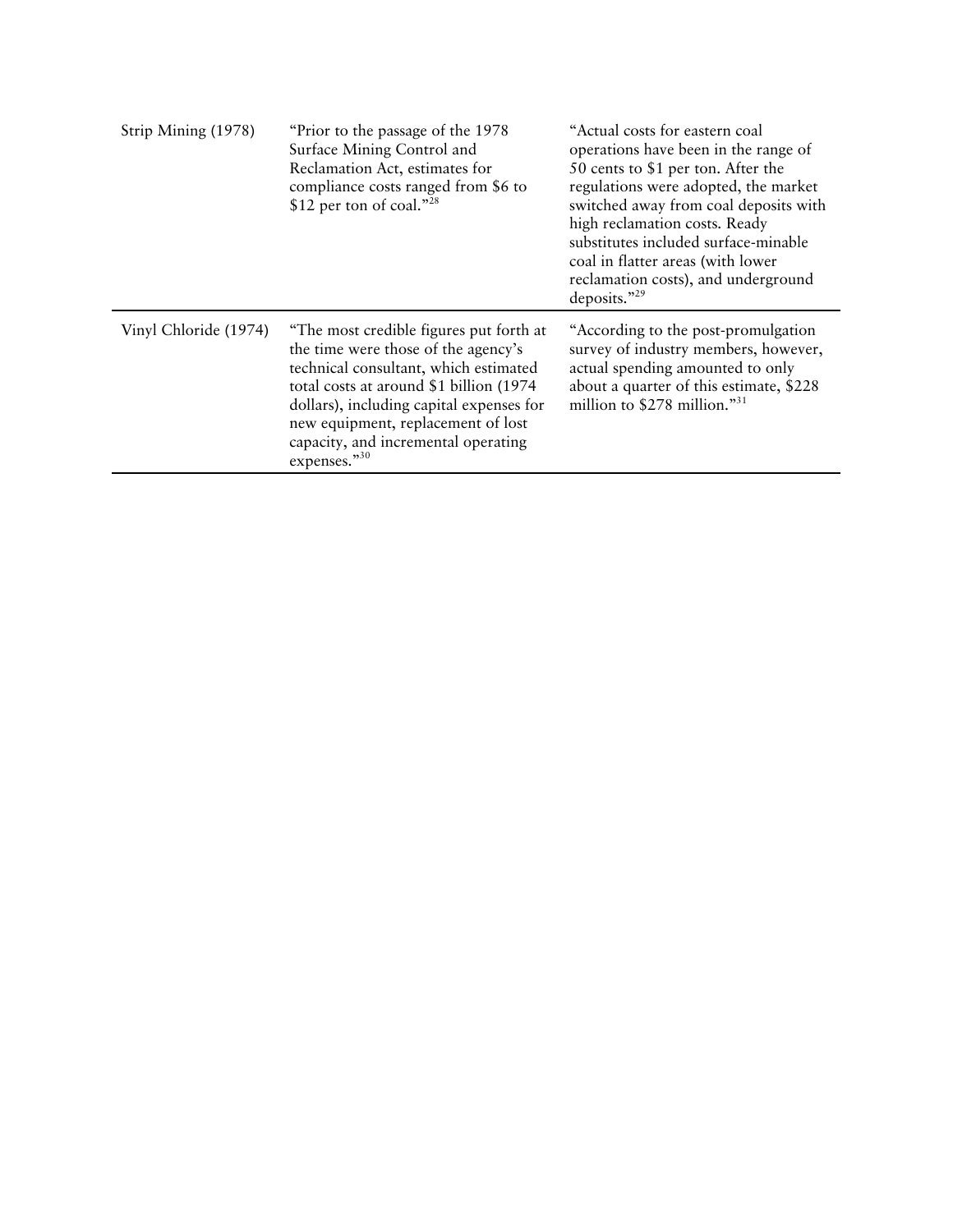| | | |
|---|---|---|
| Strip Mining (1978) | "Prior to the passage of the 1978 Surface Mining Control and Reclamation Act, estimates for compliance costs ranged from \$6 to \$12 per ton of coal."[28] | "Actual costs for eastern coal operations have been in the range of 50 cents to \$1 per ton. After the regulations were adopted, the market switched away from coal deposits with high reclamation costs. Ready substitutes included surface-minable coal in flatter areas (with lower reclamation costs), and underground deposits."[29] |
| Vinyl Chloride (1974) | "The most credible figures put forth at the time were those of the agency's technical consultant, which estimated total costs at around \$1 billion (1974 dollars), including capital expenses for new equipment, replacement of lost capacity, and incremental operating expenses."[30] | "According to the post-promulgation survey of industry members, however, actual spending amounted to only about a quarter of this estimate, \$228 million to \$278 million."[31] |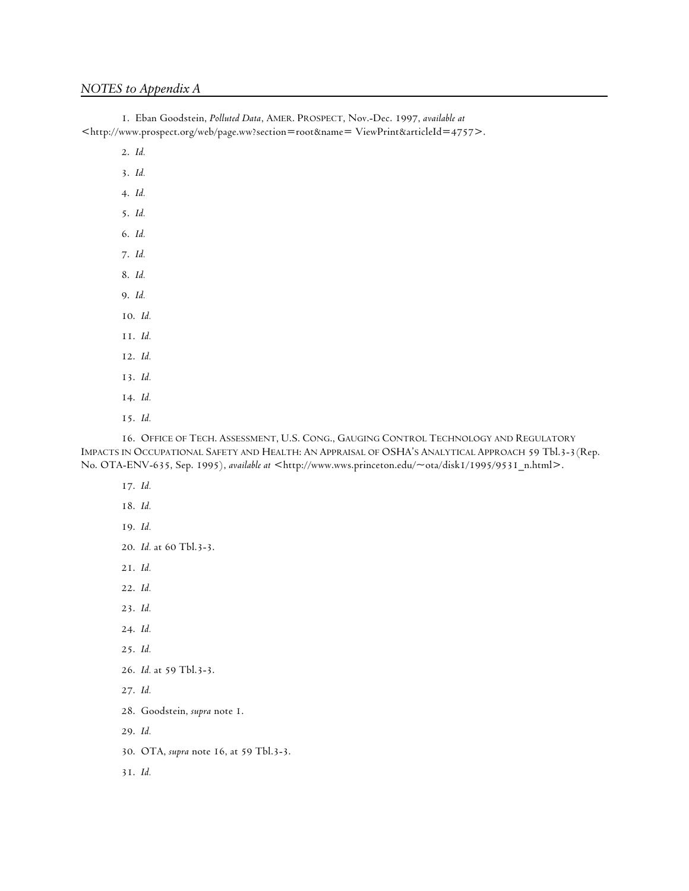## *NOTES to Appendix A*

1. Eban Goodstein, *Polluted Data*, AMER. PROSPECT, Nov.-Dec. 1997, *available at* <http://www.prospect.org/web/page.ww?section=root&name= ViewPrint&articleId=4757>.

2. *Id.*

3. *Id.*

4. *Id.*

5. *Id.*

6. *Id.*

7. *Id.*

8. *Id.*

9. *Id.*

10. *Id.*

11. *Id.*

12. *Id.*

13. *Id.*

14. *Id.*

15. *Id.*

16. OFFICE OF TECH. ASSESSMENT, U.S. CONG., GAUGING CONTROL TECHNOLOGY AND REGULATORY IMPACTS IN OCCUPATIONAL SAFETY AND HEALTH: AN APPRAISAL OF OSHA'S ANALYTICAL APPROACH 59 Tbl.3-3 (Rep. No. OTA-ENV-635, Sep. 1995), *available at* <http://www.wws.princeton.edu/~ota/disk1/1995/9531_n.html>.

17. *Id.*

18. *Id.*

19. *Id.*

20. *Id.* at 60 Tbl.3-3.

21. *Id.*

22. *Id.*

23. *Id.*

24. *Id.*

25. *Id.*

26. *Id.* at 59 Tbl.3-3.

27. *Id.*

28. Goodstein, *supra* note 1.

29. *Id.*

30. OTA, *supra* note 16, at 59 Tbl.3-3.

31. *Id.*